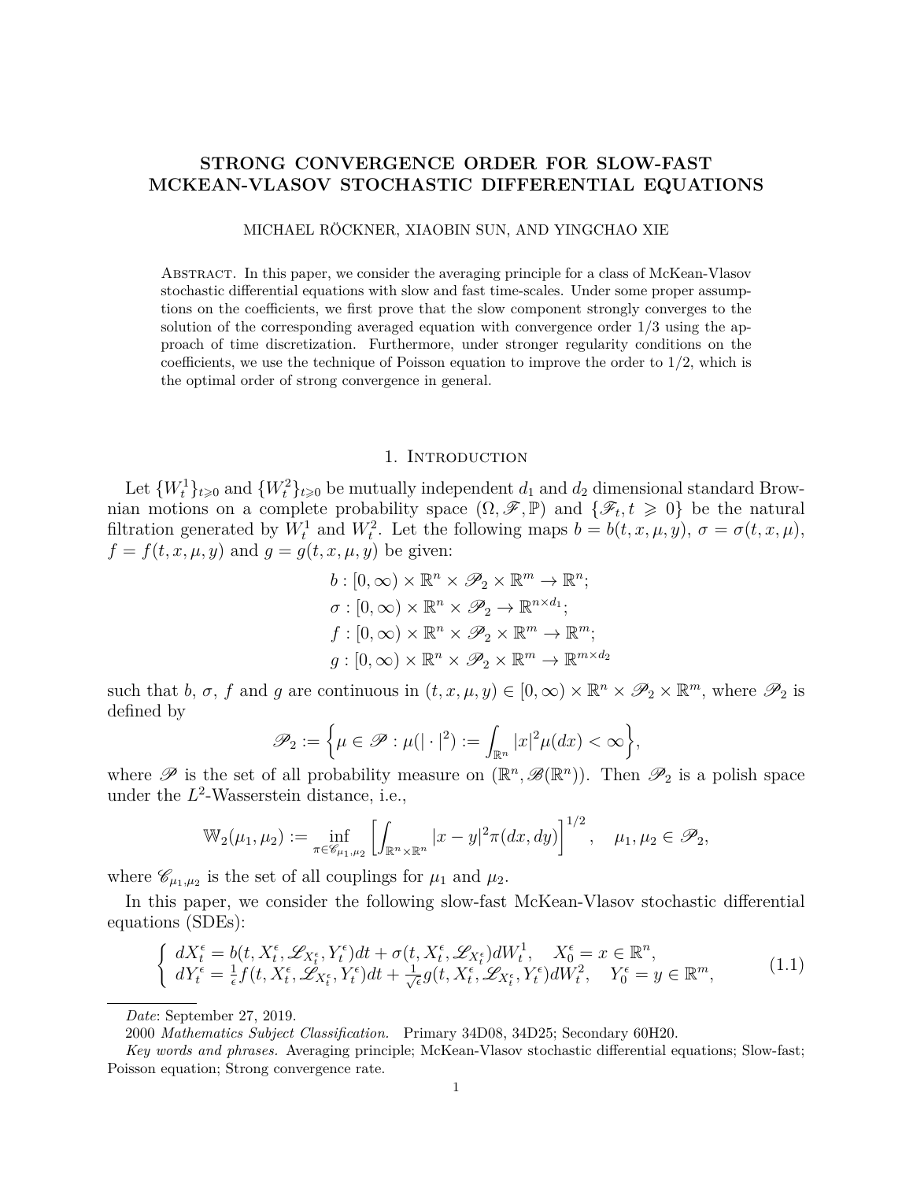# STRONG CONVERGENCE ORDER FOR SLOW-FAST MCKEAN-VLASOV STOCHASTIC DIFFERENTIAL EQUATIONS

MICHAEL RÖCKNER, XIAOBIN SUN, AND YINGCHAO XIE

Abstract. In this paper, we consider the averaging principle for a class of McKean-Vlasov stochastic differential equations with slow and fast time-scales. Under some proper assumptions on the coefficients, we first prove that the slow component strongly converges to the solution of the corresponding averaged equation with convergence order 1/3 using the approach of time discretization. Furthermore, under stronger regularity conditions on the coefficients, we use the technique of Poisson equation to improve the order to 1/2, which is the optimal order of strong convergence in general.

## 1. Introduction

Let $\{W_t^1\}_{t\geqslant 0}$ and $\{W_t^2\}_{t\geqslant 0}$ be mutually independent $d_1$ and $d_2$ dimensional standard Brownian motions on a complete probability space $(\Omega, \mathscr{F}, \mathbb{P})$ and $\{\mathscr{F}_t, t \geqslant 0\}$ be the natural filtration generated by $W_t^1$ and $W_t^2$. Let the following maps $b = b(t, x, \mu, y)$, $\sigma = \sigma(t, x, \mu)$, $f = f(t, x, \mu, y)$ and $g = g(t, x, \mu, y)$ be given:

$$
\begin{aligned}
b &: [0, \infty) \times \mathbb{R}^n \times \mathscr{P}_2 \times \mathbb{R}^m \to \mathbb{R}^n;\\
\sigma &: [0, \infty) \times \mathbb{R}^n \times \mathscr{P}_2 \to \mathbb{R}^{n\times d_1};\\
f &: [0, \infty) \times \mathbb{R}^n \times \mathscr{P}_2 \times \mathbb{R}^m \to \mathbb{R}^m;\\
g &: [0, \infty) \times \mathbb{R}^n \times \mathscr{P}_2 \times \mathbb{R}^m \to \mathbb{R}^{m\times d_2}
\end{aligned}
$$

such that $b$, $\sigma$, $f$ and $g$ are continuous in $(t, x, \mu, y) \in [0, \infty) \times \mathbb{R}^n \times \mathscr{P}_2 \times \mathbb{R}^m$, where $\mathscr{P}_2$ is defined by

$$
\mathscr{P}_2 := \Big\{\mu \in \mathscr{P} : \mu(|\cdot|^2) := \int_{\mathbb{R}^n} |x|^2 \mu(dx) < \infty\Big\},
$$

where $\mathscr{P}$ is the set of all probability measure on $(\mathbb{R}^n, \mathscr{B}(\mathbb{R}^n))$. Then $\mathscr{P}_2$ is a polish space under the $L^2$-Wasserstein distance, i.e.,

$$
\mathbb{W}_2(\mu_1, \mu_2) := \inf_{\pi \in \mathscr{C}_{\mu_1,\mu_2}} \left[\int_{\mathbb{R}^n\times\mathbb{R}^n} |x - y|^2 \pi(dx, dy)\right]^{1/2}, \quad \mu_1, \mu_2 \in \mathscr{P}_2,
$$

where $\mathscr{C}_{\mu_1,\mu_2}$ is the set of all couplings for $\mu_1$ and $\mu_2$.

In this paper, we consider the following slow-fast McKean-Vlasov stochastic differential equations (SDEs):

$$
\left\{
\begin{array}{l}
dX_t^\epsilon = b(t, X_t^\epsilon, \mathscr{L}_{X_t^\epsilon}, Y_t^\epsilon)dt + \sigma(t, X_t^\epsilon, \mathscr{L}_{X_t^\epsilon})dW_t^1, \quad X_0^\epsilon = x \in \mathbb{R}^n,\\
dY_t^\epsilon = \frac{1}{\epsilon} f(t, X_t^\epsilon, \mathscr{L}_{X_t^\epsilon}, Y_t^\epsilon)dt + \frac{1}{\sqrt{\epsilon}} g(t, X_t^\epsilon, \mathscr{L}_{X_t^\epsilon}, Y_t^\epsilon)dW_t^2, \quad Y_0^\epsilon = y \in \mathbb{R}^m,
\end{array}
\right. \tag{1.1}
$$

*Date*: September 27, 2019.

2000 *Mathematics Subject Classification.* Primary 34D08, 34D25; Secondary 60H20.

*Key words and phrases.* Averaging principle; McKean-Vlasov stochastic differential equations; Slow-fast; Poisson equation; Strong convergence rate.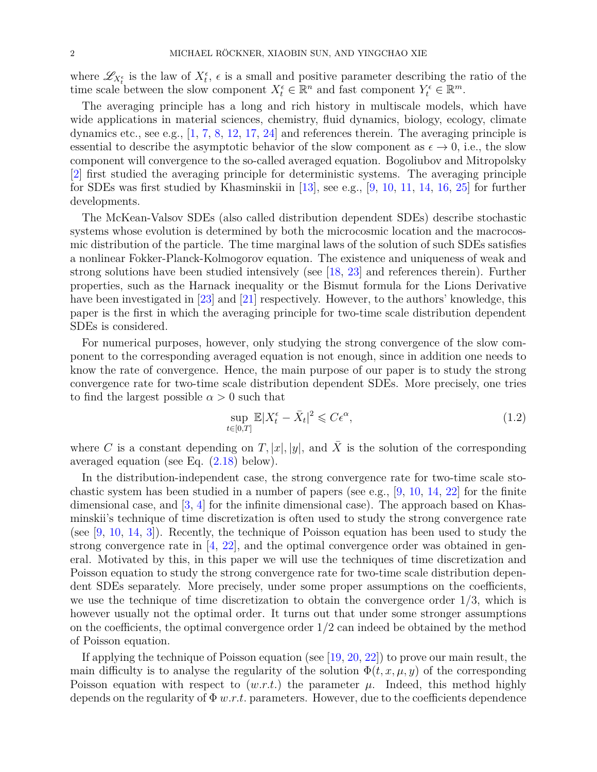where $\mathscr{L}_{X_t^\epsilon}$ is the law of $X_t^\epsilon$, $\epsilon$ is a small and positive parameter describing the ratio of the time scale between the slow component $X_t^\epsilon \in \mathbb{R}^n$ and fast component $Y_t^\epsilon \in \mathbb{R}^m$.

The averaging principle has a long and rich history in multiscale models, which have wide applications in material sciences, chemistry, fluid dynamics, biology, ecology, climate dynamics etc., see e.g., [1, 7, 8, 12, 17, 24] and references therein. The averaging principle is essential to describe the asymptotic behavior of the slow component as $\epsilon \to 0$, i.e., the slow component will convergence to the so-called averaged equation. Bogoliubov and Mitropolsky [2] first studied the averaging principle for deterministic systems. The averaging principle for SDEs was first studied by Khasminskii in [13], see e.g., [9, 10, 11, 14, 16, 25] for further developments.

The McKean-Valsov SDEs (also called distribution dependent SDEs) describe stochastic systems whose evolution is determined by both the microcosmic location and the macrocosmic distribution of the particle. The time marginal laws of the solution of such SDEs satisfies a nonlinear Fokker-Planck-Kolmogorov equation. The existence and uniqueness of weak and strong solutions have been studied intensively (see [18, 23] and references therein). Further properties, such as the Harnack inequality or the Bismut formula for the Lions Derivative have been investigated in [23] and [21] respectively. However, to the authors' knowledge, this paper is the first in which the averaging principle for two-time scale distribution dependent SDEs is considered.

For numerical purposes, however, only studying the strong convergence of the slow component to the corresponding averaged equation is not enough, since in addition one needs to know the rate of convergence. Hence, the main purpose of our paper is to study the strong convergence rate for two-time scale distribution dependent SDEs. More precisely, one tries to find the largest possible $\alpha > 0$ such that

$$\sup_{t\in[0,T]} \mathbb{E}|X_t^\epsilon - \bar{X}_t|^2 \leqslant C\epsilon^\alpha, \tag{1.2}$$

where $C$ is a constant depending on $T, |x|, |y|$, and $\bar{X}$ is the solution of the corresponding averaged equation (see Eq. (2.18) below).

In the distribution-independent case, the strong convergence rate for two-time scale stochastic system has been studied in a number of papers (see e.g., [9, 10, 14, 22] for the finite dimensional case, and [3, 4] for the infinite dimensional case). The approach based on Khasminskii's technique of time discretization is often used to study the strong convergence rate (see [9, 10, 14, 3]). Recently, the technique of Poisson equation has been used to study the strong convergence rate in [4, 22], and the optimal convergence order was obtained in general. Motivated by this, in this paper we will use the techniques of time discretization and Poisson equation to study the strong convergence rate for two-time scale distribution dependent SDEs separately. More precisely, under some proper assumptions on the coefficients, we use the technique of time discretization to obtain the convergence order 1/3, which is however usually not the optimal order. It turns out that under some stronger assumptions on the coefficients, the optimal convergence order 1/2 can indeed be obtained by the method of Poisson equation.

If applying the technique of Poisson equation (see [19, 20, 22]) to prove our main result, the main difficulty is to analyse the regularity of the solution $\Phi(t, x, \mu, y)$ of the corresponding Poisson equation with respect to (*w.r.t.*) the parameter $\mu$. Indeed, this method highly depends on the regularity of $\Phi$ *w.r.t.* parameters. However, due to the coefficients dependence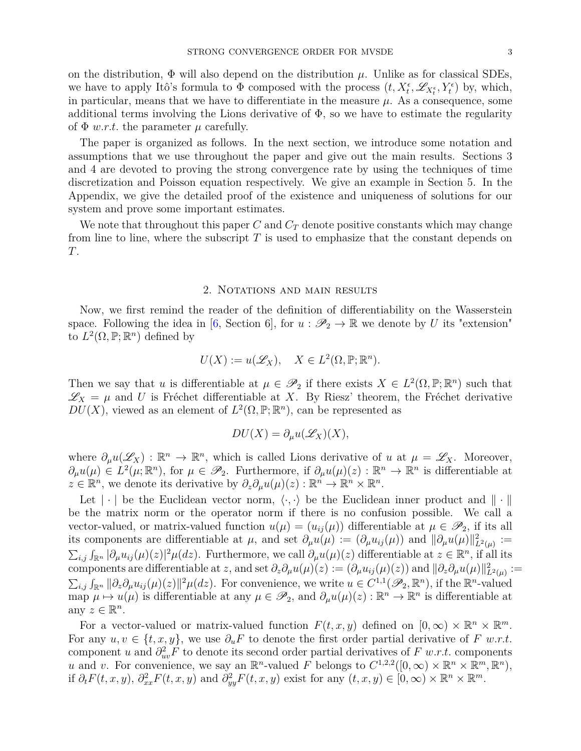on the distribution, $\Phi$ will also depend on the distribution $\mu$. Unlike as for classical SDEs, we have to apply Itô's formula to $\Phi$ composed with the process $(t, X_t^\epsilon, \mathscr{L}_{X_t^\epsilon}, Y_t^\epsilon)$ by, which, in particular, means that we have to differentiate in the measure $\mu$. As a consequence, some additional terms involving the Lions derivative of $\Phi$, so we have to estimate the regularity of $\Phi$ *w.r.t.* the parameter $\mu$ carefully.

The paper is organized as follows. In the next section, we introduce some notation and assumptions that we use throughout the paper and give out the main results. Sections 3 and 4 are devoted to proving the strong convergence rate by using the techniques of time discretization and Poisson equation respectively. We give an example in Section 5. In the Appendix, we give the detailed proof of the existence and uniqueness of solutions for our system and prove some important estimates.

We note that throughout this paper $C$ and $C_T$ denote positive constants which may change from line to line, where the subscript $T$ is used to emphasize that the constant depends on $T$.

## 2. Notations and main results

Now, we first remind the reader of the definition of differentiability on the Wasserstein space. Following the idea in [6, Section 6], for $u : \mathscr{P}_2 \to \mathbb{R}$ we denote by $U$ its "extension" to $L^2(\Omega, \mathbb{P}; \mathbb{R}^n)$ defined by

$$U(X) := u(\mathscr{L}_X), \quad X \in L^2(\Omega, \mathbb{P}; \mathbb{R}^n).$$

Then we say that $u$ is differentiable at $\mu \in \mathscr{P}_2$ if there exists $X \in L^2(\Omega, \mathbb{P}; \mathbb{R}^n)$ such that $\mathscr{L}_X = \mu$ and $U$ is Fréchet differentiable at $X$. By Riesz' theorem, the Fréchet derivative $DU(X)$, viewed as an element of $L^2(\Omega, \mathbb{P}; \mathbb{R}^n)$, can be represented as

$$DU(X) = \partial_\mu u(\mathscr{L}_X)(X),$$

where $\partial_\mu u(\mathscr{L}_X) : \mathbb{R}^n \to \mathbb{R}^n$, which is called Lions derivative of $u$ at $\mu = \mathscr{L}_X$. Moreover, $\partial_\mu u(\mu) \in L^2(\mu; \mathbb{R}^n)$, for $\mu \in \mathscr{P}_2$. Furthermore, if $\partial_\mu u(\mu)(z) : \mathbb{R}^n \to \mathbb{R}^n$ is differentiable at $z \in \mathbb{R}^n$, we denote its derivative by $\partial_z \partial_\mu u(\mu)(z) : \mathbb{R}^n \to \mathbb{R}^n \times \mathbb{R}^n$.

Let $|\cdot|$ be the Euclidean vector norm, $\langle \cdot, \cdot \rangle$ be the Euclidean inner product and $\|\cdot\|$ be the matrix norm or the operator norm if there is no confusion possible. We call a vector-valued, or matrix-valued function $u(\mu) = (u_{ij}(\mu))$ differentiable at $\mu \in \mathscr{P}_2$, if its all its components are differentiable at $\mu$, and set $\partial_\mu u(\mu) := (\partial_\mu u_{ij}(\mu))$ and $\|\partial_\mu u(\mu)\|^2_{L^2(\mu)} := \sum_{i,j} \int_{\mathbb{R}^n} |\partial_\mu u_{ij}(\mu)(z)|^2 \mu(dz)$. Furthermore, we call $\partial_\mu u(\mu)(z)$ differentiable at $z \in \mathbb{R}^n$, if all its components are differentiable at $z$, and set $\partial_z \partial_\mu u(\mu)(z) := (\partial_\mu u_{ij}(\mu)(z))$ and $\|\partial_z \partial_\mu u(\mu)\|^2_{L^2(\mu)} := \sum_{i,j} \int_{\mathbb{R}^n} \|\partial_z \partial_\mu u_{ij}(\mu)(z)\|^2 \mu(dz)$. For convenience, we write $u \in C^{1,1}(\mathscr{P}_2, \mathbb{R}^n)$, if the $\mathbb{R}^n$-valued map $\mu \mapsto u(\mu)$ is differentiable at any $\mu \in \mathscr{P}_2$, and $\partial_\mu u(\mu)(z) : \mathbb{R}^n \to \mathbb{R}^n$ is differentiable at any $z \in \mathbb{R}^n$.

For a vector-valued or matrix-valued function $F(t, x, y)$ defined on $[0, \infty) \times \mathbb{R}^n \times \mathbb{R}^m$. For any $u, v \in \{t, x, y\}$, we use $\partial_u F$ to denote the first order partial derivative of $F$ *w.r.t.* component $u$ and $\partial^2_{uv} F$ to denote its second order partial derivatives of $F$ *w.r.t.* components $u$ and $v$. For convenience, we say an $\mathbb{R}^n$-valued $F$ belongs to $C^{1,2,2}([0, \infty) \times \mathbb{R}^n \times \mathbb{R}^m, \mathbb{R}^n)$, if $\partial_t F(t, x, y)$, $\partial^2_{xx} F(t, x, y)$ and $\partial^2_{yy} F(t, x, y)$ exist for any $(t, x, y) \in [0, \infty) \times \mathbb{R}^n \times \mathbb{R}^m$.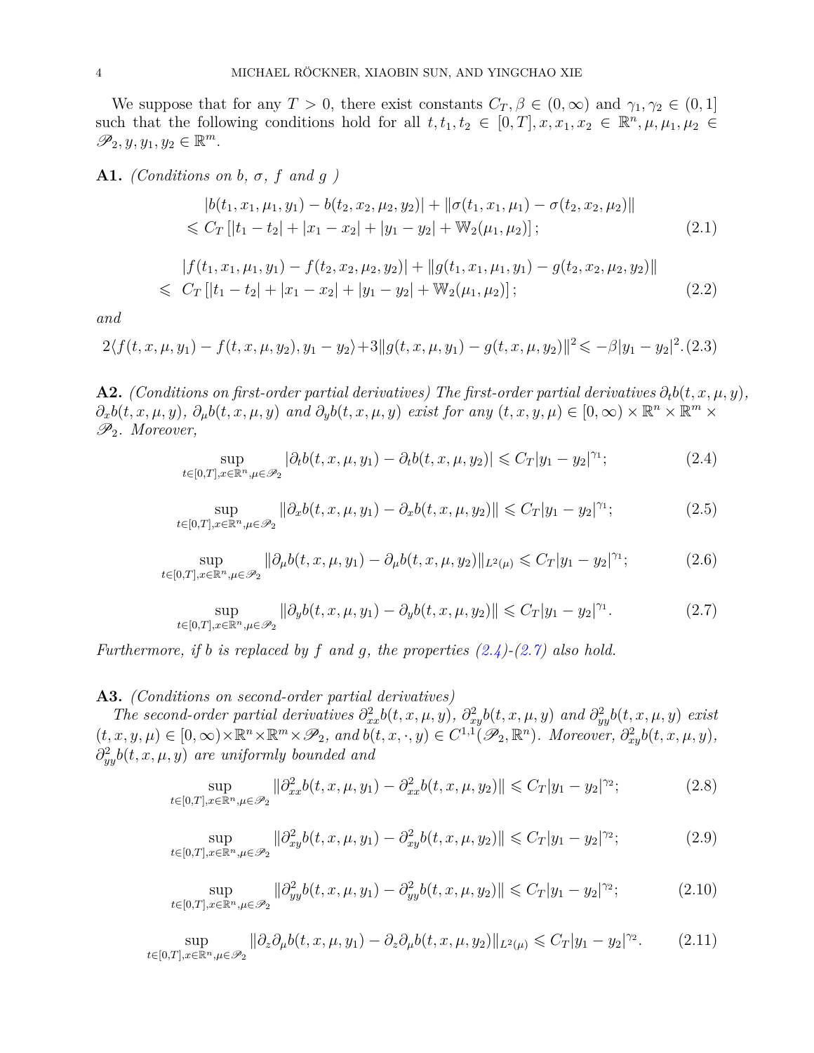We suppose that for any $T > 0$, there exist constants $C_T, \beta \in (0, \infty)$ and $\gamma_1, \gamma_2 \in (0, 1]$ such that the following conditions hold for all $t, t_1, t_2 \in [0, T], x, x_1, x_2 \in \mathbb{R}^n, \mu, \mu_1, \mu_2 \in \mathscr{P}_2, y, y_1, y_2 \in \mathbb{R}^m$.

**A1.** *(Conditions on b, σ, f and g )*

$$
\begin{aligned}
&|b(t_1, x_1, \mu_1, y_1) - b(t_2, x_2, \mu_2, y_2)| + \|\sigma(t_1, x_1, \mu_1) - \sigma(t_2, x_2, \mu_2)\| \\
&\leqslant C_T \left[|t_1 - t_2| + |x_1 - x_2| + |y_1 - y_2| + \mathbb{W}_2(\mu_1, \mu_2)\right];
\end{aligned} \tag{2.1}
$$

$$
\begin{aligned}
&|f(t_1, x_1, \mu_1, y_1) - f(t_2, x_2, \mu_2, y_2)| + \|g(t_1, x_1, \mu_1, y_1) - g(t_2, x_2, \mu_2, y_2)\| \\
\leqslant\ & C_T \left[|t_1 - t_2| + |x_1 - x_2| + |y_1 - y_2| + \mathbb{W}_2(\mu_1, \mu_2)\right];
\end{aligned} \tag{2.2}
$$

*and*

$$
2\langle f(t, x, \mu, y_1) - f(t, x, \mu, y_2), y_1 - y_2\rangle + 3\|g(t, x, \mu, y_1) - g(t, x, \mu, y_2)\|^2 \leqslant -\beta|y_1 - y_2|^2. \tag{2.3}
$$

**A2.** *(Conditions on first-order partial derivatives) The first-order partial derivatives $\partial_t b(t, x, \mu, y)$, $\partial_x b(t, x, \mu, y)$, $\partial_\mu b(t, x, \mu, y)$ and $\partial_y b(t, x, \mu, y)$ exist for any $(t, x, y, \mu) \in [0, \infty) \times \mathbb{R}^n \times \mathbb{R}^m \times \mathscr{P}_2$. Moreover,*

$$
\sup_{t\in[0,T], x\in\mathbb{R}^n, \mu\in\mathscr{P}_2} |\partial_t b(t, x, \mu, y_1) - \partial_t b(t, x, \mu, y_2)| \leqslant C_T|y_1 - y_2|^{\gamma_1}; \tag{2.4}
$$

$$
\sup_{t\in[0,T], x\in\mathbb{R}^n, \mu\in\mathscr{P}_2} \|\partial_x b(t, x, \mu, y_1) - \partial_x b(t, x, \mu, y_2)\| \leqslant C_T|y_1 - y_2|^{\gamma_1}; \tag{2.5}
$$

$$
\sup_{t\in[0,T], x\in\mathbb{R}^n, \mu\in\mathscr{P}_2} \|\partial_\mu b(t, x, \mu, y_1) - \partial_\mu b(t, x, \mu, y_2)\|_{L^2(\mu)} \leqslant C_T|y_1 - y_2|^{\gamma_1}; \tag{2.6}
$$

$$
\sup_{t\in[0,T], x\in\mathbb{R}^n, \mu\in\mathscr{P}_2} \|\partial_y b(t, x, \mu, y_1) - \partial_y b(t, x, \mu, y_2)\| \leqslant C_T|y_1 - y_2|^{\gamma_1}. \tag{2.7}
$$

*Furthermore, if b is replaced by f and g, the properties (2.4)-(2.7) also hold.*

**A3.** *(Conditions on second-order partial derivatives)*

*The second-order partial derivatives $\partial^2_{xx} b(t, x, \mu, y)$, $\partial^2_{xy} b(t, x, \mu, y)$ and $\partial^2_{yy} b(t, x, \mu, y)$ exist $(t, x, y, \mu) \in [0, \infty) \times \mathbb{R}^n \times \mathbb{R}^m \times \mathscr{P}_2$, and $b(t, x, \cdot, y) \in C^{1,1}(\mathscr{P}_2, \mathbb{R}^n)$. Moreover, $\partial^2_{xy} b(t, x, \mu, y)$, $\partial^2_{yy} b(t, x, \mu, y)$ are uniformly bounded and*

$$
\sup_{t\in[0,T], x\in\mathbb{R}^n, \mu\in\mathscr{P}_2} \|\partial^2_{xx} b(t, x, \mu, y_1) - \partial^2_{xx} b(t, x, \mu, y_2)\| \leqslant C_T|y_1 - y_2|^{\gamma_2}; \tag{2.8}
$$

$$
\sup_{t\in[0,T], x\in\mathbb{R}^n, \mu\in\mathscr{P}_2} \|\partial^2_{xy} b(t, x, \mu, y_1) - \partial^2_{xy} b(t, x, \mu, y_2)\| \leqslant C_T|y_1 - y_2|^{\gamma_2}; \tag{2.9}
$$

$$
\sup_{t\in[0,T], x\in\mathbb{R}^n, \mu\in\mathscr{P}_2} \|\partial^2_{yy} b(t, x, \mu, y_1) - \partial^2_{yy} b(t, x, \mu, y_2)\| \leqslant C_T|y_1 - y_2|^{\gamma_2}; \tag{2.10}
$$

$$
\sup_{t\in[0,T], x\in\mathbb{R}^n, \mu\in\mathscr{P}_2} \|\partial_z \partial_\mu b(t, x, \mu, y_1) - \partial_z \partial_\mu b(t, x, \mu, y_2)\|_{L^2(\mu)} \leqslant C_T|y_1 - y_2|^{\gamma_2}. \tag{2.11}
$$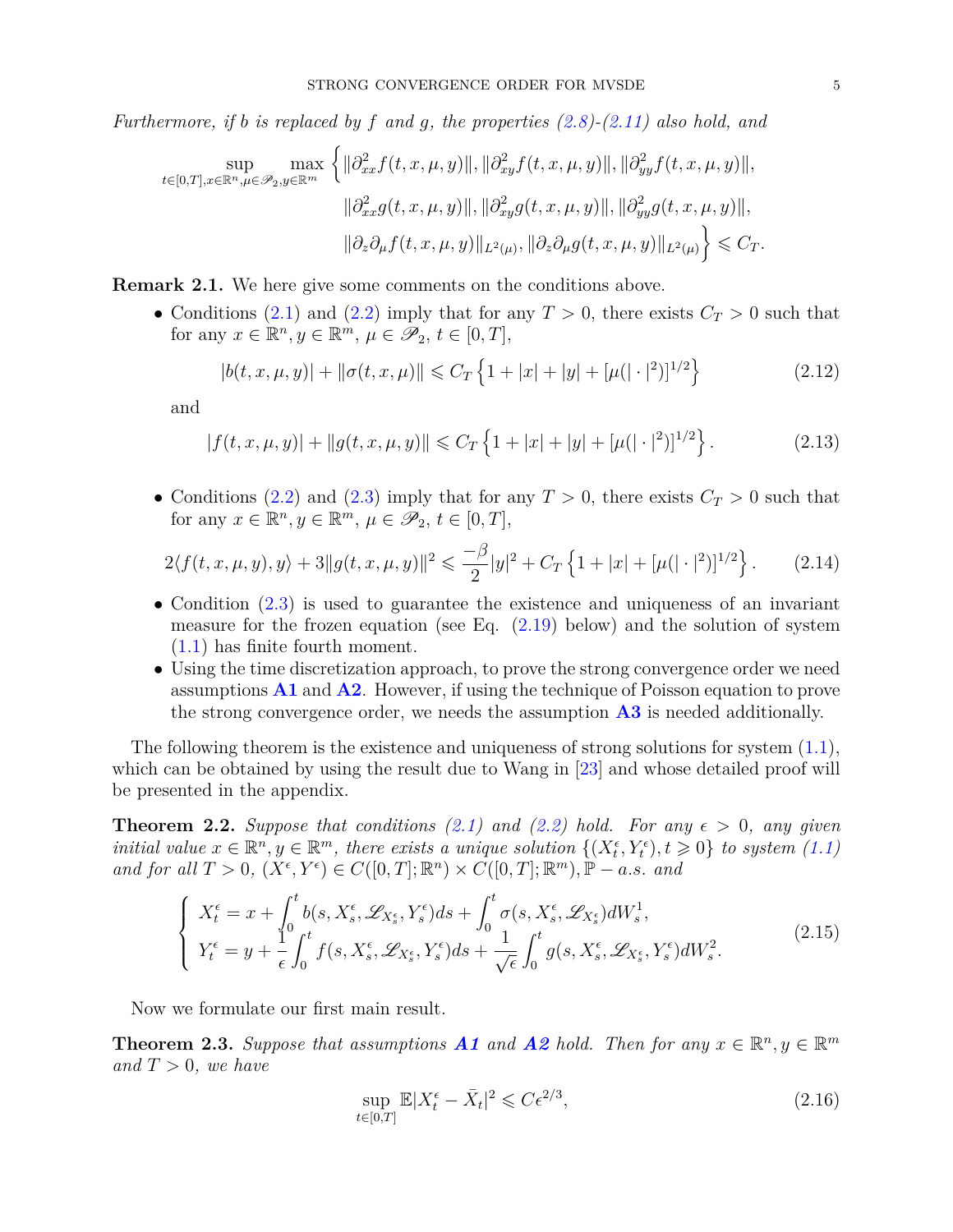*Furthermore, if $b$ is replaced by $f$ and $g$, the properties (2.8)-(2.11) also hold, and*

$$
\begin{aligned}
\sup_{t\in[0,T],x\in\mathbb{R}^n,\mu\in\mathscr{P}_2,y\in\mathbb{R}^m} \max \Big\{ & \|\partial^2_{xx} f(t,x,\mu,y)\|, \|\partial^2_{xy} f(t,x,\mu,y)\|, \|\partial^2_{yy} f(t,x,\mu,y)\|, \\
& \|\partial^2_{xx} g(t,x,\mu,y)\|, \|\partial^2_{xy} g(t,x,\mu,y)\|, \|\partial^2_{yy} g(t,x,\mu,y)\|, \\
& \|\partial_z\partial_\mu f(t,x,\mu,y)\|_{L^2(\mu)}, \|\partial_z\partial_\mu g(t,x,\mu,y)\|_{L^2(\mu)} \Big\} \leqslant C_T.
\end{aligned}
$$

**Remark 2.1.** We here give some comments on the conditions above.

- Conditions (2.1) and (2.2) imply that for any $T>0$, there exists $C_T>0$ such that for any $x\in\mathbb{R}^n, y\in\mathbb{R}^m$, $\mu\in\mathscr{P}_2$, $t\in[0,T]$,
$$
|b(t,x,\mu,y)| + \|\sigma(t,x,\mu)\| \leqslant C_T\left\{1+|x|+|y|+[\mu(|\cdot|^2)]^{1/2}\right\} \tag{2.12}
$$
and
$$
|f(t,x,\mu,y)| + \|g(t,x,\mu,y)\| \leqslant C_T\left\{1+|x|+|y|+[\mu(|\cdot|^2)]^{1/2}\right\}. \tag{2.13}
$$
- Conditions (2.2) and (2.3) imply that for any $T>0$, there exists $C_T>0$ such that for any $x\in\mathbb{R}^n, y\in\mathbb{R}^m$, $\mu\in\mathscr{P}_2$, $t\in[0,T]$,
$$
2\langle f(t,x,\mu,y),y\rangle + 3\|g(t,x,\mu,y)\|^2 \leqslant \frac{-\beta}{2}|y|^2 + C_T\left\{1+|x|+[\mu(|\cdot|^2)]^{1/2}\right\}. \tag{2.14}
$$
- Condition (2.3) is used to guarantee the existence and uniqueness of an invariant measure for the frozen equation (see Eq. (2.19) below) and the solution of system (1.1) has finite fourth moment.
- Using the time discretization approach, to prove the strong convergence order we need assumptions **A1** and **A2**. However, if using the technique of Poisson equation to prove the strong convergence order, we needs the assumption **A3** is needed additionally.

The following theorem is the existence and uniqueness of strong solutions for system (1.1), which can be obtained by using the result due to Wang in [23] and whose detailed proof will be presented in the appendix.

**Theorem 2.2.** *Suppose that conditions (2.1) and (2.2) hold. For any $\epsilon>0$, any given initial value $x\in\mathbb{R}^n, y\in\mathbb{R}^m$, there exists a unique solution $\{(X^\epsilon_t,Y^\epsilon_t), t\geqslant 0\}$ to system (1.1) and for all $T>0$, $(X^\epsilon,Y^\epsilon)\in C([0,T];\mathbb{R}^n)\times C([0,T];\mathbb{R}^m)$, $\mathbb{P}-a.s.$ and*

$$
\left\{
\begin{aligned}
X^\epsilon_t &= x + \int_0^t b(s,X^\epsilon_s,\mathscr{L}_{X^\epsilon_s},Y^\epsilon_s)ds + \int_0^t \sigma(s,X^\epsilon_s,\mathscr{L}_{X^\epsilon_s})dW^1_s,\\
Y^\epsilon_t &= y + \frac{1}{\epsilon}\int_0^t f(s,X^\epsilon_s,\mathscr{L}_{X^\epsilon_s},Y^\epsilon_s)ds + \frac{1}{\sqrt{\epsilon}}\int_0^t g(s,X^\epsilon_s,\mathscr{L}_{X^\epsilon_s},Y^\epsilon_s)dW^2_s.
\end{aligned}
\right. \tag{2.15}
$$

Now we formulate our first main result.

**Theorem 2.3.** *Suppose that assumptions **A1** and **A2** hold. Then for any $x\in\mathbb{R}^n, y\in\mathbb{R}^m$ and $T>0$, we have*

$$
\sup_{t\in[0,T]} \mathbb{E}|X^\epsilon_t - \bar{X}_t|^2 \leqslant C\epsilon^{2/3}, \tag{2.16}
$$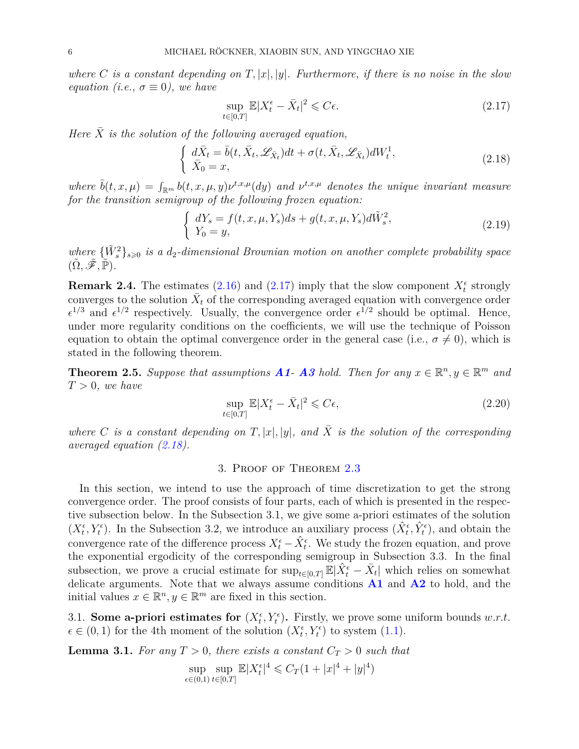*where $C$ is a constant depending on $T, |x|, |y|$. Furthermore, if there is no noise in the slow equation (i.e., $\sigma \equiv 0$), we have*

$$
\sup_{t\in[0,T]} \mathbb{E}|X_t^\epsilon - \bar{X}_t|^2 \leqslant C\epsilon. \tag{2.17}
$$

*Here $\bar{X}$ is the solution of the following averaged equation,*

$$
\begin{cases} d\bar{X}_t = \bar{b}(t, \bar{X}_t, \mathscr{L}_{\bar{X}_t})dt + \sigma(t, \bar{X}_t, \mathscr{L}_{\bar{X}_t})dW_t^1, \\ \bar{X}_0 = x, \end{cases} \tag{2.18}
$$

*where $\bar{b}(t,x,\mu) = \int_{\mathbb{R}^m} b(t,x,\mu,y)\nu^{t,x,\mu}(dy)$ and $\nu^{t,x,\mu}$ denotes the unique invariant measure for the transition semigroup of the following frozen equation:*

$$
\begin{cases} dY_s = f(t,x,\mu,Y_s)ds + g(t,x,\mu,Y_s)d\tilde{W}_s^2, \\ Y_0 = y, \end{cases} \tag{2.19}
$$

*where $\{\tilde{W}_s^2\}_{s\geqslant 0}$ is a $d_2$-dimensional Brownian motion on another complete probability space $(\tilde{\Omega}, \tilde{\mathscr{F}}, \tilde{\mathbb{P}})$.*

**Remark 2.4.** The estimates (2.16) and (2.17) imply that the slow component $X_t^\epsilon$ strongly converges to the solution $\bar{X}_t$ of the corresponding averaged equation with convergence order $\epsilon^{1/3}$ and $\epsilon^{1/2}$ respectively. Usually, the convergence order $\epsilon^{1/2}$ should be optimal. Hence, under more regularity conditions on the coefficients, we will use the technique of Poisson equation to obtain the optimal convergence order in the general case (i.e., $\sigma \neq 0$), which is stated in the following theorem.

**Theorem 2.5.** *Suppose that assumptions **A1**- **A3** hold. Then for any $x \in \mathbb{R}^n, y \in \mathbb{R}^m$ and $T > 0$, we have*

$$
\sup_{t\in[0,T]} \mathbb{E}|X_t^\epsilon - \bar{X}_t|^2 \leqslant C\epsilon, \tag{2.20}
$$

*where $C$ is a constant depending on $T, |x|, |y|$, and $\bar{X}$ is the solution of the corresponding averaged equation (2.18).*

## 3. Proof of Theorem 2.3

In this section, we intend to use the approach of time discretization to get the strong convergence order. The proof consists of four parts, each of which is presented in the respective subsection below. In the Subsection 3.1, we give some a-priori estimates of the solution $(X_t^\epsilon, Y_t^\epsilon)$. In the Subsection 3.2, we introduce an auxiliary process $(\hat{X}_t^\epsilon, \hat{Y}_t^\epsilon)$, and obtain the convergence rate of the difference process $X_t^\epsilon - \hat{X}_t^\epsilon$. We study the frozen equation, and prove the exponential ergodicity of the corresponding semigroup in Subsection 3.3. In the final subsection, we prove a crucial estimate for $\sup_{t\in[0,T]} \mathbb{E}|\hat{X}_t^\epsilon - \bar{X}_t|$ which relies on somewhat delicate arguments. Note that we always assume conditions **A1** and **A2** to hold, and the initial values $x \in \mathbb{R}^n, y \in \mathbb{R}^m$ are fixed in this section.

### 3.1. Some a-priori estimates for $(X_t^\epsilon, Y_t^\epsilon)$.

Firstly, we prove some uniform bounds *w.r.t.* $\epsilon \in (0,1)$ for the 4th moment of the solution $(X_t^\epsilon, Y_t^\epsilon)$ to system (1.1).

**Lemma 3.1.** *For any $T > 0$, there exists a constant $C_T > 0$ such that*

$$
\sup_{\epsilon\in(0,1)} \sup_{t\in[0,T]} \mathbb{E}|X_t^\epsilon|^4 \leqslant C_T(1 + |x|^4 + |y|^4)
$$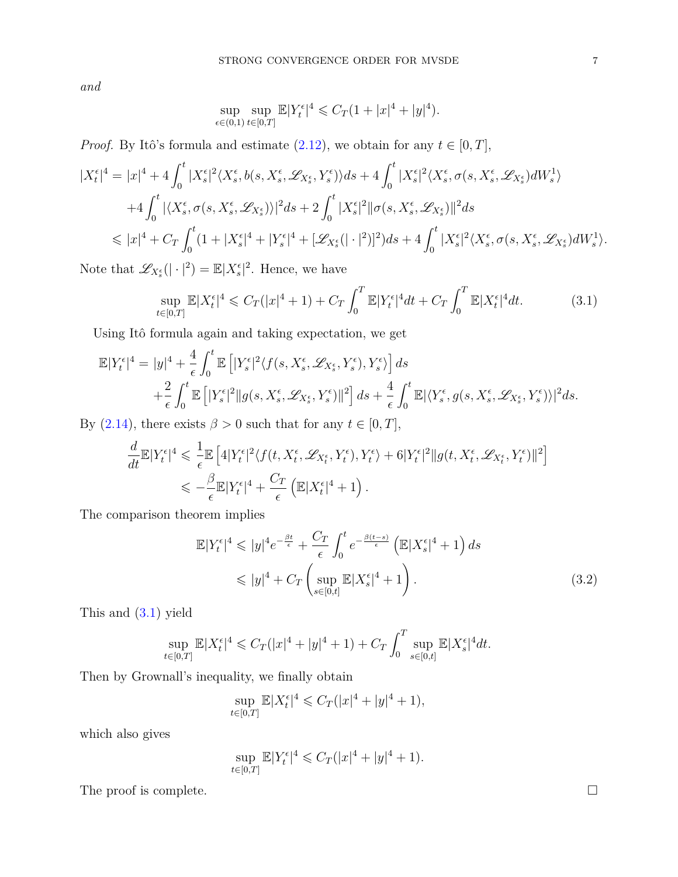*and*

$$\sup_{\epsilon\in(0,1)}\sup_{t\in[0,T]}\mathbb{E}|Y_t^\epsilon|^4 \leqslant C_T(1+|x|^4+|y|^4).$$

*Proof.* By Itô's formula and estimate (2.12), we obtain for any $t\in[0,T]$,

$$\begin{aligned}
|X_t^\epsilon|^4 =& |x|^4 + 4\int_0^t |X_s^\epsilon|^2\langle X_s^\epsilon, b(s,X_s^\epsilon,\mathscr{L}_{X_s^\epsilon},Y_s^\epsilon)\rangle ds + 4\int_0^t |X_s^\epsilon|^2\langle X_s^\epsilon,\sigma(s,X_s^\epsilon,\mathscr{L}_{X_s^\epsilon})dW_s^1\rangle\\
&+4\int_0^t |\langle X_s^\epsilon,\sigma(s,X_s^\epsilon,\mathscr{L}_{X_s^\epsilon})\rangle|^2 ds + 2\int_0^t |X_s^\epsilon|^2\|\sigma(s,X_s^\epsilon,\mathscr{L}_{X_s^\epsilon})\|^2 ds\\
\leqslant& |x|^4 + C_T\int_0^t (1+|X_s^\epsilon|^4+|Y_s^\epsilon|^4+[\mathscr{L}_{X_s^\epsilon}(|\cdot|^2)]^2)ds + 4\int_0^t |X_s^\epsilon|^2\langle X_s^\epsilon,\sigma(s,X_s^\epsilon,\mathscr{L}_{X_s^\epsilon})dW_s^1\rangle.
\end{aligned}$$

Note that $\mathscr{L}_{X_s^\epsilon}(|\cdot|^2)=\mathbb{E}|X_s^\epsilon|^2$. Hence, we have

$$\sup_{t\in[0,T]}\mathbb{E}|X_t^\epsilon|^4 \leqslant C_T(|x|^4+1) + C_T\int_0^T \mathbb{E}|Y_t^\epsilon|^4 dt + C_T\int_0^T \mathbb{E}|X_t^\epsilon|^4 dt. \tag{3.1}$$

Using Itô formula again and taking expectation, we get

$$\begin{aligned}
\mathbb{E}|Y_t^\epsilon|^4 =& |y|^4 + \frac{4}{\epsilon}\int_0^t \mathbb{E}\left[|Y_s^\epsilon|^2\langle f(s,X_s^\epsilon,\mathscr{L}_{X_s^\epsilon},Y_s^\epsilon),Y_s^\epsilon\rangle\right] ds\\
&+\frac{2}{\epsilon}\int_0^t \mathbb{E}\left[|Y_s^\epsilon|^2\|g(s,X_s^\epsilon,\mathscr{L}_{X_s^\epsilon},Y_s^\epsilon)\|^2\right] ds + \frac{4}{\epsilon}\int_0^t \mathbb{E}|\langle Y_s^\epsilon, g(s,X_s^\epsilon,\mathscr{L}_{X_s^\epsilon},Y_s^\epsilon)\rangle|^2 ds.
\end{aligned}$$

By (2.14), there exists $\beta>0$ such that for any $t\in[0,T]$,

$$\begin{aligned}
\frac{d}{dt}\mathbb{E}|Y_t^\epsilon|^4 \leqslant& \frac{1}{\epsilon}\mathbb{E}\left[4|Y_t^\epsilon|^2\langle f(t,X_t^\epsilon,\mathscr{L}_{X_t^\epsilon},Y_t^\epsilon),Y_t^\epsilon\rangle + 6|Y_t^\epsilon|^2\|g(t,X_t^\epsilon,\mathscr{L}_{X_t^\epsilon},Y_t^\epsilon)\|^2\right]\\
\leqslant& -\frac{\beta}{\epsilon}\mathbb{E}|Y_t^\epsilon|^4 + \frac{C_T}{\epsilon}\left(\mathbb{E}|X_t^\epsilon|^4+1\right).
\end{aligned}$$

The comparison theorem implies

$$\begin{aligned}
\mathbb{E}|Y_t^\epsilon|^4 \leqslant& |y|^4 e^{-\frac{\beta t}{\epsilon}} + \frac{C_T}{\epsilon}\int_0^t e^{-\frac{\beta(t-s)}{\epsilon}}\left(\mathbb{E}|X_s^\epsilon|^4+1\right)ds\\
\leqslant& |y|^4 + C_T\left(\sup_{s\in[0,t]}\mathbb{E}|X_s^\epsilon|^4+1\right).
\end{aligned} \tag{3.2}$$

This and (3.1) yield

$$\sup_{t\in[0,T]}\mathbb{E}|X_t^\epsilon|^4 \leqslant C_T(|x|^4+|y|^4+1) + C_T\int_0^T \sup_{s\in[0,t]}\mathbb{E}|X_s^\epsilon|^4 dt.$$

Then by Grownall's inequality, we finally obtain

$$\sup_{t\in[0,T]}\mathbb{E}|X_t^\epsilon|^4 \leqslant C_T(|x|^4+|y|^4+1),$$

which also gives

$$\sup_{t\in[0,T]}\mathbb{E}|Y_t^\epsilon|^4 \leqslant C_T(|x|^4+|y|^4+1).$$

The proof is complete. $\square$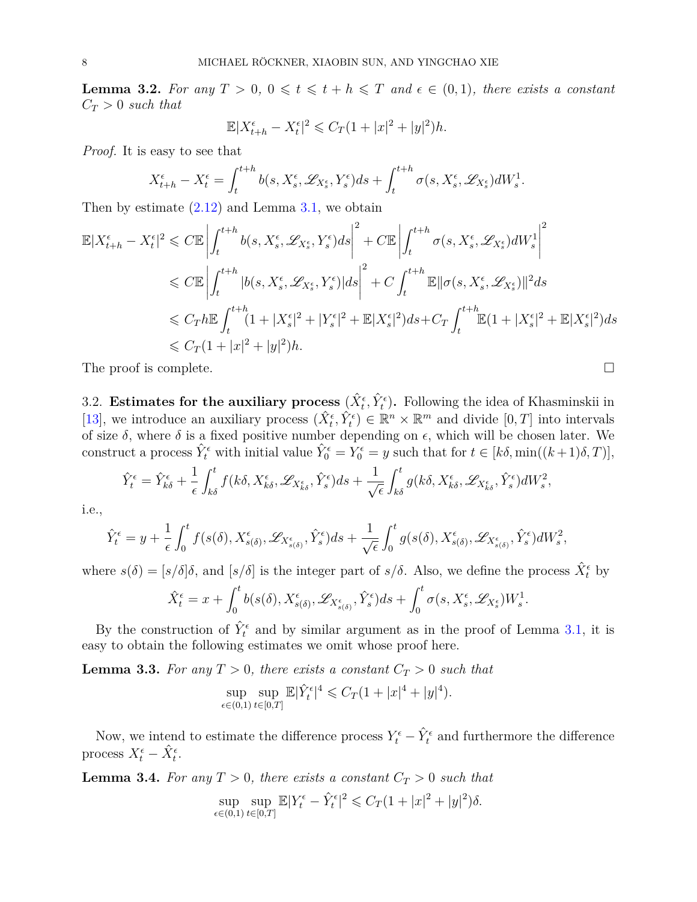**Lemma 3.2.** *For any $T > 0$, $0 \leqslant t \leqslant t+h \leqslant T$ and $\epsilon \in (0,1)$, there exists a constant $C_T > 0$ such that*

$$\mathbb{E}|X^{\epsilon}_{t+h} - X^{\epsilon}_t|^2 \leqslant C_T(1 + |x|^2 + |y|^2)h.$$

*Proof.* It is easy to see that

$$X^{\epsilon}_{t+h} - X^{\epsilon}_t = \int_t^{t+h} b(s, X^{\epsilon}_s, \mathscr{L}_{X^{\epsilon}_s}, Y^{\epsilon}_s)ds + \int_t^{t+h} \sigma(s, X^{\epsilon}_s, \mathscr{L}_{X^{\epsilon}_s})dW^1_s.$$

Then by estimate (2.12) and Lemma 3.1, we obtain

$$\begin{aligned}
\mathbb{E}|X^{\epsilon}_{t+h} - X^{\epsilon}_t|^2 &\leqslant C\mathbb{E}\left|\int_t^{t+h} b(s, X^{\epsilon}_s, \mathscr{L}_{X^{\epsilon}_s}, Y^{\epsilon}_s)ds\right|^2 + C\mathbb{E}\left|\int_t^{t+h} \sigma(s, X^{\epsilon}_s, \mathscr{L}_{X^{\epsilon}_s})dW^1_s\right|^2 \\
&\leqslant C\mathbb{E}\left|\int_t^{t+h} |b(s, X^{\epsilon}_s, \mathscr{L}_{X^{\epsilon}_s}, Y^{\epsilon}_s)|ds\right|^2 + C\int_t^{t+h} \mathbb{E}\|\sigma(s, X^{\epsilon}_s, \mathscr{L}_{X^{\epsilon}_s})\|^2 ds \\
&\leqslant C_T h\mathbb{E}\int_t^{t+h}(1 + |X^{\epsilon}_s|^2 + |Y^{\epsilon}_s|^2 + \mathbb{E}|X^{\epsilon}_s|^2)ds + C_T\int_t^{t+h}\mathbb{E}(1 + |X^{\epsilon}_s|^2 + \mathbb{E}|X^{\epsilon}_s|^2)ds \\
&\leqslant C_T(1 + |x|^2 + |y|^2)h.
\end{aligned}$$

The proof is complete. $\square$

3.2. **Estimates for the auxiliary process $(\hat{X}^{\epsilon}_t, \hat{Y}^{\epsilon}_t)$.** Following the idea of Khasminskii in [13], we introduce an auxiliary process $(\hat{X}^{\epsilon}_t, \hat{Y}^{\epsilon}_t) \in \mathbb{R}^n \times \mathbb{R}^m$ and divide $[0,T]$ into intervals of size $\delta$, where $\delta$ is a fixed positive number depending on $\epsilon$, which will be chosen later. We construct a process $\hat{Y}^{\epsilon}_t$ with initial value $\hat{Y}^{\epsilon}_0 = Y^{\epsilon}_0 = y$ such that for $t \in [k\delta, \min((k+1)\delta, T)]$,

$$\hat{Y}^{\epsilon}_t = \hat{Y}^{\epsilon}_{k\delta} + \frac{1}{\epsilon}\int_{k\delta}^t f(k\delta, X^{\epsilon}_{k\delta}, \mathscr{L}_{X^{\epsilon}_{k\delta}}, \hat{Y}^{\epsilon}_s)ds + \frac{1}{\sqrt{\epsilon}}\int_{k\delta}^t g(k\delta, X^{\epsilon}_{k\delta}, \mathscr{L}_{X^{\epsilon}_{k\delta}}, \hat{Y}^{\epsilon}_s)dW^2_s,$$

i.e.,

$$\hat{Y}^{\epsilon}_t = y + \frac{1}{\epsilon}\int_0^t f(s(\delta), X^{\epsilon}_{s(\delta)}, \mathscr{L}_{X^{\epsilon}_{s(\delta)}}, \hat{Y}^{\epsilon}_s)ds + \frac{1}{\sqrt{\epsilon}}\int_0^t g(s(\delta), X^{\epsilon}_{s(\delta)}, \mathscr{L}_{X^{\epsilon}_{s(\delta)}}, \hat{Y}^{\epsilon}_s)dW^2_s,$$

where $s(\delta) = [s/\delta]\delta$, and $[s/\delta]$ is the integer part of $s/\delta$. Also, we define the process $\hat{X}^{\epsilon}_t$ by

$$\hat{X}^{\epsilon}_t = x + \int_0^t b(s(\delta), X^{\epsilon}_{s(\delta)}, \mathscr{L}_{X^{\epsilon}_{s(\delta)}}, \hat{Y}^{\epsilon}_s)ds + \int_0^t \sigma(s, X^{\epsilon}_s, \mathscr{L}_{X^{\epsilon}_s})W^1_s.$$

By the construction of $\hat{Y}^{\epsilon}_t$ and by similar argument as in the proof of Lemma 3.1, it is easy to obtain the following estimates we omit whose proof here.

**Lemma 3.3.** *For any $T > 0$, there exists a constant $C_T > 0$ such that*

$$\sup_{\epsilon\in(0,1)}\sup_{t\in[0,T]}\mathbb{E}|\hat{Y}^{\epsilon}_t|^4 \leqslant C_T(1 + |x|^4 + |y|^4).$$

Now, we intend to estimate the difference process $Y^{\epsilon}_t - \hat{Y}^{\epsilon}_t$ and furthermore the difference process $X^{\epsilon}_t - \hat{X}^{\epsilon}_t$.

**Lemma 3.4.** *For any $T > 0$, there exists a constant $C_T > 0$ such that*

$$\sup_{\epsilon\in(0,1)}\sup_{t\in[0,T]}\mathbb{E}|Y^{\epsilon}_t - \hat{Y}^{\epsilon}_t|^2 \leqslant C_T(1 + |x|^2 + |y|^2)\delta.$$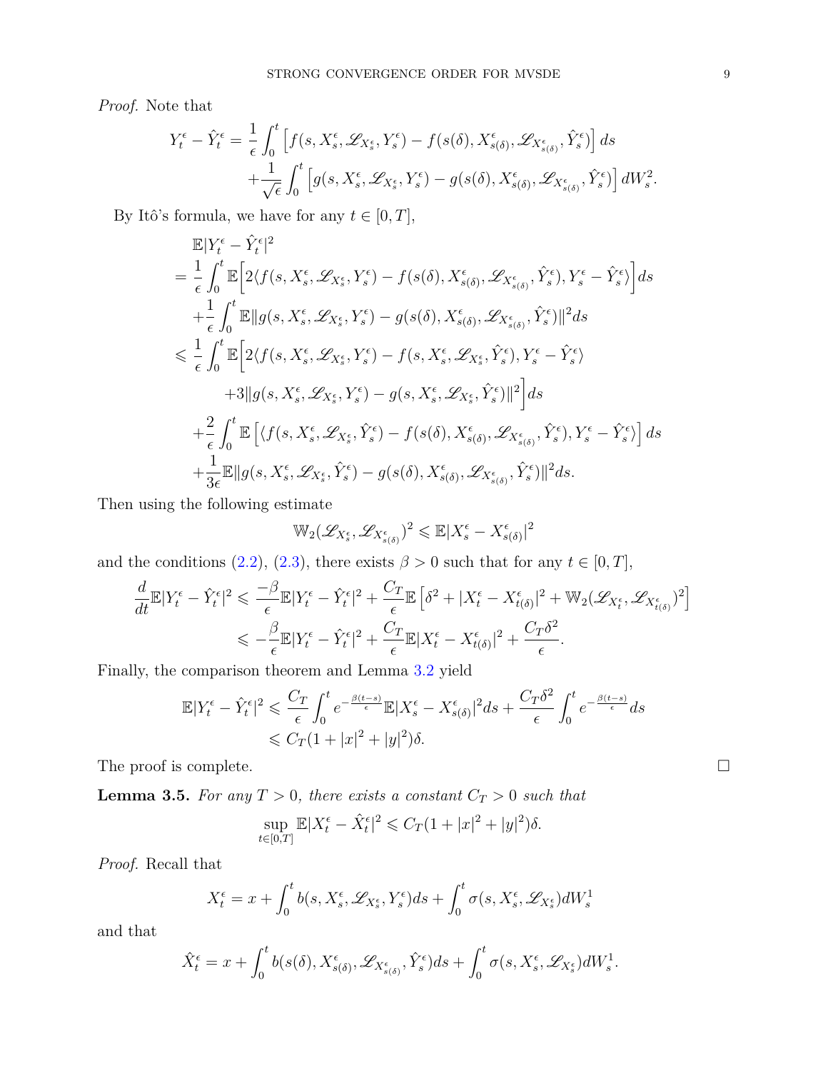*Proof.* Note that

$$
\begin{aligned}
Y_t^\epsilon - \hat{Y}_t^\epsilon = & \frac{1}{\epsilon}\int_0^t \left[f(s, X_s^\epsilon, \mathscr{L}_{X_s^\epsilon}, Y_s^\epsilon) - f(s(\delta), X_{s(\delta)}^\epsilon, \mathscr{L}_{X_{s(\delta)}^\epsilon}, \hat{Y}_s^\epsilon)\right] ds \\
& + \frac{1}{\sqrt{\epsilon}}\int_0^t \left[g(s, X_s^\epsilon, \mathscr{L}_{X_s^\epsilon}, Y_s^\epsilon) - g(s(\delta), X_{s(\delta)}^\epsilon, \mathscr{L}_{X_{s(\delta)}^\epsilon}, \hat{Y}_s^\epsilon)\right] dW_s^2.
\end{aligned}
$$

By Itô's formula, we have for any $t \in [0, T]$,

$$
\begin{aligned}
& \mathbb{E}|Y_t^\epsilon - \hat{Y}_t^\epsilon|^2 \\
= & \frac{1}{\epsilon}\int_0^t \mathbb{E}\Big[2\langle f(s, X_s^\epsilon, \mathscr{L}_{X_s^\epsilon}, Y_s^\epsilon) - f(s(\delta), X_{s(\delta)}^\epsilon, \mathscr{L}_{X_{s(\delta)}^\epsilon}, \hat{Y}_s^\epsilon), Y_s^\epsilon - \hat{Y}_s^\epsilon\rangle\Big] ds \\
& + \frac{1}{\epsilon}\int_0^t \mathbb{E}\|g(s, X_s^\epsilon, \mathscr{L}_{X_s^\epsilon}, Y_s^\epsilon) - g(s(\delta), X_{s(\delta)}^\epsilon, \mathscr{L}_{X_{s(\delta)}^\epsilon}, \hat{Y}_s^\epsilon)\|^2 ds \\
\leqslant & \frac{1}{\epsilon}\int_0^t \mathbb{E}\Big[2\langle f(s, X_s^\epsilon, \mathscr{L}_{X_s^\epsilon}, Y_s^\epsilon) - f(s, X_s^\epsilon, \mathscr{L}_{X_s^\epsilon}, \hat{Y}_s^\epsilon), Y_s^\epsilon - \hat{Y}_s^\epsilon\rangle \\
& \qquad + 3\|g(s, X_s^\epsilon, \mathscr{L}_{X_s^\epsilon}, Y_s^\epsilon) - g(s, X_s^\epsilon, \mathscr{L}_{X_s^\epsilon}, \hat{Y}_s^\epsilon)\|^2\Big] ds \\
& + \frac{2}{\epsilon}\int_0^t \mathbb{E}\left[\langle f(s, X_s^\epsilon, \mathscr{L}_{X_s^\epsilon}, \hat{Y}_s^\epsilon) - f(s(\delta), X_{s(\delta)}^\epsilon, \mathscr{L}_{X_{s(\delta)}^\epsilon}, \hat{Y}_s^\epsilon), Y_s^\epsilon - \hat{Y}_s^\epsilon\rangle\right] ds \\
& + \frac{1}{3\epsilon}\mathbb{E}\|g(s, X_s^\epsilon, \mathscr{L}_{X_s^\epsilon}, \hat{Y}_s^\epsilon) - g(s(\delta), X_{s(\delta)}^\epsilon, \mathscr{L}_{X_{s(\delta)}^\epsilon}, \hat{Y}_s^\epsilon)\|^2 ds.
\end{aligned}
$$

Then using the following estimate

$$
\mathbb{W}_2(\mathscr{L}_{X_s^\epsilon}, \mathscr{L}_{X_{s(\delta)}^\epsilon})^2 \leqslant \mathbb{E}|X_s^\epsilon - X_{s(\delta)}^\epsilon|^2
$$

and the conditions (2.2), (2.3), there exists $\beta > 0$ such that for any $t \in [0, T]$,

$$
\begin{aligned}
\frac{d}{dt}\mathbb{E}|Y_t^\epsilon - \hat{Y}_t^\epsilon|^2 \leqslant & \frac{-\beta}{\epsilon}\mathbb{E}|Y_t^\epsilon - \hat{Y}_t^\epsilon|^2 + \frac{C_T}{\epsilon}\mathbb{E}\left[\delta^2 + |X_t^\epsilon - X_{t(\delta)}^\epsilon|^2 + \mathbb{W}_2(\mathscr{L}_{X_t^\epsilon}, \mathscr{L}_{X_{t(\delta)}^\epsilon})^2\right] \\
\leqslant & -\frac{\beta}{\epsilon}\mathbb{E}|Y_t^\epsilon - \hat{Y}_t^\epsilon|^2 + \frac{C_T}{\epsilon}\mathbb{E}|X_t^\epsilon - X_{t(\delta)}^\epsilon|^2 + \frac{C_T\delta^2}{\epsilon}.
\end{aligned}
$$

Finally, the comparison theorem and Lemma 3.2 yield

$$
\begin{aligned}
\mathbb{E}|Y_t^\epsilon - \hat{Y}_t^\epsilon|^2 \leqslant & \frac{C_T}{\epsilon}\int_0^t e^{-\frac{\beta(t-s)}{\epsilon}}\mathbb{E}|X_s^\epsilon - X_{s(\delta)}^\epsilon|^2 ds + \frac{C_T\delta^2}{\epsilon}\int_0^t e^{-\frac{\beta(t-s)}{\epsilon}} ds \\
\leqslant & C_T(1 + |x|^2 + |y|^2)\delta.
\end{aligned}
$$

The proof is complete. $\square$

**Lemma 3.5.** *For any $T > 0$, there exists a constant $C_T > 0$ such that*

$$
\sup_{t\in[0,T]} \mathbb{E}|X_t^\epsilon - \hat{X}_t^\epsilon|^2 \leqslant C_T(1 + |x|^2 + |y|^2)\delta.
$$

*Proof.* Recall that

$$
X_t^\epsilon = x + \int_0^t b(s, X_s^\epsilon, \mathscr{L}_{X_s^\epsilon}, Y_s^\epsilon) ds + \int_0^t \sigma(s, X_s^\epsilon, \mathscr{L}_{X_s^\epsilon}) dW_s^1
$$

and that

$$
\hat{X}_t^\epsilon = x + \int_0^t b(s(\delta), X_{s(\delta)}^\epsilon, \mathscr{L}_{X_{s(\delta)}^\epsilon}, \hat{Y}_s^\epsilon) ds + \int_0^t \sigma(s, X_s^\epsilon, \mathscr{L}_{X_s^\epsilon}) dW_s^1.
$$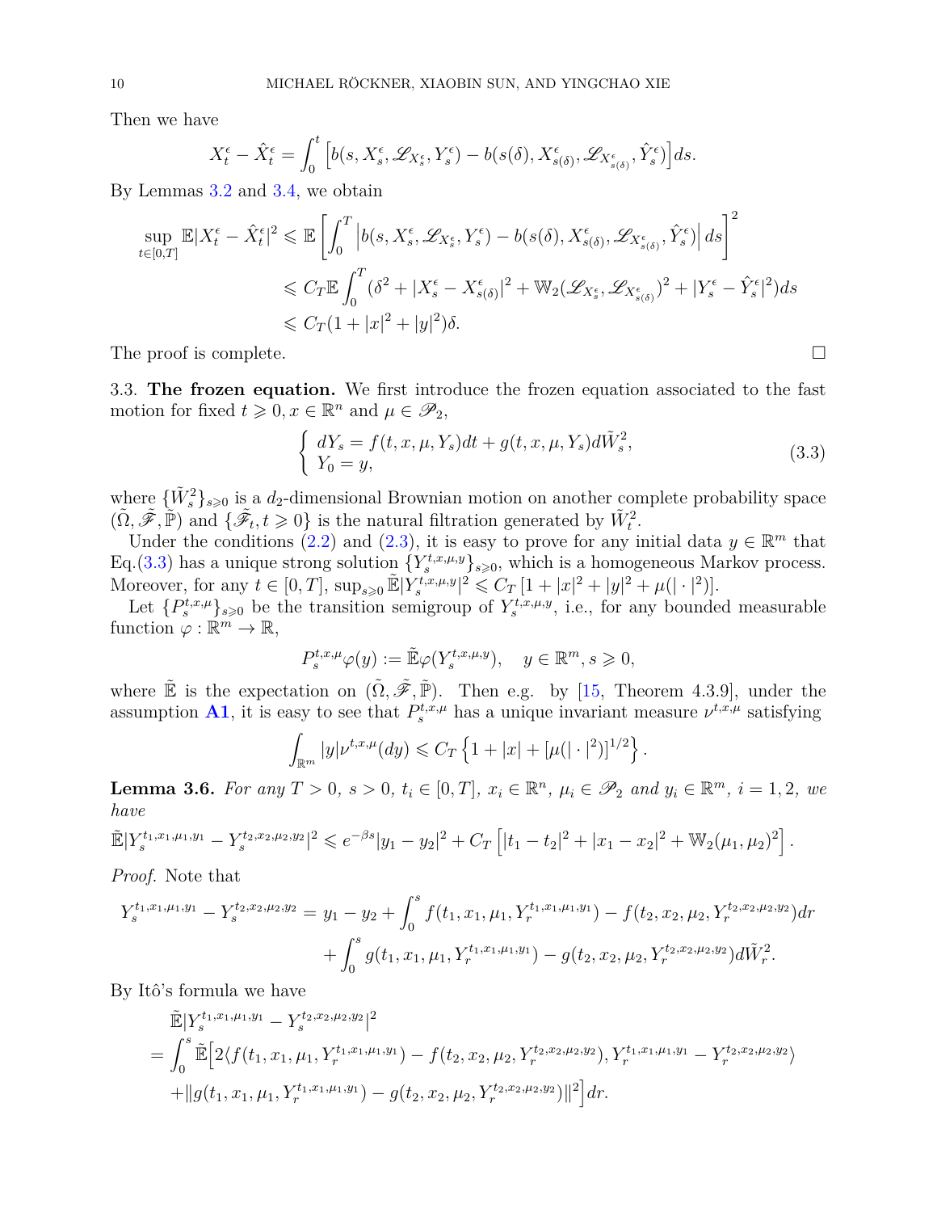Then we have

$$X_t^\epsilon - \hat{X}_t^\epsilon = \int_0^t \Big[b(s, X_s^\epsilon, \mathscr{L}_{X_s^\epsilon}, Y_s^\epsilon) - b(s(\delta), X_{s(\delta)}^\epsilon, \mathscr{L}_{X_{s(\delta)}^\epsilon}, \hat{Y}_s^\epsilon)\Big] ds.$$

By Lemmas 3.2 and 3.4, we obtain

$$\begin{aligned}
\sup_{t\in[0,T]} \mathbb{E}|X_t^\epsilon - \hat{X}_t^\epsilon|^2 &\leqslant \mathbb{E}\left[\int_0^T \Big|b(s, X_s^\epsilon, \mathscr{L}_{X_s^\epsilon}, Y_s^\epsilon) - b(s(\delta), X_{s(\delta)}^\epsilon, \mathscr{L}_{X_{s(\delta)}^\epsilon}, \hat{Y}_s^\epsilon)\Big| ds\right]^2 \\
&\leqslant C_T \mathbb{E}\int_0^T (\delta^2 + |X_s^\epsilon - X_{s(\delta)}^\epsilon|^2 + \mathbb{W}_2(\mathscr{L}_{X_s^\epsilon}, \mathscr{L}_{X_{s(\delta)}^\epsilon})^2 + |Y_s^\epsilon - \hat{Y}_s^\epsilon|^2) ds \\
&\leqslant C_T(1 + |x|^2 + |y|^2)\delta.
\end{aligned}$$

The proof is complete. $\square$

3.3. **The frozen equation.** We first introduce the frozen equation associated to the fast motion for fixed $t \geqslant 0, x \in \mathbb{R}^n$ and $\mu \in \mathscr{P}_2$,

$$\left\{\begin{array}{l} dY_s = f(t, x, \mu, Y_s)dt + g(t, x, \mu, Y_s)d\tilde{W}_s^2, \\ Y_0 = y, \end{array}\right. \tag{3.3}$$

where $\{\tilde{W}_s^2\}_{s\geqslant 0}$ is a $d_2$-dimensional Brownian motion on another complete probability space $(\tilde{\Omega}, \tilde{\mathscr{F}}, \tilde{\mathbb{P}})$ and $\{\tilde{\mathscr{F}}_t, t \geqslant 0\}$ is the natural filtration generated by $\tilde{W}_t^2$.

Under the conditions (2.2) and (2.3), it is easy to prove for any initial data $y \in \mathbb{R}^m$ that Eq.(3.3) has a unique strong solution $\{Y_s^{t,x,\mu,y}\}_{s\geqslant 0}$, which is a homogeneous Markov process. Moreover, for any $t \in [0,T]$, $\sup_{s\geqslant 0} \tilde{\mathbb{E}}|Y_s^{t,x,\mu,y}|^2 \leqslant C_T\,[1 + |x|^2 + |y|^2 + \mu(|\cdot|^2)]$.

Let $\{P_s^{t,x,\mu}\}_{s\geqslant 0}$ be the transition semigroup of $Y_s^{t,x,\mu,y}$, i.e., for any bounded measurable function $\varphi : \mathbb{R}^m \to \mathbb{R}$,

$$P_s^{t,x,\mu}\varphi(y) := \tilde{\mathbb{E}}\varphi(Y_s^{t,x,\mu,y}), \quad y \in \mathbb{R}^m, s \geqslant 0,$$

where $\tilde{\mathbb{E}}$ is the expectation on $(\tilde{\Omega}, \tilde{\mathscr{F}}, \tilde{\mathbb{P}})$. Then e.g. by [15, Theorem 4.3.9], under the assumption **A1**, it is easy to see that $P_s^{t,x,\mu}$ has a unique invariant measure $\nu^{t,x,\mu}$ satisfying

$$\int_{\mathbb{R}^m} |y|\nu^{t,x,\mu}(dy) \leqslant C_T\left\{1 + |x| + [\mu(|\cdot|^2)]^{1/2}\right\}.$$

**Lemma 3.6.** *For any $T > 0$, $s > 0$, $t_i \in [0,T]$, $x_i \in \mathbb{R}^n$, $\mu_i \in \mathscr{P}_2$ and $y_i \in \mathbb{R}^m$, $i = 1, 2$, we have*

$$\tilde{\mathbb{E}}|Y_s^{t_1,x_1,\mu_1,y_1} - Y_s^{t_2,x_2,\mu_2,y_2}|^2 \leqslant e^{-\beta s}|y_1 - y_2|^2 + C_T\left[|t_1 - t_2|^2 + |x_1 - x_2|^2 + \mathbb{W}_2(\mu_1, \mu_2)^2\right].$$

*Proof.* Note that

$$\begin{aligned}
Y_s^{t_1,x_1,\mu_1,y_1} - Y_s^{t_2,x_2,\mu_2,y_2} = y_1 - y_2 &+ \int_0^s f(t_1, x_1, \mu_1, Y_r^{t_1,x_1,\mu_1,y_1}) - f(t_2, x_2, \mu_2, Y_r^{t_2,x_2,\mu_2,y_2}) dr \\
&+ \int_0^s g(t_1, x_1, \mu_1, Y_r^{t_1,x_1,\mu_1,y_1}) - g(t_2, x_2, \mu_2, Y_r^{t_2,x_2,\mu_2,y_2}) d\tilde{W}_r^2.
\end{aligned}$$

By Itô's formula we have

$$\begin{aligned}
&\tilde{\mathbb{E}}|Y_s^{t_1,x_1,\mu_1,y_1} - Y_s^{t_2,x_2,\mu_2,y_2}|^2 \\
= &\int_0^s \tilde{\mathbb{E}}\Big[2\langle f(t_1, x_1, \mu_1, Y_r^{t_1,x_1,\mu_1,y_1}) - f(t_2, x_2, \mu_2, Y_r^{t_2,x_2,\mu_2,y_2}), Y_r^{t_1,x_1,\mu_1,y_1} - Y_r^{t_2,x_2,\mu_2,y_2}\rangle \\
&+ \|g(t_1, x_1, \mu_1, Y_r^{t_1,x_1,\mu_1,y_1}) - g(t_2, x_2, \mu_2, Y_r^{t_2,x_2,\mu_2,y_2})\|^2\Big] dr.
\end{aligned}$$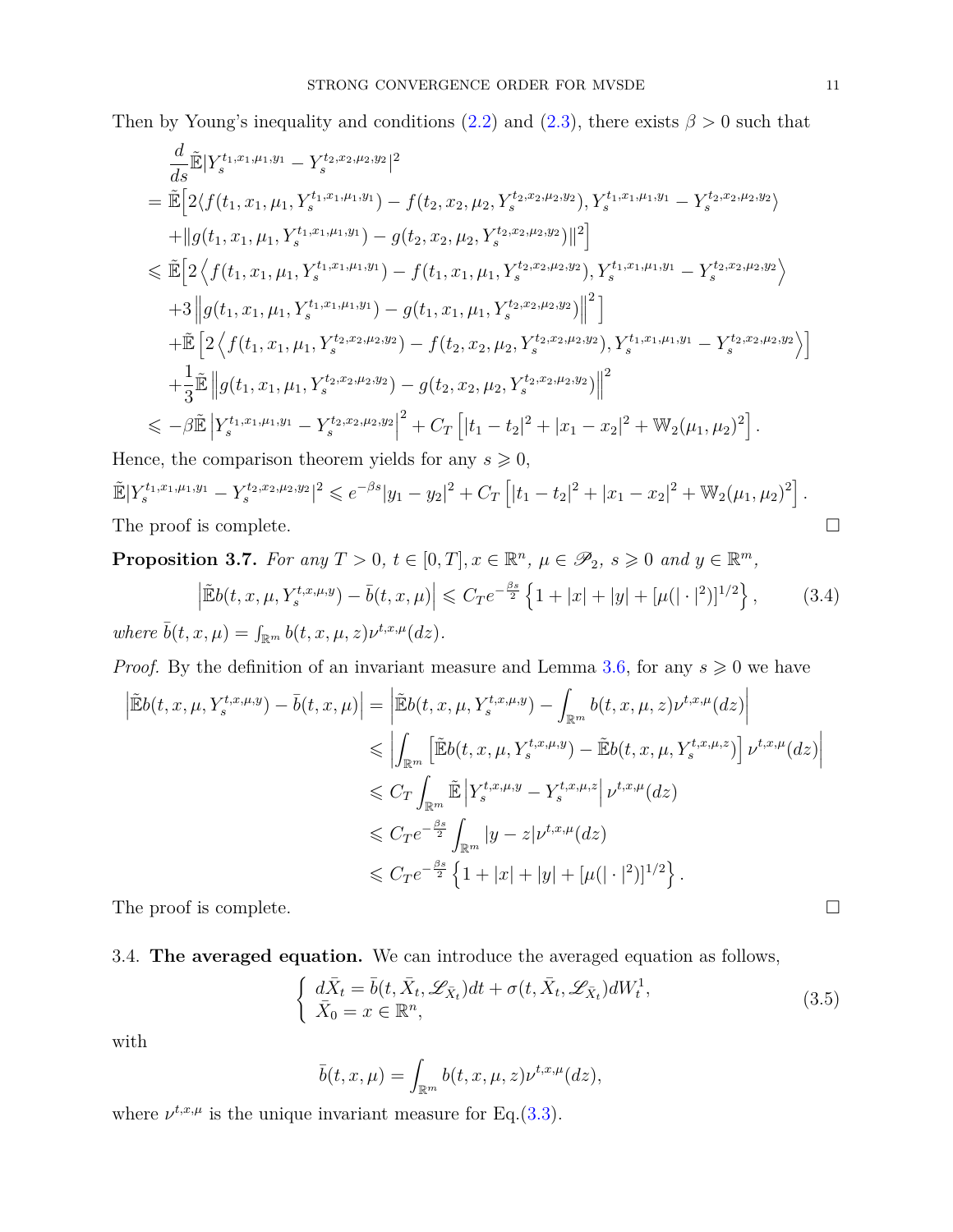Then by Young's inequality and conditions (2.2) and (2.3), there exists $\beta > 0$ such that

$$
\begin{aligned}
&\frac{d}{ds}\tilde{\mathbb{E}}|Y_s^{t_1,x_1,\mu_1,y_1} - Y_s^{t_2,x_2,\mu_2,y_2}|^2 \\
&= \tilde{\mathbb{E}}\Big[2\langle f(t_1,x_1,\mu_1,Y_s^{t_1,x_1,\mu_1,y_1}) - f(t_2,x_2,\mu_2,Y_s^{t_2,x_2,\mu_2,y_2}), Y_s^{t_1,x_1,\mu_1,y_1} - Y_s^{t_2,x_2,\mu_2,y_2}\rangle \\
&\quad + \|g(t_1,x_1,\mu_1,Y_s^{t_1,x_1,\mu_1,y_1}) - g(t_2,x_2,\mu_2,Y_s^{t_2,x_2,\mu_2,y_2})\|^2\Big] \\
&\leqslant \tilde{\mathbb{E}}\Big[2\left\langle f(t_1,x_1,\mu_1,Y_s^{t_1,x_1,\mu_1,y_1}) - f(t_1,x_1,\mu_1,Y_s^{t_2,x_2,\mu_2,y_2}), Y_s^{t_1,x_1,\mu_1,y_1} - Y_s^{t_2,x_2,\mu_2,y_2}\right\rangle \\
&\quad + 3\left\|g(t_1,x_1,\mu_1,Y_s^{t_1,x_1,\mu_1,y_1}) - g(t_1,x_1,\mu_1,Y_s^{t_2,x_2,\mu_2,y_2})\right\|^2\Big] \\
&\quad + \tilde{\mathbb{E}}\left[2\left\langle f(t_1,x_1,\mu_1,Y_s^{t_2,x_2,\mu_2,y_2}) - f(t_2,x_2,\mu_2,Y_s^{t_2,x_2,\mu_2,y_2}), Y_s^{t_1,x_1,\mu_1,y_1} - Y_s^{t_2,x_2,\mu_2,y_2}\right\rangle\right] \\
&\quad + \frac{1}{3}\tilde{\mathbb{E}}\left\|g(t_1,x_1,\mu_1,Y_s^{t_2,x_2,\mu_2,y_2}) - g(t_2,x_2,\mu_2,Y_s^{t_2,x_2,\mu_2,y_2})\right\|^2 \\
&\leqslant -\beta\tilde{\mathbb{E}}\left|Y_s^{t_1,x_1,\mu_1,y_1} - Y_s^{t_2,x_2,\mu_2,y_2}\right|^2 + C_T\left[|t_1-t_2|^2 + |x_1-x_2|^2 + \mathbb{W}_2(\mu_1,\mu_2)^2\right].
\end{aligned}
$$

Hence, the comparison theorem yields for any $s \geqslant 0$,

$$
\tilde{\mathbb{E}}|Y_s^{t_1,x_1,\mu_1,y_1} - Y_s^{t_2,x_2,\mu_2,y_2}|^2 \leqslant e^{-\beta s}|y_1-y_2|^2 + C_T\left[|t_1-t_2|^2 + |x_1-x_2|^2 + \mathbb{W}_2(\mu_1,\mu_2)^2\right].
$$

The proof is complete. □

**Proposition 3.7.** *For any $T > 0$, $t \in [0,T], x \in \mathbb{R}^n$, $\mu \in \mathscr{P}_2$, $s \geqslant 0$ and $y \in \mathbb{R}^m$,*

$$
\left|\tilde{\mathbb{E}}b(t,x,\mu,Y_s^{t,x,\mu,y}) - \bar{b}(t,x,\mu)\right| \leqslant C_T e^{-\frac{\beta s}{2}}\left\{1 + |x| + |y| + [\mu(|\cdot|^2)]^{1/2}\right\}, \tag{3.4}
$$

*where $\bar{b}(t,x,\mu) = \int_{\mathbb{R}^m} b(t,x,\mu,z)\nu^{t,x,\mu}(dz)$.*

*Proof.* By the definition of an invariant measure and Lemma 3.6, for any $s \geqslant 0$ we have

$$
\begin{aligned}
\left|\tilde{\mathbb{E}}b(t,x,\mu,Y_s^{t,x,\mu,y}) - \bar{b}(t,x,\mu)\right| &= \left|\tilde{\mathbb{E}}b(t,x,\mu,Y_s^{t,x,\mu,y}) - \int_{\mathbb{R}^m} b(t,x,\mu,z)\nu^{t,x,\mu}(dz)\right| \\
&\leqslant \left|\int_{\mathbb{R}^m}\left[\tilde{\mathbb{E}}b(t,x,\mu,Y_s^{t,x,\mu,y}) - \tilde{\mathbb{E}}b(t,x,\mu,Y_s^{t,x,\mu,z})\right]\nu^{t,x,\mu}(dz)\right| \\
&\leqslant C_T\int_{\mathbb{R}^m}\tilde{\mathbb{E}}\left|Y_s^{t,x,\mu,y} - Y_s^{t,x,\mu,z}\right|\nu^{t,x,\mu}(dz) \\
&\leqslant C_T e^{-\frac{\beta s}{2}}\int_{\mathbb{R}^m}|y-z|\nu^{t,x,\mu}(dz) \\
&\leqslant C_T e^{-\frac{\beta s}{2}}\left\{1 + |x| + |y| + [\mu(|\cdot|^2)]^{1/2}\right\}.
\end{aligned}
$$

The proof is complete. □

3.4. **The averaged equation.** We can introduce the averaged equation as follows,

$$
\left\{\begin{array}{l}
d\bar{X}_t = \bar{b}(t,\bar{X}_t,\mathscr{L}_{\bar{X}_t})dt + \sigma(t,\bar{X}_t,\mathscr{L}_{\bar{X}_t})dW_t^1, \\
\bar{X}_0 = x \in \mathbb{R}^n,
\end{array}\right. \tag{3.5}
$$

with

$$
\bar{b}(t,x,\mu) = \int_{\mathbb{R}^m} b(t,x,\mu,z)\nu^{t,x,\mu}(dz),
$$

where $\nu^{t,x,\mu}$ is the unique invariant measure for Eq.(3.3).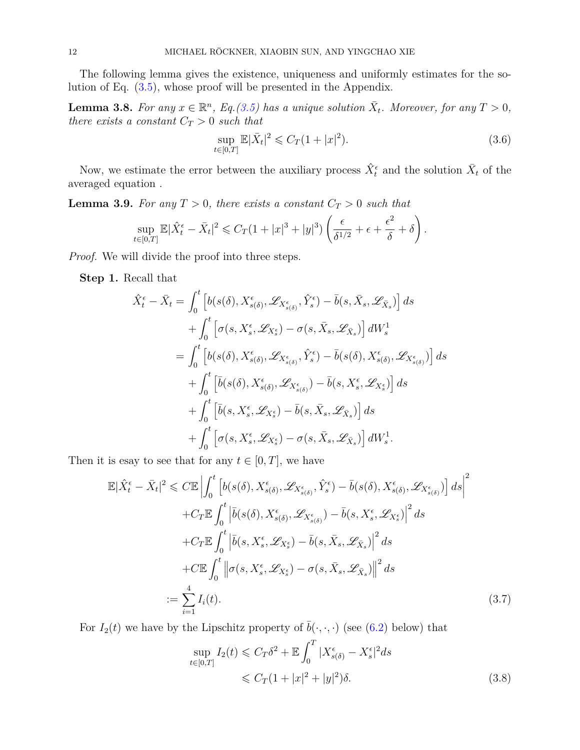The following lemma gives the existence, uniqueness and uniformly estimates for the solution of Eq. (3.5), whose proof will be presented in the Appendix.

**Lemma 3.8.** *For any $x \in \mathbb{R}^n$, Eq.(3.5) has a unique solution $\bar{X}_t$. Moreover, for any $T > 0$, there exists a constant $C_T > 0$ such that*

$$\sup_{t\in[0,T]} \mathbb{E}|\bar{X}_t|^2 \leqslant C_T(1 + |x|^2). \tag{3.6}$$

Now, we estimate the error between the auxiliary process $\hat{X}^\epsilon_t$ and the solution $\bar{X}_t$ of the averaged equation .

**Lemma 3.9.** *For any $T > 0$, there exists a constant $C_T > 0$ such that*

$$\sup_{t\in[0,T]} \mathbb{E}|\hat{X}^\epsilon_t - \bar{X}_t|^2 \leqslant C_T(1 + |x|^3 + |y|^3)\left(\frac{\epsilon}{\delta^{1/2}} + \epsilon + \frac{\epsilon^2}{\delta} + \delta\right).$$

*Proof.* We will divide the proof into three steps.

**Step 1.** Recall that

$$\begin{aligned}
\hat{X}^\epsilon_t - \bar{X}_t =& \int_0^t \left[b(s(\delta), X^\epsilon_{s(\delta)}, \mathscr{L}_{X^\epsilon_{s(\delta)}}, \hat{Y}^\epsilon_s) - \bar{b}(s, \bar{X}_s, \mathscr{L}_{\bar{X}_s})\right] ds \\
&+ \int_0^t \left[\sigma(s, X^\epsilon_s, \mathscr{L}_{X^\epsilon_s}) - \sigma(s, \bar{X}_s, \mathscr{L}_{\bar{X}_s})\right] dW^1_s \\
=& \int_0^t \left[b(s(\delta), X^\epsilon_{s(\delta)}, \mathscr{L}_{X^\epsilon_{s(\delta)}}, \hat{Y}^\epsilon_s) - \bar{b}(s(\delta), X^\epsilon_{s(\delta)}, \mathscr{L}_{X^\epsilon_{s(\delta)}})\right] ds \\
&+ \int_0^t \left[\bar{b}(s(\delta), X^\epsilon_{s(\delta)}, \mathscr{L}_{X^\epsilon_{s(\delta)}}) - \bar{b}(s, X^\epsilon_s, \mathscr{L}_{X^\epsilon_s})\right] ds \\
&+ \int_0^t \left[\bar{b}(s, X^\epsilon_s, \mathscr{L}_{X^\epsilon_s}) - \bar{b}(s, \bar{X}_s, \mathscr{L}_{\bar{X}_s})\right] ds \\
&+ \int_0^t \left[\sigma(s, X^\epsilon_s, \mathscr{L}_{X^\epsilon_s}) - \sigma(s, \bar{X}_s, \mathscr{L}_{\bar{X}_s})\right] dW^1_s.
\end{aligned}$$

Then it is esay to see that for any $t \in [0, T]$, we have

$$\begin{aligned}
\mathbb{E}|\hat{X}^\epsilon_t - \bar{X}_t|^2 \leqslant& C\mathbb{E}\left|\int_0^t \left[b(s(\delta), X^\epsilon_{s(\delta)}, \mathscr{L}_{X^\epsilon_{s(\delta)}}, \hat{Y}^\epsilon_s) - \bar{b}(s(\delta), X^\epsilon_{s(\delta)}, \mathscr{L}_{X^\epsilon_{s(\delta)}})\right] ds\right|^2 \\
&+ C_T\mathbb{E}\int_0^t \left|\bar{b}(s(\delta), X^\epsilon_{s(\delta)}, \mathscr{L}_{X^\epsilon_{s(\delta)}}) - \bar{b}(s, X^\epsilon_s, \mathscr{L}_{X^\epsilon_s})\right|^2 ds \\
&+ C_T\mathbb{E}\int_0^t \left|\bar{b}(s, X^\epsilon_s, \mathscr{L}_{X^\epsilon_s}) - \bar{b}(s, \bar{X}_s, \mathscr{L}_{\bar{X}_s})\right|^2 ds \\
&+ C\mathbb{E}\int_0^t \left\|\sigma(s, X^\epsilon_s, \mathscr{L}_{X^\epsilon_s}) - \sigma(s, \bar{X}_s, \mathscr{L}_{\bar{X}_s})\right\|^2 ds \\
:=& \sum_{i=1}^4 I_i(t).
\end{aligned} \tag{3.7}$$

For $I_2(t)$ we have by the Lipschitz property of $\bar{b}(\cdot, \cdot, \cdot)$ (see (6.2) below) that

$$\begin{aligned}
\sup_{t\in[0,T]} I_2(t) \leqslant& C_T\delta^2 + \mathbb{E}\int_0^T |X^\epsilon_{s(\delta)} - X^\epsilon_s|^2 ds \\
\leqslant& C_T(1 + |x|^2 + |y|^2)\delta.
\end{aligned} \tag{3.8}$$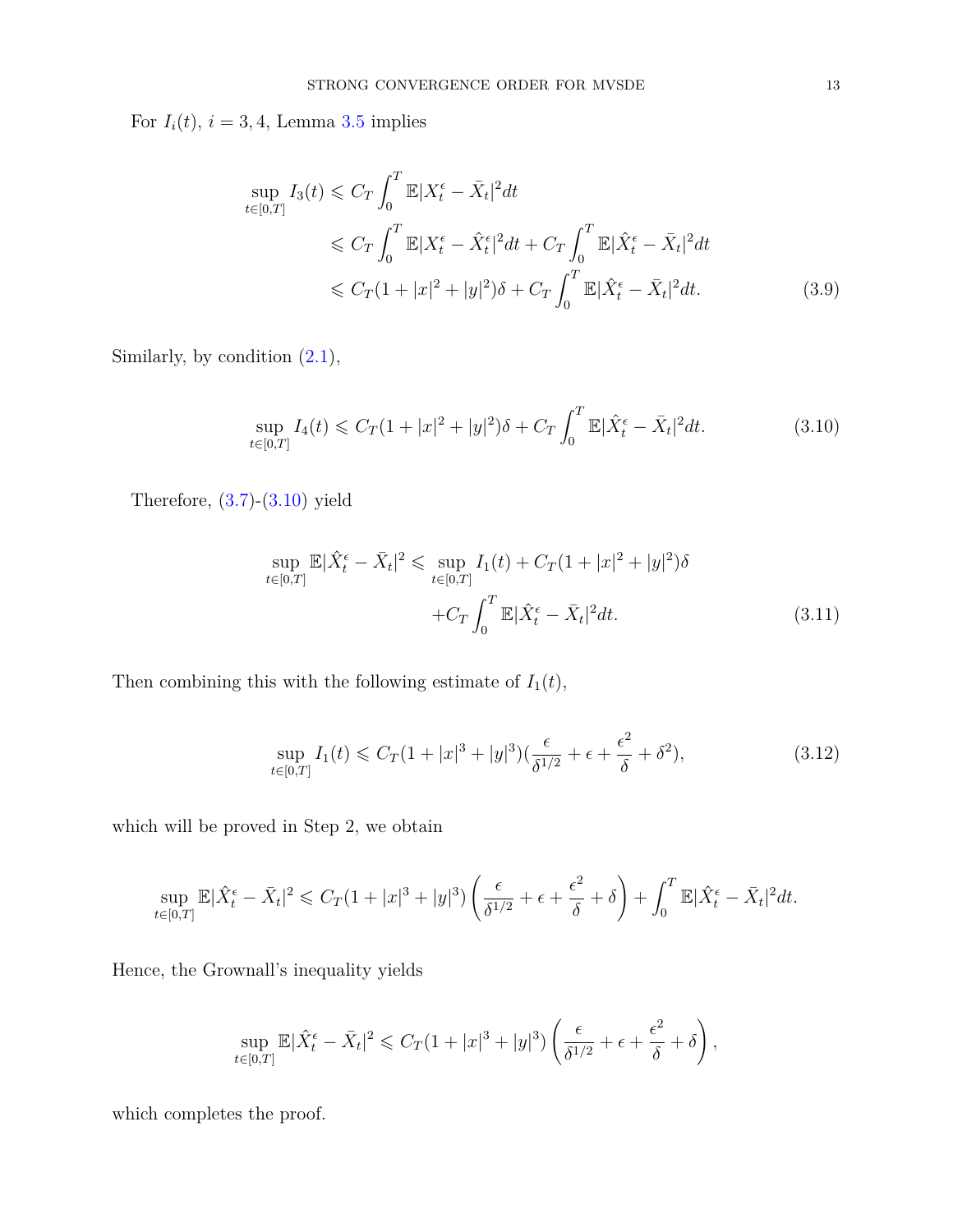For $I_i(t)$, $i=3,4$, Lemma 3.5 implies

$$
\begin{aligned}
\sup_{t\in[0,T]} I_3(t) &\leqslant C_T \int_0^T \mathbb{E}|X_t^\epsilon - \bar{X}_t|^2 dt \\
&\leqslant C_T \int_0^T \mathbb{E}|X_t^\epsilon - \hat{X}_t^\epsilon|^2 dt + C_T \int_0^T \mathbb{E}|\hat{X}_t^\epsilon - \bar{X}_t|^2 dt \\
&\leqslant C_T(1+|x|^2+|y|^2)\delta + C_T \int_0^T \mathbb{E}|\hat{X}_t^\epsilon - \bar{X}_t|^2 dt. \qquad (3.9)
\end{aligned}
$$

Similarly, by condition (2.1),

$$
\sup_{t\in[0,T]} I_4(t) \leqslant C_T(1+|x|^2+|y|^2)\delta + C_T \int_0^T \mathbb{E}|\hat{X}_t^\epsilon - \bar{X}_t|^2 dt. \qquad (3.10)
$$

Therefore, (3.7)-(3.10) yield

$$
\begin{aligned}
\sup_{t\in[0,T]} \mathbb{E}|\hat{X}_t^\epsilon - \bar{X}_t|^2 \leqslant& \sup_{t\in[0,T]} I_1(t) + C_T(1+|x|^2+|y|^2)\delta \\
&+ C_T \int_0^T \mathbb{E}|\hat{X}_t^\epsilon - \bar{X}_t|^2 dt. \qquad (3.11)
\end{aligned}
$$

Then combining this with the following estimate of $I_1(t)$,

$$
\sup_{t\in[0,T]} I_1(t) \leqslant C_T(1+|x|^3+|y|^3)\left(\frac{\epsilon}{\delta^{1/2}} + \epsilon + \frac{\epsilon^2}{\delta} + \delta^2\right), \qquad (3.12)
$$

which will be proved in Step 2, we obtain

$$
\sup_{t\in[0,T]} \mathbb{E}|\hat{X}_t^\epsilon - \bar{X}_t|^2 \leqslant C_T(1+|x|^3+|y|^3)\left(\frac{\epsilon}{\delta^{1/2}} + \epsilon + \frac{\epsilon^2}{\delta} + \delta\right) + \int_0^T \mathbb{E}|\hat{X}_t^\epsilon - \bar{X}_t|^2 dt.
$$

Hence, the Grownall's inequality yields

$$
\sup_{t\in[0,T]} \mathbb{E}|\hat{X}_t^\epsilon - \bar{X}_t|^2 \leqslant C_T(1+|x|^3+|y|^3)\left(\frac{\epsilon}{\delta^{1/2}} + \epsilon + \frac{\epsilon^2}{\delta} + \delta\right),
$$

which completes the proof.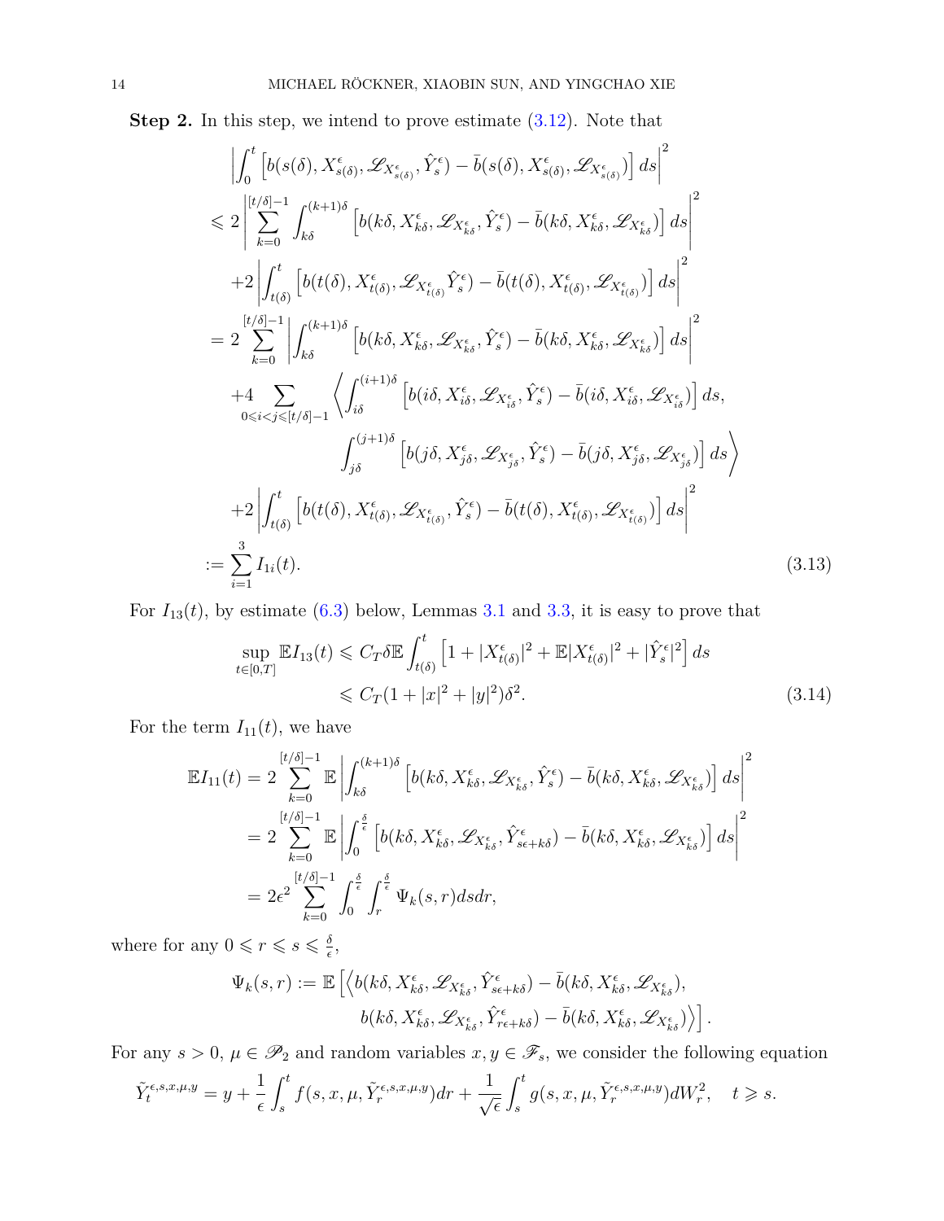**Step 2.** In this step, we intend to prove estimate (3.12). Note that

$$
\begin{aligned}
&\left|\int_0^t \left[b(s(\delta), X^\epsilon_{s(\delta)}, \mathscr{L}_{X^\epsilon_{s(\delta)}}, \hat{Y}^\epsilon_s) - \bar{b}(s(\delta), X^\epsilon_{s(\delta)}, \mathscr{L}_{X^\epsilon_{s(\delta)}})\right] ds\right|^2 \\
\leqslant\ & 2\left|\sum_{k=0}^{[t/\delta]-1} \int_{k\delta}^{(k+1)\delta} \left[b(k\delta, X^\epsilon_{k\delta}, \mathscr{L}_{X^\epsilon_{k\delta}}, \hat{Y}^\epsilon_s) - \bar{b}(k\delta, X^\epsilon_{k\delta}, \mathscr{L}_{X^\epsilon_{k\delta}})\right] ds\right|^2 \\
&+2\left|\int_{t(\delta)}^t \left[b(t(\delta), X^\epsilon_{t(\delta)}, \mathscr{L}_{X^\epsilon_{t(\delta)}}\hat{Y}^\epsilon_s) - \bar{b}(t(\delta), X^\epsilon_{t(\delta)}, \mathscr{L}_{X^\epsilon_{t(\delta)}})\right] ds\right|^2 \\
=\ & 2\sum_{k=0}^{[t/\delta]-1} \left|\int_{k\delta}^{(k+1)\delta} \left[b(k\delta, X^\epsilon_{k\delta}, \mathscr{L}_{X^\epsilon_{k\delta}}, \hat{Y}^\epsilon_s) - \bar{b}(k\delta, X^\epsilon_{k\delta}, \mathscr{L}_{X^\epsilon_{k\delta}})\right] ds\right|^2 \\
&+4\sum_{0\leqslant i<j\leqslant [t/\delta]-1} \Bigg\langle \int_{i\delta}^{(i+1)\delta} \left[b(i\delta, X^\epsilon_{i\delta}, \mathscr{L}_{X^\epsilon_{i\delta}}, \hat{Y}^\epsilon_s) - \bar{b}(i\delta, X^\epsilon_{i\delta}, \mathscr{L}_{X^\epsilon_{i\delta}})\right] ds, \\
&\qquad\qquad \int_{j\delta}^{(j+1)\delta} \left[b(j\delta, X^\epsilon_{j\delta}, \mathscr{L}_{X^\epsilon_{j\delta}}, \hat{Y}^\epsilon_s) - \bar{b}(j\delta, X^\epsilon_{j\delta}, \mathscr{L}_{X^\epsilon_{j\delta}})\right] ds \Bigg\rangle \\
&+2\left|\int_{t(\delta)}^t \left[b(t(\delta), X^\epsilon_{t(\delta)}, \mathscr{L}_{X^\epsilon_{t(\delta)}}, \hat{Y}^\epsilon_s) - \bar{b}(t(\delta), X^\epsilon_{t(\delta)}, \mathscr{L}_{X^\epsilon_{t(\delta)}})\right] ds\right|^2 \\
:=\ & \sum_{i=1}^3 I_{1i}(t). 
\end{aligned}
\tag{3.13}
$$

For $I_{13}(t)$, by estimate (6.3) below, Lemmas 3.1 and 3.3, it is easy to prove that

$$
\begin{aligned}
\sup_{t\in[0,T]} \mathbb{E} I_{13}(t) &\leqslant C_T\delta \mathbb{E}\int_{t(\delta)}^t \left[1 + |X^\epsilon_{t(\delta)}|^2 + \mathbb{E}|X^\epsilon_{t(\delta)}|^2 + |\hat{Y}^\epsilon_s|^2\right] ds \\
&\leqslant C_T(1+|x|^2+|y|^2)\delta^2.
\end{aligned}
\tag{3.14}
$$

For the term $I_{11}(t)$, we have

$$
\begin{aligned}
\mathbb{E} I_{11}(t) &= 2\sum_{k=0}^{[t/\delta]-1} \mathbb{E}\left|\int_{k\delta}^{(k+1)\delta} \left[b(k\delta, X^\epsilon_{k\delta}, \mathscr{L}_{X^\epsilon_{k\delta}}, \hat{Y}^\epsilon_s) - \bar{b}(k\delta, X^\epsilon_{k\delta}, \mathscr{L}_{X^\epsilon_{k\delta}})\right] ds\right|^2 \\
&= 2\sum_{k=0}^{[t/\delta]-1} \mathbb{E}\left|\int_0^{\frac{\delta}{\epsilon}} \left[b(k\delta, X^\epsilon_{k\delta}, \mathscr{L}_{X^\epsilon_{k\delta}}, \hat{Y}^\epsilon_{s\epsilon+k\delta}) - \bar{b}(k\delta, X^\epsilon_{k\delta}, \mathscr{L}_{X^\epsilon_{k\delta}})\right] ds\right|^2 \\
&= 2\epsilon^2 \sum_{k=0}^{[t/\delta]-1} \int_0^{\frac{\delta}{\epsilon}} \int_r^{\frac{\delta}{\epsilon}} \Psi_k(s,r) ds dr,
\end{aligned}
$$

where for any $0\leqslant r\leqslant s\leqslant \frac{\delta}{\epsilon}$,

$$
\begin{aligned}
\Psi_k(s,r) := \mathbb{E}\Big[\Big\langle & b(k\delta, X^\epsilon_{k\delta}, \mathscr{L}_{X^\epsilon_{k\delta}}, \hat{Y}^\epsilon_{s\epsilon+k\delta}) - \bar{b}(k\delta, X^\epsilon_{k\delta}, \mathscr{L}_{X^\epsilon_{k\delta}}), \\
& b(k\delta, X^\epsilon_{k\delta}, \mathscr{L}_{X^\epsilon_{k\delta}}, \hat{Y}^\epsilon_{r\epsilon+k\delta}) - \bar{b}(k\delta, X^\epsilon_{k\delta}, \mathscr{L}_{X^\epsilon_{k\delta}})\Big\rangle\Big].
\end{aligned}
$$

For any $s>0$, $\mu\in\mathscr{P}_2$ and random variables $x,y\in\mathscr{F}_s$, we consider the following equation

$$
\tilde{Y}^{\epsilon,s,x,\mu,y}_t = y + \frac{1}{\epsilon}\int_s^t f(s,x,\mu,\tilde{Y}^{\epsilon,s,x,\mu,y}_r) dr + \frac{1}{\sqrt{\epsilon}}\int_s^t g(s,x,\mu,\tilde{Y}^{\epsilon,s,x,\mu,y}_r) dW^2_r, \quad t\geqslant s.
$$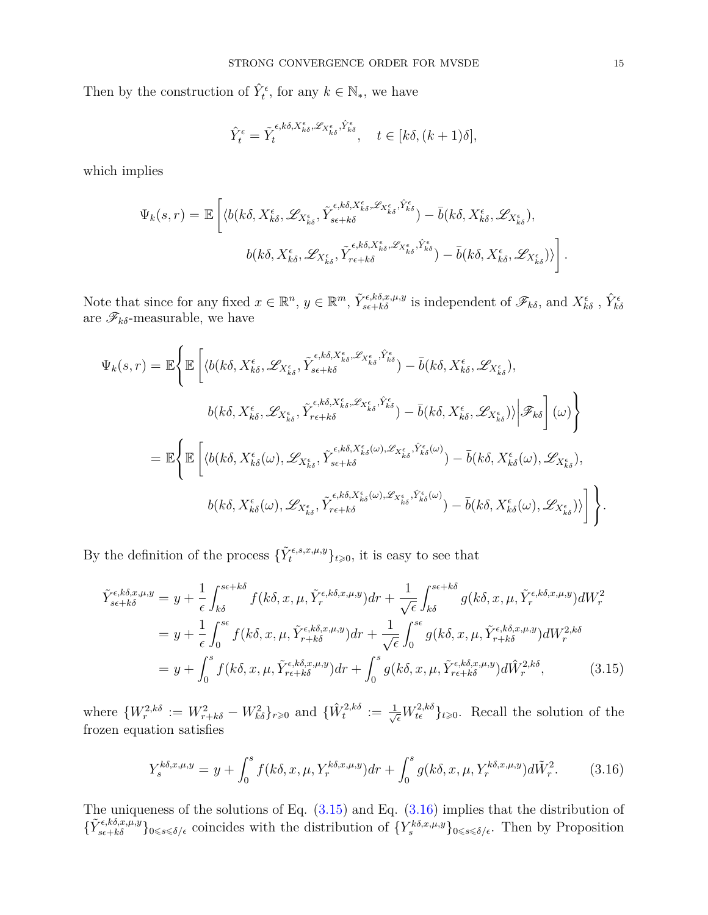Then by the construction of $\hat{Y}_t^\epsilon$, for any $k \in \mathbb{N}_*$, we have

$$\hat{Y}_t^\epsilon = \tilde{Y}_t^{\epsilon, k\delta, X_{k\delta}^\epsilon, \mathscr{L}_{X_{k\delta}^\epsilon}, \hat{Y}_{k\delta}^\epsilon}, \quad t \in [k\delta, (k+1)\delta],$$

which implies

$$\Psi_k(s,r) = \mathbb{E}\Bigg[\langle b(k\delta, X_{k\delta}^\epsilon, \mathscr{L}_{X_{k\delta}^\epsilon}, \tilde{Y}_{s\epsilon+k\delta}^{\epsilon, k\delta, X_{k\delta}^\epsilon, \mathscr{L}_{X_{k\delta}^\epsilon}, \hat{Y}_{k\delta}^\epsilon}) - \bar{b}(k\delta, X_{k\delta}^\epsilon, \mathscr{L}_{X_{k\delta}^\epsilon}),$$
$$b(k\delta, X_{k\delta}^\epsilon, \mathscr{L}_{X_{k\delta}^\epsilon}, \tilde{Y}_{r\epsilon+k\delta}^{\epsilon, k\delta, X_{k\delta}^\epsilon, \mathscr{L}_{X_{k\delta}^\epsilon}, \hat{Y}_{k\delta}^\epsilon}) - \bar{b}(k\delta, X_{k\delta}^\epsilon, \mathscr{L}_{X_{k\delta}^\epsilon})\rangle\Bigg].$$

Note that since for any fixed $x \in \mathbb{R}^n$, $y \in \mathbb{R}^m$, $\tilde{Y}_{s\epsilon+k\delta}^{\epsilon,k\delta,x,\mu,y}$ is independent of $\mathscr{F}_{k\delta}$, and $X_{k\delta}^\epsilon$ , $\hat{Y}_{k\delta}^\epsilon$ are $\mathscr{F}_{k\delta}$-measurable, we have

$$\Psi_k(s,r) = \mathbb{E}\Bigg\{\mathbb{E}\Bigg[\langle b(k\delta, X_{k\delta}^\epsilon, \mathscr{L}_{X_{k\delta}^\epsilon}, \tilde{Y}_{s\epsilon+k\delta}^{\epsilon, k\delta, X_{k\delta}^\epsilon, \mathscr{L}_{X_{k\delta}^\epsilon}, \hat{Y}_{k\delta}^\epsilon}) - \bar{b}(k\delta, X_{k\delta}^\epsilon, \mathscr{L}_{X_{k\delta}^\epsilon}),$$
$$b(k\delta, X_{k\delta}^\epsilon, \mathscr{L}_{X_{k\delta}^\epsilon}, \tilde{Y}_{r\epsilon+k\delta}^{\epsilon, k\delta, X_{k\delta}^\epsilon, \mathscr{L}_{X_{k\delta}^\epsilon}, \hat{Y}_{k\delta}^\epsilon}) - \bar{b}(k\delta, X_{k\delta}^\epsilon, \mathscr{L}_{X_{k\delta}^\epsilon})\rangle \Big| \mathscr{F}_{k\delta}\Bigg](\omega)\Bigg\}$$
$$= \mathbb{E}\Bigg\{\mathbb{E}\Bigg[\langle b(k\delta, X_{k\delta}^\epsilon(\omega), \mathscr{L}_{X_{k\delta}^\epsilon}, \tilde{Y}_{s\epsilon+k\delta}^{\epsilon, k\delta, X_{k\delta}^\epsilon(\omega), \mathscr{L}_{X_{k\delta}^\epsilon}, \hat{Y}_{k\delta}^\epsilon(\omega)}) - \bar{b}(k\delta, X_{k\delta}^\epsilon(\omega), \mathscr{L}_{X_{k\delta}^\epsilon}),$$
$$b(k\delta, X_{k\delta}^\epsilon(\omega), \mathscr{L}_{X_{k\delta}^\epsilon}, \tilde{Y}_{r\epsilon+k\delta}^{\epsilon, k\delta, X_{k\delta}^\epsilon(\omega), \mathscr{L}_{X_{k\delta}^\epsilon}, \hat{Y}_{k\delta}^\epsilon(\omega)}) - \bar{b}(k\delta, X_{k\delta}^\epsilon(\omega), \mathscr{L}_{X_{k\delta}^\epsilon})\rangle\Bigg]\Bigg\}.$$

By the definition of the process $\{\tilde{Y}_t^{\epsilon,s,x,\mu,y}\}_{t\geqslant 0}$, it is easy to see that

$$\begin{aligned}
\tilde{Y}_{s\epsilon+k\delta}^{\epsilon,k\delta,x,\mu,y} &= y + \frac{1}{\epsilon}\int_{k\delta}^{s\epsilon+k\delta} f(k\delta, x, \mu, \tilde{Y}_r^{\epsilon,k\delta,x,\mu,y})dr + \frac{1}{\sqrt{\epsilon}}\int_{k\delta}^{s\epsilon+k\delta} g(k\delta, x, \mu, \tilde{Y}_r^{\epsilon,k\delta,x,\mu,y})dW_r^2 \\
&= y + \frac{1}{\epsilon}\int_0^{s\epsilon} f(k\delta, x, \mu, \tilde{Y}_{r+k\delta}^{\epsilon,k\delta,x,\mu,y})dr + \frac{1}{\sqrt{\epsilon}}\int_0^{s\epsilon} g(k\delta, x, \mu, \tilde{Y}_{r+k\delta}^{\epsilon,k\delta,x,\mu,y})dW_r^{2,k\delta} \\
&= y + \int_0^s f(k\delta, x, \mu, \tilde{Y}_{r\epsilon+k\delta}^{\epsilon,k\delta,x,\mu,y})dr + \int_0^s g(k\delta, x, \mu, \tilde{Y}_{r\epsilon+k\delta}^{\epsilon,k\delta,x,\mu,y})d\hat{W}_r^{2,k\delta}, \qquad (3.15)
\end{aligned}$$

where $\{W_r^{2,k\delta} := W_{r+k\delta}^2 - W_{k\delta}^2\}_{r\geqslant 0}$ and $\{\hat{W}_t^{2,k\delta} := \frac{1}{\sqrt{\epsilon}} W_{t\epsilon}^{2,k\delta}\}_{t\geqslant 0}$. Recall the solution of the frozen equation satisfies

$$Y_s^{k\delta,x,\mu,y} = y + \int_0^s f(k\delta, x, \mu, Y_r^{k\delta,x,\mu,y})dr + \int_0^s g(k\delta, x, \mu, Y_r^{k\delta,x,\mu,y})d\tilde{W}_r^2. \qquad (3.16)$$

The uniqueness of the solutions of Eq. (3.15) and Eq. (3.16) implies that the distribution of $\{\tilde{Y}_{s\epsilon+k\delta}^{\epsilon,k\delta,x,\mu,y}\}_{0\leqslant s\leqslant \delta/\epsilon}$ coincides with the distribution of $\{Y_s^{k\delta,x,\mu,y}\}_{0\leqslant s\leqslant \delta/\epsilon}$. Then by Proposition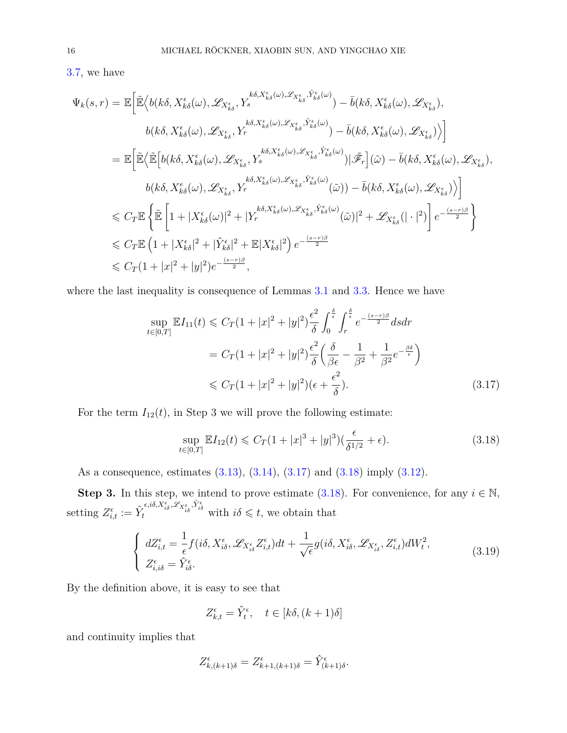3.7, we have

$$
\begin{aligned}
\Psi_k(s,r) &= \mathbb{E}\Big[\tilde{\mathbb{E}}\Big\langle b(k\delta, X^{\epsilon}_{k\delta}(\omega), \mathscr{L}_{X^{\epsilon}_{k\delta}}, Y_s^{k\delta, X^{\epsilon}_{k\delta}(\omega), \mathscr{L}_{X^{\epsilon}_{k\delta}}, \hat{Y}^{\epsilon}_{k\delta}(\omega)}) - \bar{b}(k\delta, X^{\epsilon}_{k\delta}(\omega), \mathscr{L}_{X^{\epsilon}_{k\delta}}),\\
&\qquad b(k\delta, X^{\epsilon}_{k\delta}(\omega), \mathscr{L}_{X^{\epsilon}_{k\delta}}, Y_r^{k\delta, X^{\epsilon}_{k\delta}(\omega), \mathscr{L}_{X^{\epsilon}_{k\delta}}, \hat{Y}^{\epsilon}_{k\delta}(\omega)}) - \bar{b}(k\delta, X^{\epsilon}_{k\delta}(\omega), \mathscr{L}_{X^{\epsilon}_{k\delta}})\Big\rangle\Big]\\
&= \mathbb{E}\Big[\tilde{\mathbb{E}}\Big\langle \tilde{\mathbb{E}}\Big[b(k\delta, X^{\epsilon}_{k\delta}(\omega), \mathscr{L}_{X^{\epsilon}_{k\delta}}, Y_s^{k\delta, X^{\epsilon}_{k\delta}(\omega), \mathscr{L}_{X^{\epsilon}_{k\delta}}, \hat{Y}^{\epsilon}_{k\delta}(\omega)})|\tilde{\mathscr{F}}_r\Big](\tilde{\omega}) - \bar{b}(k\delta, X^{\epsilon}_{k\delta}(\omega), \mathscr{L}_{X^{\epsilon}_{k\delta}}),\\
&\qquad b(k\delta, X^{\epsilon}_{k\delta}(\omega), \mathscr{L}_{X^{\epsilon}_{k\delta}}, Y_r^{k\delta, X^{\epsilon}_{k\delta}(\omega), \mathscr{L}_{X^{\epsilon}_{k\delta}}, \hat{Y}^{\epsilon}_{k\delta}(\omega)}(\tilde{\omega})) - \bar{b}(k\delta, X^{\epsilon}_{k\delta}(\omega), \mathscr{L}_{X^{\epsilon}_{k\delta}})\Big\rangle\Big]\\
&\leqslant C_T \mathbb{E}\left\{\tilde{\mathbb{E}}\left[1 + |X^{\epsilon}_{k\delta}(\omega)|^2 + |Y_r^{k\delta, X^{\epsilon}_{k\delta}(\omega), \mathscr{L}_{X^{\epsilon}_{k\delta}}, \hat{Y}^{\epsilon}_{k\delta}(\omega)}(\tilde{\omega})|^2 + \mathscr{L}_{X^{\epsilon}_{k\delta}}(|\cdot|^2)\right] e^{-\frac{(s-r)\beta}{2}}\right\}\\
&\leqslant C_T \mathbb{E}\left(1 + |X^{\epsilon}_{k\delta}|^2 + |\hat{Y}^{\epsilon}_{k\delta}|^2 + \mathbb{E}|X^{\epsilon}_{k\delta}|^2\right) e^{-\frac{(s-r)\beta}{2}}\\
&\leqslant C_T(1 + |x|^2 + |y|^2) e^{-\frac{(s-r)\beta}{2}},
\end{aligned}
$$

where the last inequality is consequence of Lemmas 3.1 and 3.3. Hence we have

$$
\begin{aligned}
\sup_{t\in[0,T]} \mathbb{E} I_{11}(t) &\leqslant C_T(1 + |x|^2 + |y|^2)\frac{\epsilon^2}{\delta}\int_0^{\frac{\delta}{\epsilon}}\int_r^{\frac{\delta}{\epsilon}} e^{-\frac{(s-r)\beta}{2}} ds dr\\
&= C_T(1 + |x|^2 + |y|^2)\frac{\epsilon^2}{\delta}\Big(\frac{\delta}{\beta\epsilon} - \frac{1}{\beta^2} + \frac{1}{\beta^2}e^{-\frac{\beta\delta}{\epsilon}}\Big)\\
&\leqslant C_T(1 + |x|^2 + |y|^2)(\epsilon + \frac{\epsilon^2}{\delta}). \qquad (3.17)
\end{aligned}
$$

For the term $I_{12}(t)$, in Step 3 we will prove the following estimate:

$$
\sup_{t\in[0,T]} \mathbb{E} I_{12}(t) \leqslant C_T(1 + |x|^3 + |y|^3)(\frac{\epsilon}{\delta^{1/2}} + \epsilon). \qquad (3.18)
$$

As a consequence, estimates (3.13), (3.14), (3.17) and (3.18) imply (3.12).

**Step 3.** In this step, we intend to prove estimate (3.18). For convenience, for any $i \in \mathbb{N}$, setting $Z^{\epsilon}_{i,t} := \tilde{Y}_t^{\epsilon, i\delta, X^{\epsilon}_{i\delta}, \mathscr{L}_{X^{\epsilon}_{i\delta}}, \hat{Y}^{\epsilon}_{i\delta}}$ with $i\delta \leqslant t$, we obtain that

$$
\left\{
\begin{array}{l}
dZ^{\epsilon}_{i,t} = \frac{1}{\epsilon} f(i\delta, X^{\epsilon}_{i\delta}, \mathscr{L}_{X^{\epsilon}_{i\delta}} Z^{\epsilon}_{i,t}) dt + \frac{1}{\sqrt{\epsilon}} g(i\delta, X^{\epsilon}_{i\delta}, \mathscr{L}_{X^{\epsilon}_{i\delta}}, Z^{\epsilon}_{i,t}) dW^2_t,\\
Z^{\epsilon}_{i,i\delta} = \hat{Y}^{\epsilon}_{i\delta}.
\end{array}
\right. \qquad (3.19)
$$

By the definition above, it is easy to see that

$$
Z^{\epsilon}_{k,t} = \hat{Y}^{\epsilon}_t, \quad t \in [k\delta, (k+1)\delta]
$$

and continuity implies that

$$
Z^{\epsilon}_{k,(k+1)\delta} = Z^{\epsilon}_{k+1,(k+1)\delta} = \hat{Y}^{\epsilon}_{(k+1)\delta}.
$$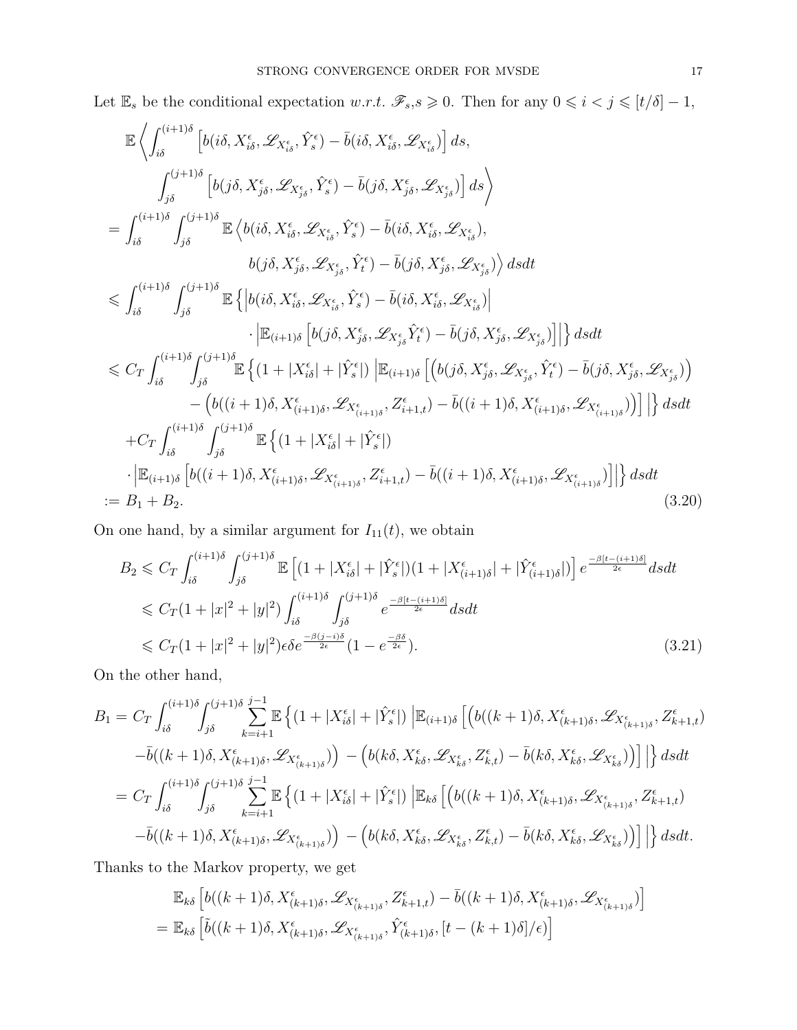Let $\mathbb{E}_s$ be the conditional expectation *w.r.t.* $\mathscr{F}_s, s \geqslant 0$. Then for any $0 \leqslant i < j \leqslant [t/\delta] - 1$,

$$
\begin{aligned}
&\mathbb{E}\left\langle \int_{i\delta}^{(i+1)\delta} \left[ b(i\delta, X_{i\delta}^{\epsilon}, \mathscr{L}_{X_{i\delta}^{\epsilon}}, \hat{Y}_s^{\epsilon}) - \bar{b}(i\delta, X_{i\delta}^{\epsilon}, \mathscr{L}_{X_{i\delta}^{\epsilon}}) \right] ds, \right. \\
&\qquad \left. \int_{j\delta}^{(j+1)\delta} \left[ b(j\delta, X_{j\delta}^{\epsilon}, \mathscr{L}_{X_{j\delta}^{\epsilon}}, \hat{Y}_s^{\epsilon}) - \bar{b}(j\delta, X_{j\delta}^{\epsilon}, \mathscr{L}_{X_{j\delta}^{\epsilon}}) \right] ds \right\rangle \\
&= \int_{i\delta}^{(i+1)\delta} \int_{j\delta}^{(j+1)\delta} \mathbb{E} \left\langle b(i\delta, X_{i\delta}^{\epsilon}, \mathscr{L}_{X_{i\delta}^{\epsilon}}, \hat{Y}_s^{\epsilon}) - \bar{b}(i\delta, X_{i\delta}^{\epsilon}, \mathscr{L}_{X_{i\delta}^{\epsilon}}), \right. \\
&\qquad\qquad \left. b(j\delta, X_{j\delta}^{\epsilon}, \mathscr{L}_{X_{j\delta}^{\epsilon}}, \hat{Y}_t^{\epsilon}) - \bar{b}(j\delta, X_{j\delta}^{\epsilon}, \mathscr{L}_{X_{j\delta}^{\epsilon}}) \right\rangle ds dt \\
&\leqslant \int_{i\delta}^{(i+1)\delta} \int_{j\delta}^{(j+1)\delta} \mathbb{E} \left\{ \left| b(i\delta, X_{i\delta}^{\epsilon}, \mathscr{L}_{X_{i\delta}^{\epsilon}}, \hat{Y}_s^{\epsilon}) - \bar{b}(i\delta, X_{i\delta}^{\epsilon}, \mathscr{L}_{X_{i\delta}^{\epsilon}}) \right| \right. \\
&\qquad\qquad \left. \cdot \left| \mathbb{E}_{(i+1)\delta} \left[ b(j\delta, X_{j\delta}^{\epsilon}, \mathscr{L}_{X_{j\delta}^{\epsilon}} \hat{Y}_t^{\epsilon}) - \bar{b}(j\delta, X_{j\delta}^{\epsilon}, \mathscr{L}_{X_{j\delta}^{\epsilon}}) \right] \right| \right\} ds dt \\
&\leqslant C_T \int_{i\delta}^{(i+1)\delta} \int_{j\delta}^{(j+1)\delta} \mathbb{E} \left\{ (1 + |X_{i\delta}^{\epsilon}| + |\hat{Y}_s^{\epsilon}|) \left| \mathbb{E}_{(i+1)\delta} \left[ \left( b(j\delta, X_{j\delta}^{\epsilon}, \mathscr{L}_{X_{j\delta}^{\epsilon}}, \hat{Y}_t^{\epsilon}) - \bar{b}(j\delta, X_{j\delta}^{\epsilon}, \mathscr{L}_{X_{j\delta}^{\epsilon}}) \right) \right. \right. \right. \\
&\qquad\qquad \left. \left. \left. - \left( b((i+1)\delta, X_{(i+1)\delta}^{\epsilon}, \mathscr{L}_{X_{(i+1)\delta}^{\epsilon}}, Z_{i+1,t}^{\epsilon}) - \bar{b}((i+1)\delta, X_{(i+1)\delta}^{\epsilon}, \mathscr{L}_{X_{(i+1)\delta}^{\epsilon}}) \right) \right] \right| \right\} ds dt \\
&\quad + C_T \int_{i\delta}^{(i+1)\delta} \int_{j\delta}^{(j+1)\delta} \mathbb{E} \left\{ (1 + |X_{i\delta}^{\epsilon}| + |\hat{Y}_s^{\epsilon}|) \right. \\
&\quad \left. \cdot \left| \mathbb{E}_{(i+1)\delta} \left[ b((i+1)\delta, X_{(i+1)\delta}^{\epsilon}, \mathscr{L}_{X_{(i+1)\delta}^{\epsilon}}, Z_{i+1,t}^{\epsilon}) - \bar{b}((i+1)\delta, X_{(i+1)\delta}^{\epsilon}, \mathscr{L}_{X_{(i+1)\delta}^{\epsilon}}) \right] \right| \right\} ds dt \\
&:= B_1 + B_2.
\end{aligned}
\tag{3.20}
$$

On one hand, by a similar argument for $I_{11}(t)$, we obtain

$$
\begin{aligned}
B_2 &\leqslant C_T \int_{i\delta}^{(i+1)\delta} \int_{j\delta}^{(j+1)\delta} \mathbb{E} \left[ (1 + |X_{i\delta}^{\epsilon}| + |\hat{Y}_s^{\epsilon}|)(1 + |X_{(i+1)\delta}^{\epsilon}| + |\hat{Y}_{(i+1)\delta}^{\epsilon}|) \right] e^{\frac{-\beta[t-(i+1)\delta]}{2\epsilon}} ds dt \\
&\leqslant C_T (1 + |x|^2 + |y|^2) \int_{i\delta}^{(i+1)\delta} \int_{j\delta}^{(j+1)\delta} e^{\frac{-\beta[t-(i+1)\delta]}{2\epsilon}} ds dt \\
&\leqslant C_T (1 + |x|^2 + |y|^2) \epsilon \delta e^{\frac{-\beta(j-i)\delta}{2\epsilon}} (1 - e^{\frac{-\beta\delta}{2\epsilon}}).
\end{aligned}
\tag{3.21}
$$

On the other hand,

$$
\begin{aligned}
B_1 &= C_T \int_{i\delta}^{(i+1)\delta} \int_{j\delta}^{(j+1)\delta} \sum_{k=i+1}^{j-1} \mathbb{E} \left\{ (1 + |X_{i\delta}^{\epsilon}| + |\hat{Y}_s^{\epsilon}|) \left| \mathbb{E}_{(i+1)\delta} \left[ \left( b((k+1)\delta, X_{(k+1)\delta}^{\epsilon}, \mathscr{L}_{X_{(k+1)\delta}^{\epsilon}}, Z_{k+1,t}^{\epsilon}) \right. \right. \right. \right. \\
&\qquad \left. \left. \left. \left. - \bar{b}((k+1)\delta, X_{(k+1)\delta}^{\epsilon}, \mathscr{L}_{X_{(k+1)\delta}^{\epsilon}}) \right) - \left( b(k\delta, X_{k\delta}^{\epsilon}, \mathscr{L}_{X_{k\delta}^{\epsilon}}, Z_{k,t}^{\epsilon}) - \bar{b}(k\delta, X_{k\delta}^{\epsilon}, \mathscr{L}_{X_{k\delta}^{\epsilon}}) \right) \right] \right| \right\} ds dt \\
&= C_T \int_{i\delta}^{(i+1)\delta} \int_{j\delta}^{(j+1)\delta} \sum_{k=i+1}^{j-1} \mathbb{E} \left\{ (1 + |X_{i\delta}^{\epsilon}| + |\hat{Y}_s^{\epsilon}|) \left| \mathbb{E}_{k\delta} \left[ \left( b((k+1)\delta, X_{(k+1)\delta}^{\epsilon}, \mathscr{L}_{X_{(k+1)\delta}^{\epsilon}}, Z_{k+1,t}^{\epsilon}) \right. \right. \right. \right. \\
&\qquad \left. \left. \left. \left. - \bar{b}((k+1)\delta, X_{(k+1)\delta}^{\epsilon}, \mathscr{L}_{X_{(k+1)\delta}^{\epsilon}}) \right) - \left( b(k\delta, X_{k\delta}^{\epsilon}, \mathscr{L}_{X_{k\delta}^{\epsilon}}, Z_{k,t}^{\epsilon}) - \bar{b}(k\delta, X_{k\delta}^{\epsilon}, \mathscr{L}_{X_{k\delta}^{\epsilon}}) \right) \right] \right| \right\} ds dt.
\end{aligned}
$$

Thanks to the Markov property, we get

$$
\begin{aligned}
&\mathbb{E}_{k\delta} \left[ b((k+1)\delta, X_{(k+1)\delta}^{\epsilon}, \mathscr{L}_{X_{(k+1)\delta}^{\epsilon}}, Z_{k+1,t}^{\epsilon}) - \bar{b}((k+1)\delta, X_{(k+1)\delta}^{\epsilon}, \mathscr{L}_{X_{(k+1)\delta}^{\epsilon}}) \right] \\
&= \mathbb{E}_{k\delta} \left[ \tilde{b}((k+1)\delta, X_{(k+1)\delta}^{\epsilon}, \mathscr{L}_{X_{(k+1)\delta}^{\epsilon}}, \hat{Y}_{(k+1)\delta}^{\epsilon}, [t - (k+1)\delta]/\epsilon) \right]
\end{aligned}
$$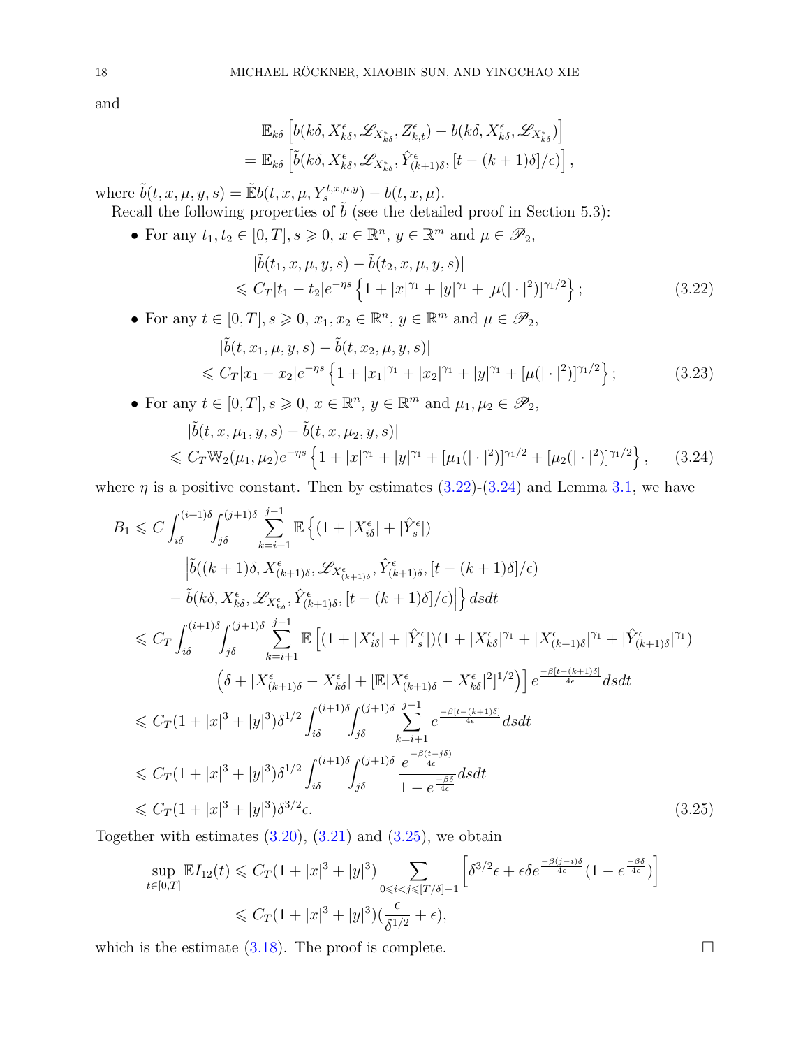and

$$
\begin{aligned}
&\mathbb{E}_{k\delta}\left[b(k\delta, X^{\epsilon}_{k\delta}, \mathscr{L}_{X^{\epsilon}_{k\delta}}, Z^{\epsilon}_{k,t}) - \bar{b}(k\delta, X^{\epsilon}_{k\delta}, \mathscr{L}_{X^{\epsilon}_{k\delta}})\right] \\
&= \mathbb{E}_{k\delta}\left[\tilde{b}(k\delta, X^{\epsilon}_{k\delta}, \mathscr{L}_{X^{\epsilon}_{k\delta}}, \hat{Y}^{\epsilon}_{(k+1)\delta}, [t-(k+1)\delta]/\epsilon)\right],
\end{aligned}
$$

where $\tilde{b}(t,x,\mu,y,s) = \tilde{\mathbb{E}} b(t,x,\mu,Y^{t,x,\mu,y}_s) - \bar{b}(t,x,\mu)$.

Recall the following properties of $\tilde{b}$ (see the detailed proof in Section 5.3):

- For any $t_1, t_2 \in [0,T]$, $s \geqslant 0$, $x \in \mathbb{R}^n$, $y \in \mathbb{R}^m$ and $\mu \in \mathscr{P}_2$,

$$
\begin{aligned}
&|\tilde{b}(t_1,x,\mu,y,s) - \tilde{b}(t_2,x,\mu,y,s)| \\
&\leqslant C_T |t_1 - t_2| e^{-\eta s}\left\{1 + |x|^{\gamma_1} + |y|^{\gamma_1} + [\mu(|\cdot|^2)]^{\gamma_1/2}\right\};
\end{aligned}
\tag{3.22}
$$

- For any $t \in [0,T]$, $s \geqslant 0$, $x_1, x_2 \in \mathbb{R}^n$, $y \in \mathbb{R}^m$ and $\mu \in \mathscr{P}_2$,

$$
\begin{aligned}
&|\tilde{b}(t,x_1,\mu,y,s) - \tilde{b}(t,x_2,\mu,y,s)| \\
&\leqslant C_T |x_1 - x_2| e^{-\eta s}\left\{1 + |x_1|^{\gamma_1} + |x_2|^{\gamma_1} + |y|^{\gamma_1} + [\mu(|\cdot|^2)]^{\gamma_1/2}\right\};
\end{aligned}
\tag{3.23}
$$

- For any $t \in [0,T]$, $s \geqslant 0$, $x \in \mathbb{R}^n$, $y \in \mathbb{R}^m$ and $\mu_1, \mu_2 \in \mathscr{P}_2$,

$$
\begin{aligned}
&|\tilde{b}(t,x,\mu_1,y,s) - \tilde{b}(t,x,\mu_2,y,s)| \\
&\leqslant C_T \mathbb{W}_2(\mu_1,\mu_2) e^{-\eta s}\left\{1 + |x|^{\gamma_1} + |y|^{\gamma_1} + [\mu_1(|\cdot|^2)]^{\gamma_1/2} + [\mu_2(|\cdot|^2)]^{\gamma_1/2}\right\},
\end{aligned}
\tag{3.24}
$$

where $\eta$ is a positive constant. Then by estimates (3.22)-(3.24) and Lemma 3.1, we have

$$
\begin{aligned}
B_1 &\leqslant C\int_{i\delta}^{(i+1)\delta}\int_{j\delta}^{(j+1)\delta}\sum_{k=i+1}^{j-1}\mathbb{E}\Big\{(1+|X^{\epsilon}_{i\delta}|+|\hat{Y}^{\epsilon}_s|) \\
&\qquad \Big|\tilde{b}((k+1)\delta, X^{\epsilon}_{(k+1)\delta}, \mathscr{L}_{X^{\epsilon}_{(k+1)\delta}}, \hat{Y}^{\epsilon}_{(k+1)\delta}, [t-(k+1)\delta]/\epsilon) \\
&\qquad - \tilde{b}(k\delta, X^{\epsilon}_{k\delta}, \mathscr{L}_{X^{\epsilon}_{k\delta}}, \hat{Y}^{\epsilon}_{(k+1)\delta}, [t-(k+1)\delta]/\epsilon)\Big|\Big\}\,dsdt \\
&\leqslant C_T\int_{i\delta}^{(i+1)\delta}\int_{j\delta}^{(j+1)\delta}\sum_{k=i+1}^{j-1}\mathbb{E}\Big[(1+|X^{\epsilon}_{i\delta}|+|\hat{Y}^{\epsilon}_s|)(1+|X^{\epsilon}_{k\delta}|^{\gamma_1}+|X^{\epsilon}_{(k+1)\delta}|^{\gamma_1}+|\hat{Y}^{\epsilon}_{(k+1)\delta}|^{\gamma_1}) \\
&\qquad \Big(\delta + |X^{\epsilon}_{(k+1)\delta} - X^{\epsilon}_{k\delta}| + [\mathbb{E}|X^{\epsilon}_{(k+1)\delta} - X^{\epsilon}_{k\delta}|^2]^{1/2}\Big)\Big] e^{\frac{-\beta[t-(k+1)\delta]}{4\epsilon}}dsdt \\
&\leqslant C_T(1+|x|^3+|y|^3)\delta^{1/2}\int_{i\delta}^{(i+1)\delta}\int_{j\delta}^{(j+1)\delta}\sum_{k=i+1}^{j-1}e^{\frac{-\beta[t-(k+1)\delta]}{4\epsilon}}dsdt \\
&\leqslant C_T(1+|x|^3+|y|^3)\delta^{1/2}\int_{i\delta}^{(i+1)\delta}\int_{j\delta}^{(j+1)\delta}\frac{e^{\frac{-\beta(t-j\delta)}{4\epsilon}}}{1-e^{\frac{-\beta\delta}{4\epsilon}}}dsdt \\
&\leqslant C_T(1+|x|^3+|y|^3)\delta^{3/2}\epsilon.
\end{aligned}
\tag{3.25}
$$

Together with estimates (3.20), (3.21) and (3.25), we obtain

$$
\begin{aligned}
\sup_{t\in[0,T]}\mathbb{E}I_{12}(t) &\leqslant C_T(1+|x|^3+|y|^3)\sum_{0\leqslant i<j\leqslant[T/\delta]-1}\left[\delta^{3/2}\epsilon + \epsilon\delta e^{\frac{-\beta(j-i)\delta}{4\epsilon}}(1-e^{\frac{-\beta\delta}{4\epsilon}})\right] \\
&\leqslant C_T(1+|x|^3+|y|^3)(\frac{\epsilon}{\delta^{1/2}}+\epsilon),
\end{aligned}
$$

which is the estimate (3.18). The proof is complete. □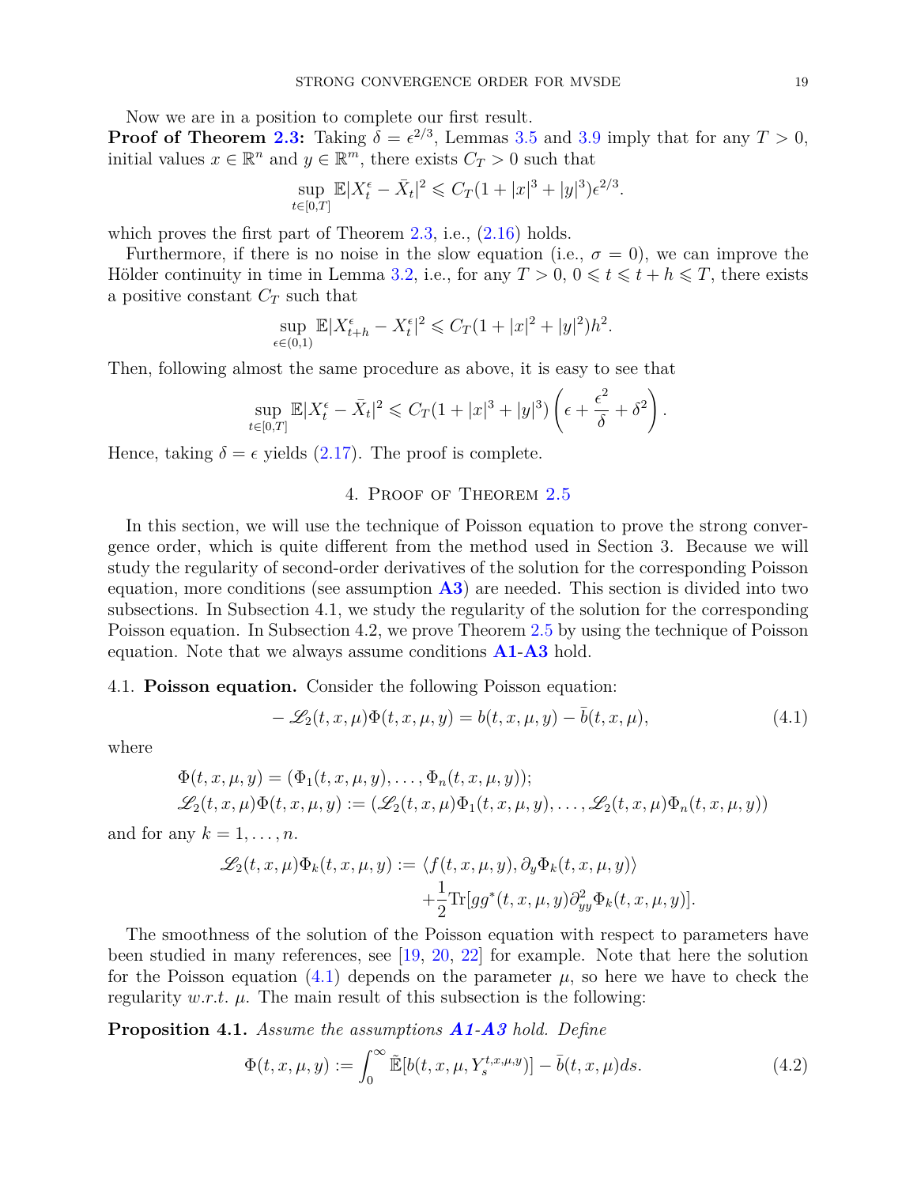Now we are in a position to complete our first result.

**Proof of Theorem 2.3:** Taking $\delta = \epsilon^{2/3}$, Lemmas 3.5 and 3.9 imply that for any $T > 0$, initial values $x \in \mathbb{R}^n$ and $y \in \mathbb{R}^m$, there exists $C_T > 0$ such that

$$\sup_{t\in[0,T]} \mathbb{E}|X_t^\epsilon - \bar{X}_t|^2 \leqslant C_T(1 + |x|^3 + |y|^3)\epsilon^{2/3}.$$

which proves the first part of Theorem 2.3, i.e., (2.16) holds.

Furthermore, if there is no noise in the slow equation (i.e., $\sigma = 0$), we can improve the Hölder continuity in time in Lemma 3.2, i.e., for any $T > 0$, $0 \leqslant t \leqslant t + h \leqslant T$, there exists a positive constant $C_T$ such that

$$\sup_{\epsilon\in(0,1)} \mathbb{E}|X_{t+h}^\epsilon - X_t^\epsilon|^2 \leqslant C_T(1 + |x|^2 + |y|^2)h^2.$$

Then, following almost the same procedure as above, it is easy to see that

$$\sup_{t\in[0,T]} \mathbb{E}|X_t^\epsilon - \bar{X}_t|^2 \leqslant C_T(1 + |x|^3 + |y|^3)\left(\epsilon + \frac{\epsilon^2}{\delta} + \delta^2\right).$$

Hence, taking $\delta = \epsilon$ yields (2.17). The proof is complete.

## 4. Proof of Theorem 2.5

In this section, we will use the technique of Poisson equation to prove the strong convergence order, which is quite different from the method used in Section 3. Because we will study the regularity of second-order derivatives of the solution for the corresponding Poisson equation, more conditions (see assumption **A3**) are needed. This section is divided into two subsections. In Subsection 4.1, we study the regularity of the solution for the corresponding Poisson equation. In Subsection 4.2, we prove Theorem 2.5 by using the technique of Poisson equation. Note that we always assume conditions **A1**-**A3** hold.

### 4.1. Poisson equation.

Consider the following Poisson equation:

$$-\mathscr{L}_2(t, x, \mu)\Phi(t, x, \mu, y) = b(t, x, \mu, y) - \bar{b}(t, x, \mu), \tag{4.1}$$

where

$$\Phi(t, x, \mu, y) = (\Phi_1(t, x, \mu, y), \ldots, \Phi_n(t, x, \mu, y));$$
$$\mathscr{L}_2(t, x, \mu)\Phi(t, x, \mu, y) := (\mathscr{L}_2(t, x, \mu)\Phi_1(t, x, \mu, y), \ldots, \mathscr{L}_2(t, x, \mu)\Phi_n(t, x, \mu, y))$$

and for any $k = 1, \ldots, n$.

$$\mathscr{L}_2(t, x, \mu)\Phi_k(t, x, \mu, y) := \langle f(t, x, \mu, y), \partial_y\Phi_k(t, x, \mu, y)\rangle + \frac{1}{2}\mathrm{Tr}[gg^*(t, x, \mu, y)\partial_{yy}^2\Phi_k(t, x, \mu, y)].$$

The smoothness of the solution of the Poisson equation with respect to parameters have been studied in many references, see [19, 20, 22] for example. Note that here the solution for the Poisson equation (4.1) depends on the parameter $\mu$, so here we have to check the regularity *w.r.t.* $\mu$. The main result of this subsection is the following:

**Proposition 4.1.** *Assume the assumptions* ***A1**-**A3*** *hold. Define*

$$\Phi(t, x, \mu, y) := \int_0^\infty \tilde{\mathbb{E}}[b(t, x, \mu, Y_s^{t,x,\mu,y})] - \bar{b}(t, x, \mu)ds. \tag{4.2}$$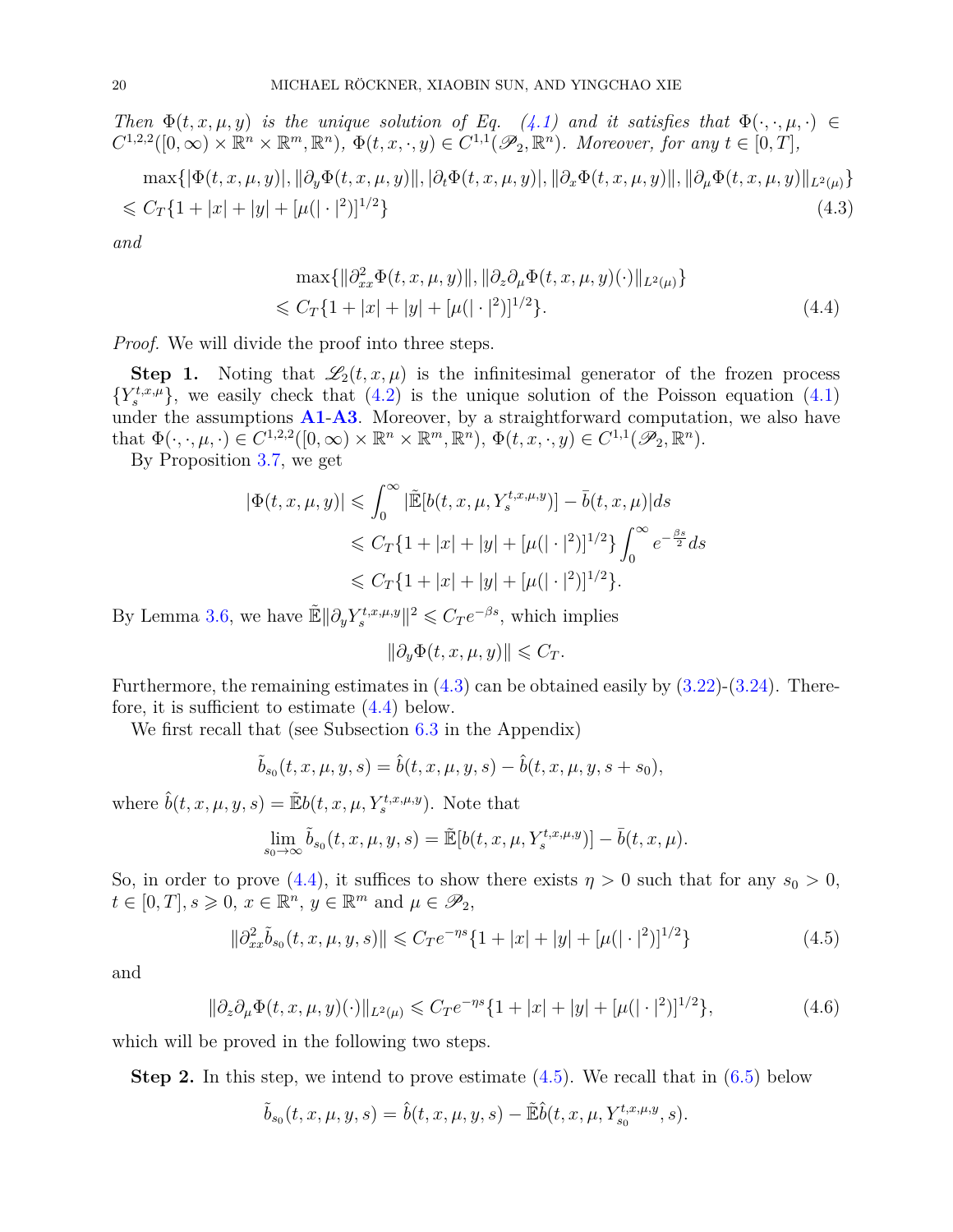*Then $\Phi(t,x,\mu,y)$ is the unique solution of Eq. (4.1) and it satisfies that $\Phi(\cdot,\cdot,\mu,\cdot)\in C^{1,2,2}([0,\infty)\times\mathbb{R}^n\times\mathbb{R}^m,\mathbb{R}^n)$, $\Phi(t,x,\cdot,y)\in C^{1,1}(\mathscr{P}_2,\mathbb{R}^n)$. Moreover, for any $t\in[0,T]$,*

$$
\begin{aligned}
&\max\{|\Phi(t,x,\mu,y)|,\|\partial_y\Phi(t,x,\mu,y)\|,|\partial_t\Phi(t,x,\mu,y)|,\|\partial_x\Phi(t,x,\mu,y)\|,\|\partial_\mu\Phi(t,x,\mu,y)\|_{L^2(\mu)}\}\\
&\leqslant C_T\{1+|x|+|y|+[\mu(|\cdot|^2)]^{1/2}\} \qquad (4.3)
\end{aligned}
$$

*and*

$$
\begin{aligned}
&\max\{\|\partial^2_{xx}\Phi(t,x,\mu,y)\|,\|\partial_z\partial_\mu\Phi(t,x,\mu,y)(\cdot)\|_{L^2(\mu)}\}\\
&\leqslant C_T\{1+|x|+|y|+[\mu(|\cdot|^2)]^{1/2}\}. \qquad (4.4)
\end{aligned}
$$

*Proof.* We will divide the proof into three steps.

**Step 1.** Noting that $\mathscr{L}_2(t,x,\mu)$ is the infinitesimal generator of the frozen process $\{Y_s^{t,x,\mu}\}$, we easily check that (4.2) is the unique solution of the Poisson equation (4.1) under the assumptions **A1**-**A3**. Moreover, by a straightforward computation, we also have that $\Phi(\cdot,\cdot,\mu,\cdot)\in C^{1,2,2}([0,\infty)\times\mathbb{R}^n\times\mathbb{R}^m,\mathbb{R}^n)$, $\Phi(t,x,\cdot,y)\in C^{1,1}(\mathscr{P}_2,\mathbb{R}^n)$.

By Proposition 3.7, we get

$$
\begin{aligned}
|\Phi(t,x,\mu,y)|&\leqslant\int_0^\infty|\tilde{\mathbb{E}}[b(t,x,\mu,Y_s^{t,x,\mu,y})]-\bar{b}(t,x,\mu)|ds\\
&\leqslant C_T\{1+|x|+|y|+[\mu(|\cdot|^2)]^{1/2}\}\int_0^\infty e^{-\frac{\beta s}{2}}ds\\
&\leqslant C_T\{1+|x|+|y|+[\mu(|\cdot|^2)]^{1/2}\}.
\end{aligned}
$$

By Lemma 3.6, we have $\tilde{\mathbb{E}}\|\partial_y Y_s^{t,x,\mu,y}\|^2\leqslant C_Te^{-\beta s}$, which implies

$$
\|\partial_y\Phi(t,x,\mu,y)\|\leqslant C_T.
$$

Furthermore, the remaining estimates in (4.3) can be obtained easily by (3.22)-(3.24). Therefore, it is sufficient to estimate (4.4) below.

We first recall that (see Subsection 6.3 in the Appendix)

$$
\tilde{b}_{s_0}(t,x,\mu,y,s)=\hat{b}(t,x,\mu,y,s)-\hat{b}(t,x,\mu,y,s+s_0),
$$

where $\hat{b}(t,x,\mu,y,s)=\tilde{\mathbb{E}}b(t,x,\mu,Y_s^{t,x,\mu,y})$. Note that

$$
\lim_{s_0\to\infty}\tilde{b}_{s_0}(t,x,\mu,y,s)=\tilde{\mathbb{E}}[b(t,x,\mu,Y_s^{t,x,\mu,y})]-\bar{b}(t,x,\mu).
$$

So, in order to prove (4.4), it suffices to show there exists $\eta>0$ such that for any $s_0>0$, $t\in[0,T]$, $s\geqslant0$, $x\in\mathbb{R}^n$, $y\in\mathbb{R}^m$ and $\mu\in\mathscr{P}_2$,

$$
\|\partial^2_{xx}\tilde{b}_{s_0}(t,x,\mu,y,s)\|\leqslant C_Te^{-\eta s}\{1+|x|+|y|+[\mu(|\cdot|^2)]^{1/2}\} \qquad (4.5)
$$

and

$$
\|\partial_z\partial_\mu\Phi(t,x,\mu,y)(\cdot)\|_{L^2(\mu)}\leqslant C_Te^{-\eta s}\{1+|x|+|y|+[\mu(|\cdot|^2)]^{1/2}\}, \qquad (4.6)
$$

which will be proved in the following two steps.

**Step 2.** In this step, we intend to prove estimate (4.5). We recall that in (6.5) below

$$
\tilde{b}_{s_0}(t,x,\mu,y,s)=\hat{b}(t,x,\mu,y,s)-\tilde{\mathbb{E}}\hat{b}(t,x,\mu,Y_{s_0}^{t,x,\mu,y},s).
$$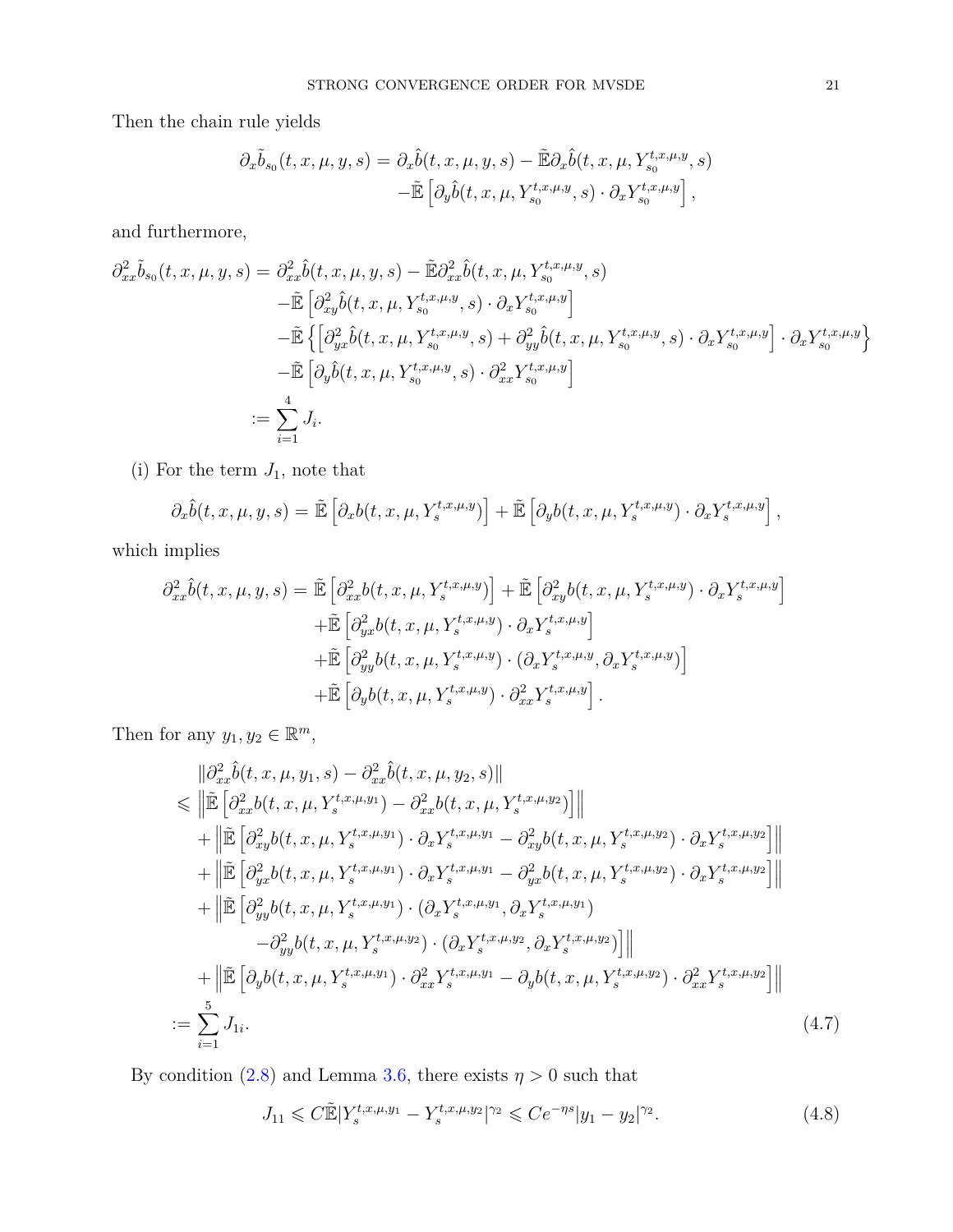Then the chain rule yields

$$
\begin{aligned}
\partial_x \tilde{b}_{s_0}(t,x,\mu,y,s) = \partial_x \hat{b}(t,x,\mu,y,s) &- \tilde{\mathbb{E}} \partial_x \hat{b}(t,x,\mu,Y_{s_0}^{t,x,\mu,y},s) \\
&- \tilde{\mathbb{E}}\left[\partial_y \hat{b}(t,x,\mu,Y_{s_0}^{t,x,\mu,y},s) \cdot \partial_x Y_{s_0}^{t,x,\mu,y}\right],
\end{aligned}
$$

and furthermore,

$$
\begin{aligned}
\partial_{xx}^2 \tilde{b}_{s_0}(t,x,\mu,y,s) &= \partial_{xx}^2 \hat{b}(t,x,\mu,y,s) - \tilde{\mathbb{E}} \partial_{xx}^2 \hat{b}(t,x,\mu,Y_{s_0}^{t,x,\mu,y},s) \\
&\quad - \tilde{\mathbb{E}}\left[\partial_{xy}^2 \hat{b}(t,x,\mu,Y_{s_0}^{t,x,\mu,y},s) \cdot \partial_x Y_{s_0}^{t,x,\mu,y}\right] \\
&\quad - \tilde{\mathbb{E}}\left\{\left[\partial_{yx}^2 \hat{b}(t,x,\mu,Y_{s_0}^{t,x,\mu,y},s) + \partial_{yy}^2 \hat{b}(t,x,\mu,Y_{s_0}^{t,x,\mu,y},s) \cdot \partial_x Y_{s_0}^{t,x,\mu,y}\right] \cdot \partial_x Y_{s_0}^{t,x,\mu,y}\right\} \\
&\quad - \tilde{\mathbb{E}}\left[\partial_y \hat{b}(t,x,\mu,Y_{s_0}^{t,x,\mu,y},s) \cdot \partial_{xx}^2 Y_{s_0}^{t,x,\mu,y}\right] \\
&:= \sum_{i=1}^{4} J_i.
\end{aligned}
$$

(i) For the term $J_1$, note that

$$
\partial_x \hat{b}(t,x,\mu,y,s) = \tilde{\mathbb{E}}\left[\partial_x b(t,x,\mu,Y_s^{t,x,\mu,y})\right] + \tilde{\mathbb{E}}\left[\partial_y b(t,x,\mu,Y_s^{t,x,\mu,y}) \cdot \partial_x Y_s^{t,x,\mu,y}\right],
$$

which implies

$$
\begin{aligned}
\partial_{xx}^2 \hat{b}(t,x,\mu,y,s) &= \tilde{\mathbb{E}}\left[\partial_{xx}^2 b(t,x,\mu,Y_s^{t,x,\mu,y})\right] + \tilde{\mathbb{E}}\left[\partial_{xy}^2 b(t,x,\mu,Y_s^{t,x,\mu,y}) \cdot \partial_x Y_s^{t,x,\mu,y}\right] \\
&\quad + \tilde{\mathbb{E}}\left[\partial_{yx}^2 b(t,x,\mu,Y_s^{t,x,\mu,y}) \cdot \partial_x Y_s^{t,x,\mu,y}\right] \\
&\quad + \tilde{\mathbb{E}}\left[\partial_{yy}^2 b(t,x,\mu,Y_s^{t,x,\mu,y}) \cdot (\partial_x Y_s^{t,x,\mu,y}, \partial_x Y_s^{t,x,\mu,y})\right] \\
&\quad + \tilde{\mathbb{E}}\left[\partial_y b(t,x,\mu,Y_s^{t,x,\mu,y}) \cdot \partial_{xx}^2 Y_s^{t,x,\mu,y}\right].
\end{aligned}
$$

Then for any $y_1, y_2 \in \mathbb{R}^m$,

$$
\begin{aligned}
&\|\partial_{xx}^2 \hat{b}(t,x,\mu,y_1,s) - \partial_{xx}^2 \hat{b}(t,x,\mu,y_2,s)\| \\
\leqslant\ & \left\|\tilde{\mathbb{E}}\left[\partial_{xx}^2 b(t,x,\mu,Y_s^{t,x,\mu,y_1}) - \partial_{xx}^2 b(t,x,\mu,Y_s^{t,x,\mu,y_2})\right]\right\| \\
&+ \left\|\tilde{\mathbb{E}}\left[\partial_{xy}^2 b(t,x,\mu,Y_s^{t,x,\mu,y_1}) \cdot \partial_x Y_s^{t,x,\mu,y_1} - \partial_{xy}^2 b(t,x,\mu,Y_s^{t,x,\mu,y_2}) \cdot \partial_x Y_s^{t,x,\mu,y_2}\right]\right\| \\
&+ \left\|\tilde{\mathbb{E}}\left[\partial_{yx}^2 b(t,x,\mu,Y_s^{t,x,\mu,y_1}) \cdot \partial_x Y_s^{t,x,\mu,y_1} - \partial_{yx}^2 b(t,x,\mu,Y_s^{t,x,\mu,y_2}) \cdot \partial_x Y_s^{t,x,\mu,y_2}\right]\right\| \\
&+ \Big\|\tilde{\mathbb{E}}\Big[\partial_{yy}^2 b(t,x,\mu,Y_s^{t,x,\mu,y_1}) \cdot (\partial_x Y_s^{t,x,\mu,y_1}, \partial_x Y_s^{t,x,\mu,y_1}) \\
&\qquad - \partial_{yy}^2 b(t,x,\mu,Y_s^{t,x,\mu,y_2}) \cdot (\partial_x Y_s^{t,x,\mu,y_2}, \partial_x Y_s^{t,x,\mu,y_2})\Big]\Big\| \\
&+ \left\|\tilde{\mathbb{E}}\left[\partial_y b(t,x,\mu,Y_s^{t,x,\mu,y_1}) \cdot \partial_{xx}^2 Y_s^{t,x,\mu,y_1} - \partial_y b(t,x,\mu,Y_s^{t,x,\mu,y_2}) \cdot \partial_{xx}^2 Y_s^{t,x,\mu,y_2}\right]\right\| \\
:=\ & \sum_{i=1}^{5} J_{1i}.
\end{aligned}
\tag{4.7}
$$

By condition (2.8) and Lemma 3.6, there exists $\eta > 0$ such that

$$
J_{11} \leqslant C \tilde{\mathbb{E}} |Y_s^{t,x,\mu,y_1} - Y_s^{t,x,\mu,y_2}|^{\gamma_2} \leqslant C e^{-\eta s} |y_1 - y_2|^{\gamma_2}. \tag{4.8}
$$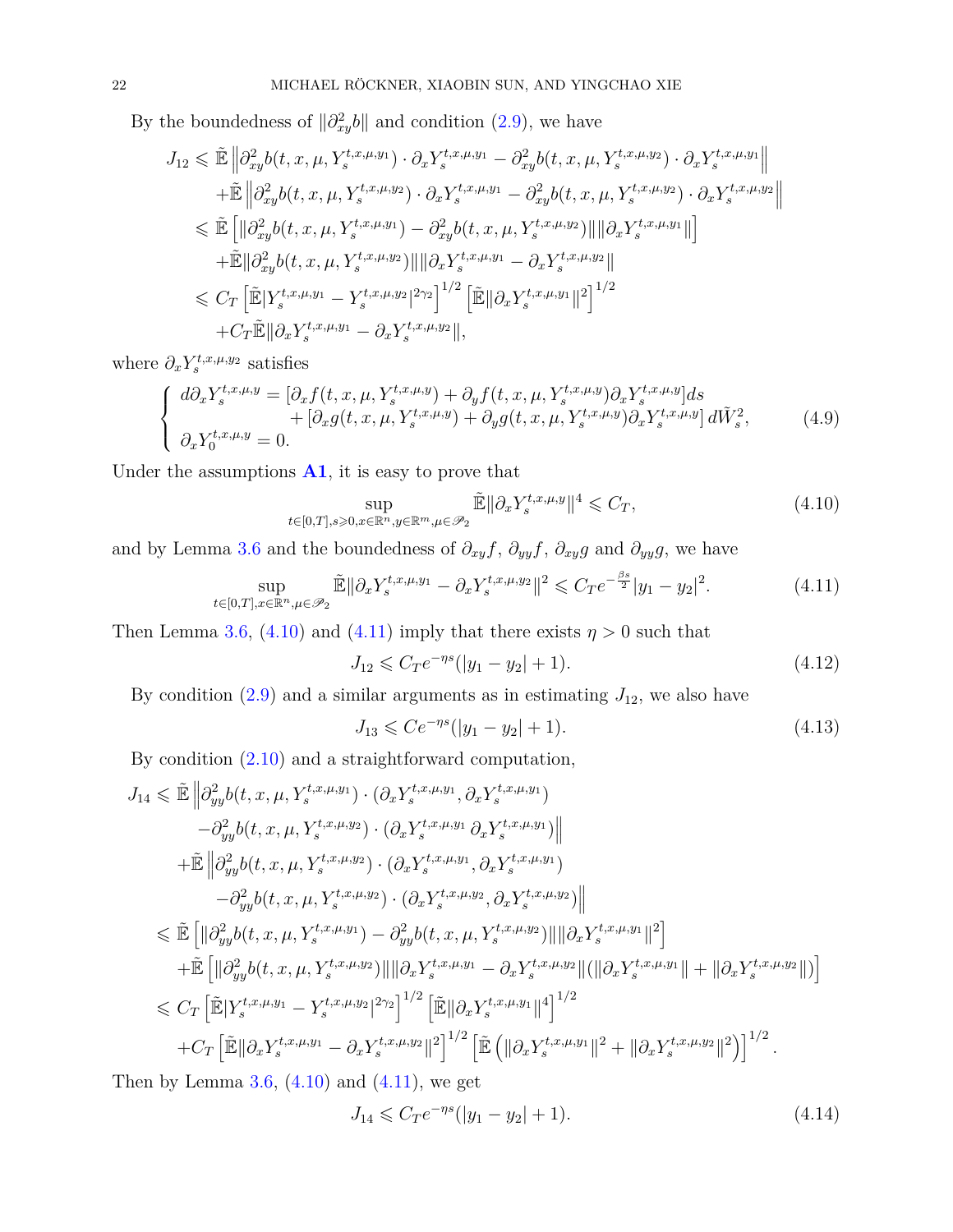By the boundedness of $\|\partial^2_{xy}b\|$ and condition (2.9), we have

$$
\begin{aligned}
J_{12} \leqslant\; & \tilde{\mathbb{E}}\left\|\partial^2_{xy}b(t,x,\mu,Y^{t,x,\mu,y_1}_s)\cdot\partial_x Y^{t,x,\mu,y_1}_s-\partial^2_{xy}b(t,x,\mu,Y^{t,x,\mu,y_2}_s)\cdot\partial_x Y^{t,x,\mu,y_1}_s\right\| \\
&+\tilde{\mathbb{E}}\left\|\partial^2_{xy}b(t,x,\mu,Y^{t,x,\mu,y_2}_s)\cdot\partial_x Y^{t,x,\mu,y_1}_s-\partial^2_{xy}b(t,x,\mu,Y^{t,x,\mu,y_2}_s)\cdot\partial_x Y^{t,x,\mu,y_2}_s\right\| \\
\leqslant\; & \tilde{\mathbb{E}}\left[\|\partial^2_{xy}b(t,x,\mu,Y^{t,x,\mu,y_1}_s)-\partial^2_{xy}b(t,x,\mu,Y^{t,x,\mu,y_2}_s)\|\|\partial_x Y^{t,x,\mu,y_1}_s\|\right] \\
&+\tilde{\mathbb{E}}\|\partial^2_{xy}b(t,x,\mu,Y^{t,x,\mu,y_2}_s)\|\|\partial_x Y^{t,x,\mu,y_1}_s-\partial_x Y^{t,x,\mu,y_2}_s\| \\
\leqslant\; & C_T\left[\tilde{\mathbb{E}}|Y^{t,x,\mu,y_1}_s-Y^{t,x,\mu,y_2}_s|^{2\gamma_2}\right]^{1/2}\left[\tilde{\mathbb{E}}\|\partial_x Y^{t,x,\mu,y_1}_s\|^2\right]^{1/2} \\
&+C_T\tilde{\mathbb{E}}\|\partial_x Y^{t,x,\mu,y_1}_s-\partial_x Y^{t,x,\mu,y_2}_s\|,
\end{aligned}
$$

where $\partial_x Y^{t,x,\mu,y_2}_s$ satisfies

$$
\left\{
\begin{aligned}
d\partial_x Y^{t,x,\mu,y}_s &= [\partial_x f(t,x,\mu,Y^{t,x,\mu,y}_s)+\partial_y f(t,x,\mu,Y^{t,x,\mu,y}_s)\partial_x Y^{t,x,\mu,y}_s]ds \\
&\quad +[\partial_x g(t,x,\mu,Y^{t,x,\mu,y}_s)+\partial_y g(t,x,\mu,Y^{t,x,\mu,y}_s)\partial_x Y^{t,x,\mu,y}_s]\,d\tilde{W}^2_s, \\
\partial_x Y^{t,x,\mu,y}_0 &= 0.
\end{aligned}
\right. \tag{4.9}
$$

Under the assumptions **A1**, it is easy to prove that

$$
\sup_{t\in[0,T],s\geqslant 0,x\in\mathbb{R}^n,y\in\mathbb{R}^m,\mu\in\mathscr{P}_2}\tilde{\mathbb{E}}\|\partial_x Y^{t,x,\mu,y}_s\|^4\leqslant C_T, \tag{4.10}
$$

and by Lemma 3.6 and the boundedness of $\partial_{xy}f$, $\partial_{yy}f$, $\partial_{xy}g$ and $\partial_{yy}g$, we have

$$
\sup_{t\in[0,T],x\in\mathbb{R}^n,\mu\in\mathscr{P}_2}\tilde{\mathbb{E}}\|\partial_x Y^{t,x,\mu,y_1}_s-\partial_x Y^{t,x,\mu,y_2}_s\|^2\leqslant C_T e^{-\frac{\beta s}{2}}|y_1-y_2|^2. \tag{4.11}
$$

Then Lemma 3.6, (4.10) and (4.11) imply that there exists $\eta>0$ such that

$$
J_{12}\leqslant C_T e^{-\eta s}(|y_1-y_2|+1). \tag{4.12}
$$

By condition (2.9) and a similar arguments as in estimating $J_{12}$, we also have

$$
J_{13}\leqslant C e^{-\eta s}(|y_1-y_2|+1). \tag{4.13}
$$

By condition (2.10) and a straightforward computation,

$$
\begin{aligned}
J_{14}\leqslant\; & \tilde{\mathbb{E}}\Big\|\partial^2_{yy}b(t,x,\mu,Y^{t,x,\mu,y_1}_s)\cdot(\partial_x Y^{t,x,\mu,y_1}_s,\partial_x Y^{t,x,\mu,y_1}_s) \\
&\quad -\partial^2_{yy}b(t,x,\mu,Y^{t,x,\mu,y_2}_s)\cdot(\partial_x Y^{t,x,\mu,y_1}_s\,\partial_x Y^{t,x,\mu,y_1}_s)\Big\| \\
&+\tilde{\mathbb{E}}\Big\|\partial^2_{yy}b(t,x,\mu,Y^{t,x,\mu,y_2}_s)\cdot(\partial_x Y^{t,x,\mu,y_1}_s,\partial_x Y^{t,x,\mu,y_1}_s) \\
&\quad -\partial^2_{yy}b(t,x,\mu,Y^{t,x,\mu,y_2}_s)\cdot(\partial_x Y^{t,x,\mu,y_2}_s,\partial_x Y^{t,x,\mu,y_2}_s)\Big\| \\
\leqslant\; & \tilde{\mathbb{E}}\left[\|\partial^2_{yy}b(t,x,\mu,Y^{t,x,\mu,y_1}_s)-\partial^2_{yy}b(t,x,\mu,Y^{t,x,\mu,y_2}_s)\|\|\partial_x Y^{t,x,\mu,y_1}_s\|^2\right] \\
&+\tilde{\mathbb{E}}\left[\|\partial^2_{yy}b(t,x,\mu,Y^{t,x,\mu,y_2}_s)\|\|\partial_x Y^{t,x,\mu,y_1}_s-\partial_x Y^{t,x,\mu,y_2}_s\|(\|\partial_x Y^{t,x,\mu,y_1}_s\|+\|\partial_x Y^{t,x,\mu,y_2}_s\|)\right] \\
\leqslant\; & C_T\left[\tilde{\mathbb{E}}|Y^{t,x,\mu,y_1}_s-Y^{t,x,\mu,y_2}_s|^{2\gamma_2}\right]^{1/2}\left[\tilde{\mathbb{E}}\|\partial_x Y^{t,x,\mu,y_1}_s\|^4\right]^{1/2} \\
&+C_T\left[\tilde{\mathbb{E}}\|\partial_x Y^{t,x,\mu,y_1}_s-\partial_x Y^{t,x,\mu,y_2}_s\|^2\right]^{1/2}\left[\tilde{\mathbb{E}}\left(\|\partial_x Y^{t,x,\mu,y_1}_s\|^2+\|\partial_x Y^{t,x,\mu,y_2}_s\|^2\right)\right]^{1/2}.
\end{aligned}
$$

Then by Lemma 3.6, (4.10) and (4.11), we get

$$
J_{14}\leqslant C_T e^{-\eta s}(|y_1-y_2|+1). \tag{4.14}
$$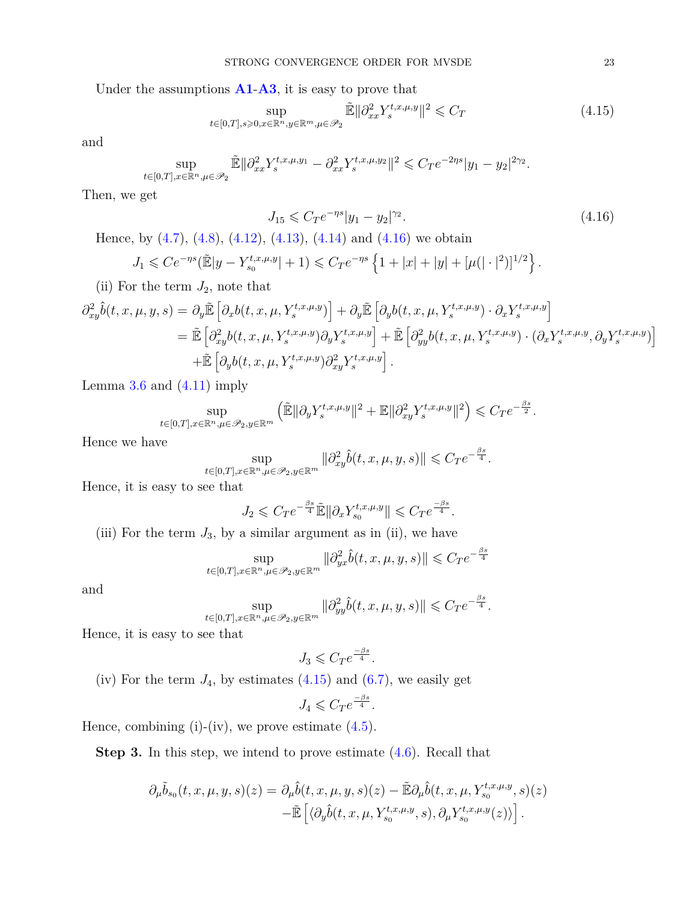Under the assumptions **A1**-**A3**, it is easy to prove that

$$\sup_{t\in[0,T],s\geqslant 0,x\in\mathbb{R}^n,y\in\mathbb{R}^m,\mu\in\mathscr{P}_2}\tilde{\mathbb{E}}\|\partial^2_{xx}Y^{t,x,\mu,y}_s\|^2\leqslant C_T \tag{4.15}$$

and

$$\sup_{t\in[0,T],x\in\mathbb{R}^n,\mu\in\mathscr{P}_2}\tilde{\mathbb{E}}\|\partial^2_{xx}Y^{t,x,\mu,y_1}_s-\partial^2_{xx}Y^{t,x,\mu,y_2}_s\|^2\leqslant C_Te^{-2\eta s}|y_1-y_2|^{2\gamma_2}.$$

Then, we get

$$J_{15}\leqslant C_Te^{-\eta s}|y_1-y_2|^{\gamma_2}. \tag{4.16}$$

Hence, by (4.7), (4.8), (4.12), (4.13), (4.14) and (4.16) we obtain

$$J_1\leqslant Ce^{-\eta s}(\tilde{\mathbb{E}}|y-Y^{t,x,\mu,y}_{s_0}|+1)\leqslant C_Te^{-\eta s}\left\{1+|x|+|y|+[\mu(|\cdot|^2)]^{1/2}\right\}.$$

(ii) For the term $J_2$, note that

$$\begin{aligned}\partial^2_{xy}\hat{b}(t,x,\mu,y,s)&=\partial_y\tilde{\mathbb{E}}\left[\partial_x b(t,x,\mu,Y^{t,x,\mu,y}_s)\right]+\partial_y\tilde{\mathbb{E}}\left[\partial_y b(t,x,\mu,Y^{t,x,\mu,y}_s)\cdot\partial_x Y^{t,x,\mu,y}_s\right]\\&=\tilde{\mathbb{E}}\left[\partial^2_{xy}b(t,x,\mu,Y^{t,x,\mu,y}_s)\partial_y Y^{t,x,\mu,y}_s\right]+\tilde{\mathbb{E}}\left[\partial^2_{yy}b(t,x,\mu,Y^{t,x,\mu,y}_s)\cdot(\partial_x Y^{t,x,\mu,y}_s,\partial_y Y^{t,x,\mu,y}_s)\right]\\&\quad+\tilde{\mathbb{E}}\left[\partial_y b(t,x,\mu,Y^{t,x,\mu,y}_s)\partial^2_{xy}Y^{t,x,\mu,y}_s\right].\end{aligned}$$

Lemma 3.6 and (4.11) imply

$$\sup_{t\in[0,T],x\in\mathbb{R}^n,\mu\in\mathscr{P}_2,y\in\mathbb{R}^m}\left(\tilde{\mathbb{E}}\|\partial_y Y^{t,x,\mu,y}_s\|^2+\mathbb{E}\|\partial^2_{xy}Y^{t,x,\mu,y}_s\|^2\right)\leqslant C_Te^{-\frac{\beta s}{2}}.$$

Hence we have

$$\sup_{t\in[0,T],x\in\mathbb{R}^n,\mu\in\mathscr{P}_2,y\in\mathbb{R}^m}\|\partial^2_{xy}\hat{b}(t,x,\mu,y,s)\|\leqslant C_Te^{-\frac{\beta s}{4}}.$$

Hence, it is easy to see that

$$J_2\leqslant C_Te^{-\frac{\beta s}{4}}\tilde{\mathbb{E}}\|\partial_x Y^{t,x,\mu,y}_{s_0}\|\leqslant C_Te^{\frac{-\beta s}{4}}.$$

(iii) For the term $J_3$, by a similar argument as in (ii), we have

$$\sup_{t\in[0,T],x\in\mathbb{R}^n,\mu\in\mathscr{P}_2,y\in\mathbb{R}^m}\|\partial^2_{yx}\hat{b}(t,x,\mu,y,s)\|\leqslant C_Te^{-\frac{\beta s}{4}}$$

and

$$\sup_{t\in[0,T],x\in\mathbb{R}^n,\mu\in\mathscr{P}_2,y\in\mathbb{R}^m}\|\partial^2_{yy}\hat{b}(t,x,\mu,y,s)\|\leqslant C_Te^{-\frac{\beta s}{4}}.$$

Hence, it is easy to see that

$$J_3\leqslant C_Te^{\frac{-\beta s}{4}}.$$

(iv) For the term $J_4$, by estimates (4.15) and (6.7), we easily get

$$J_4\leqslant C_Te^{\frac{-\beta s}{4}}.$$

Hence, combining (i)-(iv), we prove estimate (4.5).

**Step 3.** In this step, we intend to prove estimate (4.6). Recall that

$$\begin{aligned}\partial_\mu\tilde{b}_{s_0}(t,x,\mu,y,s)(z)=&\,\partial_\mu\hat{b}(t,x,\mu,y,s)(z)-\tilde{\mathbb{E}}\partial_\mu\hat{b}(t,x,\mu,Y^{t,x,\mu,y}_{s_0},s)(z)\\&-\tilde{\mathbb{E}}\left[\langle\partial_y\hat{b}(t,x,\mu,Y^{t,x,\mu,y}_{s_0},s),\partial_\mu Y^{t,x,\mu,y}_{s_0}(z)\rangle\right].\end{aligned}$$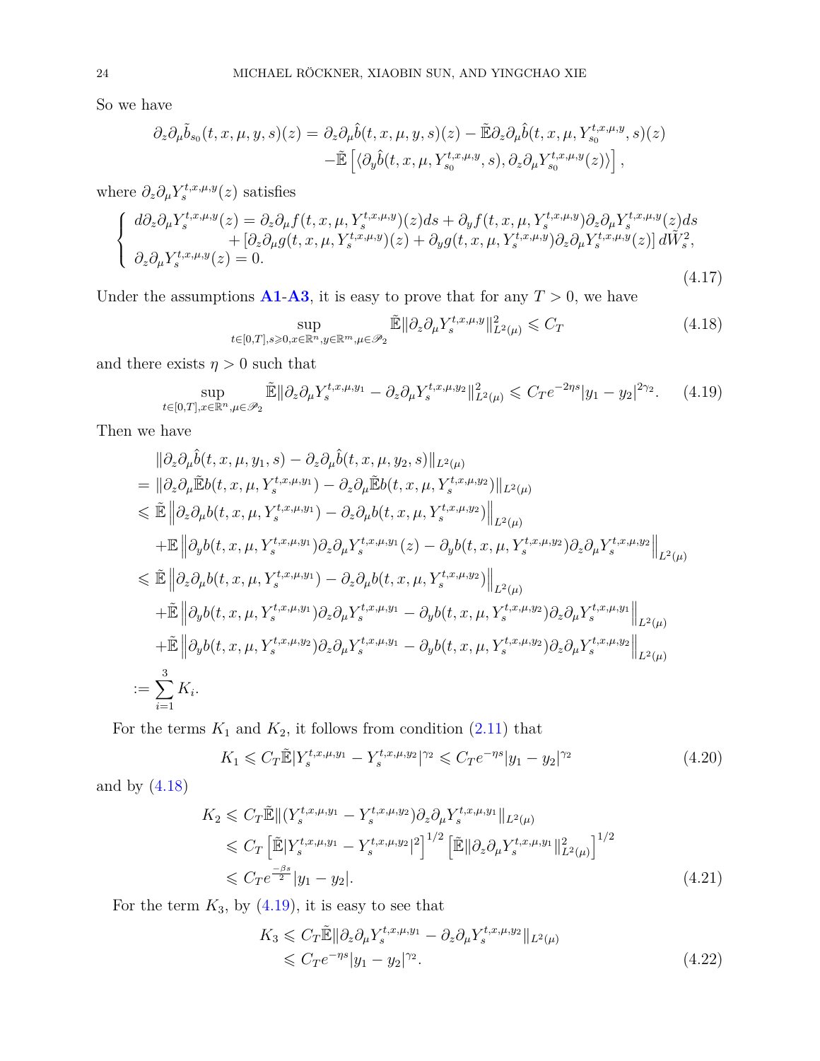So we have

$$
\begin{aligned}
\partial_z\partial_\mu \tilde{b}_{s_0}(t,x,\mu,y,s)(z) = &\ \partial_z\partial_\mu \hat{b}(t,x,\mu,y,s)(z) - \tilde{\mathbb{E}}\partial_z\partial_\mu \hat{b}(t,x,\mu,Y^{t,x,\mu,y}_{s_0},s)(z) \\
&-\tilde{\mathbb{E}}\left[\langle \partial_y \hat{b}(t,x,\mu,Y^{t,x,\mu,y}_{s_0},s), \partial_z\partial_\mu Y^{t,x,\mu,y}_{s_0}(z)\rangle\right],
\end{aligned}
$$

where $\partial_z\partial_\mu Y^{t,x,\mu,y}_s(z)$ satisfies

$$
\left\{
\begin{aligned}
d\partial_z\partial_\mu Y^{t,x,\mu,y}_s(z) = &\ \partial_z\partial_\mu f(t,x,\mu,Y^{t,x,\mu,y}_s)(z)ds + \partial_y f(t,x,\mu,Y^{t,x,\mu,y}_s)\partial_z\partial_\mu Y^{t,x,\mu,y}_s(z)ds \\
&+\left[\partial_z\partial_\mu g(t,x,\mu,Y^{t,x,\mu,y}_s)(z) + \partial_y g(t,x,\mu,Y^{t,x,\mu,y}_s)\partial_z\partial_\mu Y^{t,x,\mu,y}_s(z)\right]d\tilde{W}^2_s, \\
\partial_z\partial_\mu Y^{t,x,\mu,y}_s(z) = &\ 0.
\end{aligned}
\right.
\tag{4.17}
$$

Under the assumptions **A1**-**A3**, it is easy to prove that for any $T>0$, we have

$$
\sup_{t\in[0,T],s\geqslant 0,x\in\mathbb{R}^n,y\in\mathbb{R}^m,\mu\in\mathscr{P}_2} \tilde{\mathbb{E}}\|\partial_z\partial_\mu Y^{t,x,\mu,y}_s\|^2_{L^2(\mu)} \leqslant C_T \tag{4.18}
$$

and there exists $\eta>0$ such that

$$
\sup_{t\in[0,T],x\in\mathbb{R}^n,\mu\in\mathscr{P}_2} \tilde{\mathbb{E}}\|\partial_z\partial_\mu Y^{t,x,\mu,y_1}_s - \partial_z\partial_\mu Y^{t,x,\mu,y_2}_s\|^2_{L^2(\mu)} \leqslant C_T e^{-2\eta s}|y_1-y_2|^{2\gamma_2}. \tag{4.19}
$$

Then we have

$$
\begin{aligned}
&\|\partial_z\partial_\mu \hat{b}(t,x,\mu,y_1,s) - \partial_z\partial_\mu \hat{b}(t,x,\mu,y_2,s)\|_{L^2(\mu)} \\
=&\ \|\partial_z\partial_\mu \tilde{\mathbb{E}} b(t,x,\mu,Y^{t,x,\mu,y_1}_s) - \partial_z\partial_\mu \tilde{\mathbb{E}} b(t,x,\mu,Y^{t,x,\mu,y_2}_s)\|_{L^2(\mu)} \\
\leqslant&\ \tilde{\mathbb{E}}\left\|\partial_z\partial_\mu b(t,x,\mu,Y^{t,x,\mu,y_1}_s) - \partial_z\partial_\mu b(t,x,\mu,Y^{t,x,\mu,y_2}_s)\right\|_{L^2(\mu)} \\
&+\mathbb{E}\left\|\partial_y b(t,x,\mu,Y^{t,x,\mu,y_1}_s)\partial_z\partial_\mu Y^{t,x,\mu,y_1}_s(z) - \partial_y b(t,x,\mu,Y^{t,x,\mu,y_2}_s)\partial_z\partial_\mu Y^{t,x,\mu,y_2}_s\right\|_{L^2(\mu)} \\
\leqslant&\ \tilde{\mathbb{E}}\left\|\partial_z\partial_\mu b(t,x,\mu,Y^{t,x,\mu,y_1}_s) - \partial_z\partial_\mu b(t,x,\mu,Y^{t,x,\mu,y_2}_s)\right\|_{L^2(\mu)} \\
&+\tilde{\mathbb{E}}\left\|\partial_y b(t,x,\mu,Y^{t,x,\mu,y_1}_s)\partial_z\partial_\mu Y^{t,x,\mu,y_1}_s - \partial_y b(t,x,\mu,Y^{t,x,\mu,y_2}_s)\partial_z\partial_\mu Y^{t,x,\mu,y_1}_s\right\|_{L^2(\mu)} \\
&+\tilde{\mathbb{E}}\left\|\partial_y b(t,x,\mu,Y^{t,x,\mu,y_2}_s)\partial_z\partial_\mu Y^{t,x,\mu,y_1}_s - \partial_y b(t,x,\mu,Y^{t,x,\mu,y_2}_s)\partial_z\partial_\mu Y^{t,x,\mu,y_2}_s\right\|_{L^2(\mu)} \\
:=&\ \sum_{i=1}^3 K_i.
\end{aligned}
$$

For the terms $K_1$ and $K_2$, it follows from condition (2.11) that

$$
K_1 \leqslant C_T\tilde{\mathbb{E}}|Y^{t,x,\mu,y_1}_s - Y^{t,x,\mu,y_2}_s|^{\gamma_2} \leqslant C_T e^{-\eta s}|y_1-y_2|^{\gamma_2} \tag{4.20}
$$

and by (4.18)

$$
\begin{aligned}
K_2 \leqslant&\ C_T\tilde{\mathbb{E}}\|(Y^{t,x,\mu,y_1}_s - Y^{t,x,\mu,y_2}_s)\partial_z\partial_\mu Y^{t,x,\mu,y_1}_s\|_{L^2(\mu)} \\
\leqslant&\ C_T\left[\tilde{\mathbb{E}}|Y^{t,x,\mu,y_1}_s - Y^{t,x,\mu,y_2}_s|^2\right]^{1/2}\left[\tilde{\mathbb{E}}\|\partial_z\partial_\mu Y^{t,x,\mu,y_1}_s\|^2_{L^2(\mu)}\right]^{1/2} \\
\leqslant&\ C_T e^{\frac{-\beta s}{2}}|y_1-y_2|.
\end{aligned}
\tag{4.21}
$$

For the term $K_3$, by (4.19), it is easy to see that

$$
\begin{aligned}
K_3 \leqslant&\ C_T\tilde{\mathbb{E}}\|\partial_z\partial_\mu Y^{t,x,\mu,y_1}_s - \partial_z\partial_\mu Y^{t,x,\mu,y_2}_s\|_{L^2(\mu)} \\
\leqslant&\ C_T e^{-\eta s}|y_1-y_2|^{\gamma_2}.
\end{aligned}
\tag{4.22}
$$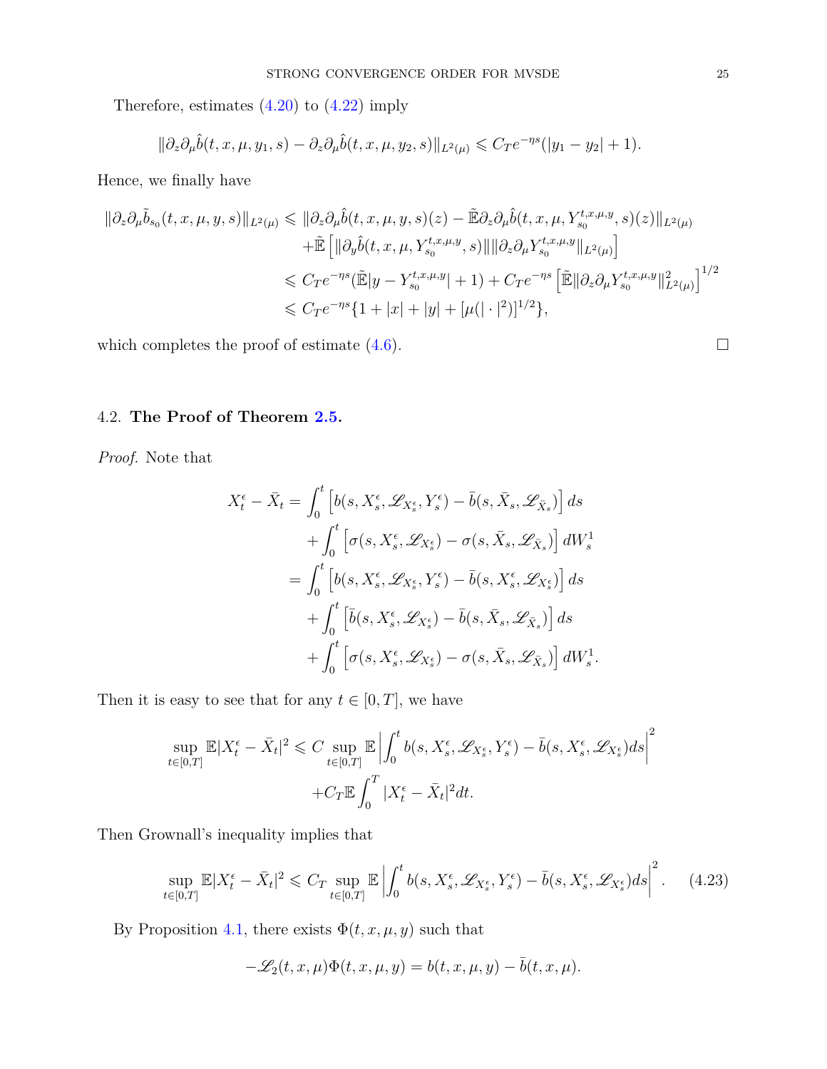Therefore, estimates (4.20) to (4.22) imply

$$\|\partial_z \partial_\mu \hat{b}(t,x,\mu,y_1,s) - \partial_z \partial_\mu \hat{b}(t,x,\mu,y_2,s)\|_{L^2(\mu)} \leqslant C_T e^{-\eta s}(|y_1 - y_2| + 1).$$

Hence, we finally have

$$\begin{aligned}
\|\partial_z \partial_\mu \tilde{b}_{s_0}(t,x,\mu,y,s)\|_{L^2(\mu)} &\leqslant \|\partial_z \partial_\mu \hat{b}(t,x,\mu,y,s)(z) - \tilde{\mathbb{E}} \partial_z \partial_\mu \hat{b}(t,x,\mu,Y^{t,x,\mu,y}_{s_0},s)(z)\|_{L^2(\mu)} \\
&\quad + \tilde{\mathbb{E}}\left[\|\partial_y \hat{b}(t,x,\mu,Y^{t,x,\mu,y}_{s_0},s)\| \|\partial_z \partial_\mu Y^{t,x,\mu,y}_{s_0}\|_{L^2(\mu)}\right] \\
&\leqslant C_T e^{-\eta s}(\tilde{\mathbb{E}}|y - Y^{t,x,\mu,y}_{s_0}| + 1) + C_T e^{-\eta s}\left[\tilde{\mathbb{E}}\|\partial_z \partial_\mu Y^{t,x,\mu,y}_{s_0}\|^2_{L^2(\mu)}\right]^{1/2} \\
&\leqslant C_T e^{-\eta s}\{1 + |x| + |y| + [\mu(|\cdot|^2)]^{1/2}\},
\end{aligned}$$

which completes the proof of estimate (4.6). □

### 4.2. **The Proof of Theorem 2.5.**

*Proof.* Note that

$$\begin{aligned}
X^\epsilon_t - \bar{X}_t &= \int_0^t \left[b(s, X^\epsilon_s, \mathscr{L}_{X^\epsilon_s}, Y^\epsilon_s) - \bar{b}(s, \bar{X}_s, \mathscr{L}_{\bar{X}_s})\right] ds \\
&\quad + \int_0^t \left[\sigma(s, X^\epsilon_s, \mathscr{L}_{X^\epsilon_s}) - \sigma(s, \bar{X}_s, \mathscr{L}_{\bar{X}_s})\right] dW^1_s \\
&= \int_0^t \left[b(s, X^\epsilon_s, \mathscr{L}_{X^\epsilon_s}, Y^\epsilon_s) - \bar{b}(s, X^\epsilon_s, \mathscr{L}_{X^\epsilon_s})\right] ds \\
&\quad + \int_0^t \left[\bar{b}(s, X^\epsilon_s, \mathscr{L}_{X^\epsilon_s}) - \bar{b}(s, \bar{X}_s, \mathscr{L}_{\bar{X}_s})\right] ds \\
&\quad + \int_0^t \left[\sigma(s, X^\epsilon_s, \mathscr{L}_{X^\epsilon_s}) - \sigma(s, \bar{X}_s, \mathscr{L}_{\bar{X}_s})\right] dW^1_s.
\end{aligned}$$

Then it is easy to see that for any $t \in [0,T]$, we have

$$\begin{aligned}
\sup_{t\in[0,T]} \mathbb{E}|X^\epsilon_t - \bar{X}_t|^2 &\leqslant C \sup_{t\in[0,T]} \mathbb{E}\left|\int_0^t b(s, X^\epsilon_s, \mathscr{L}_{X^\epsilon_s}, Y^\epsilon_s) - \bar{b}(s, X^\epsilon_s, \mathscr{L}_{X^\epsilon_s}) ds\right|^2 \\
&\quad + C_T \mathbb{E}\int_0^T |X^\epsilon_t - \bar{X}_t|^2 dt.
\end{aligned}$$

Then Grownall's inequality implies that

$$\sup_{t\in[0,T]} \mathbb{E}|X^\epsilon_t - \bar{X}_t|^2 \leqslant C_T \sup_{t\in[0,T]} \mathbb{E}\left|\int_0^t b(s, X^\epsilon_s, \mathscr{L}_{X^\epsilon_s}, Y^\epsilon_s) - \bar{b}(s, X^\epsilon_s, \mathscr{L}_{X^\epsilon_s}) ds\right|^2. \tag{4.23}$$

By Proposition 4.1, there exists $\Phi(t,x,\mu,y)$ such that

$$-\mathscr{L}_2(t,x,\mu)\Phi(t,x,\mu,y) = b(t,x,\mu,y) - \bar{b}(t,x,\mu).$$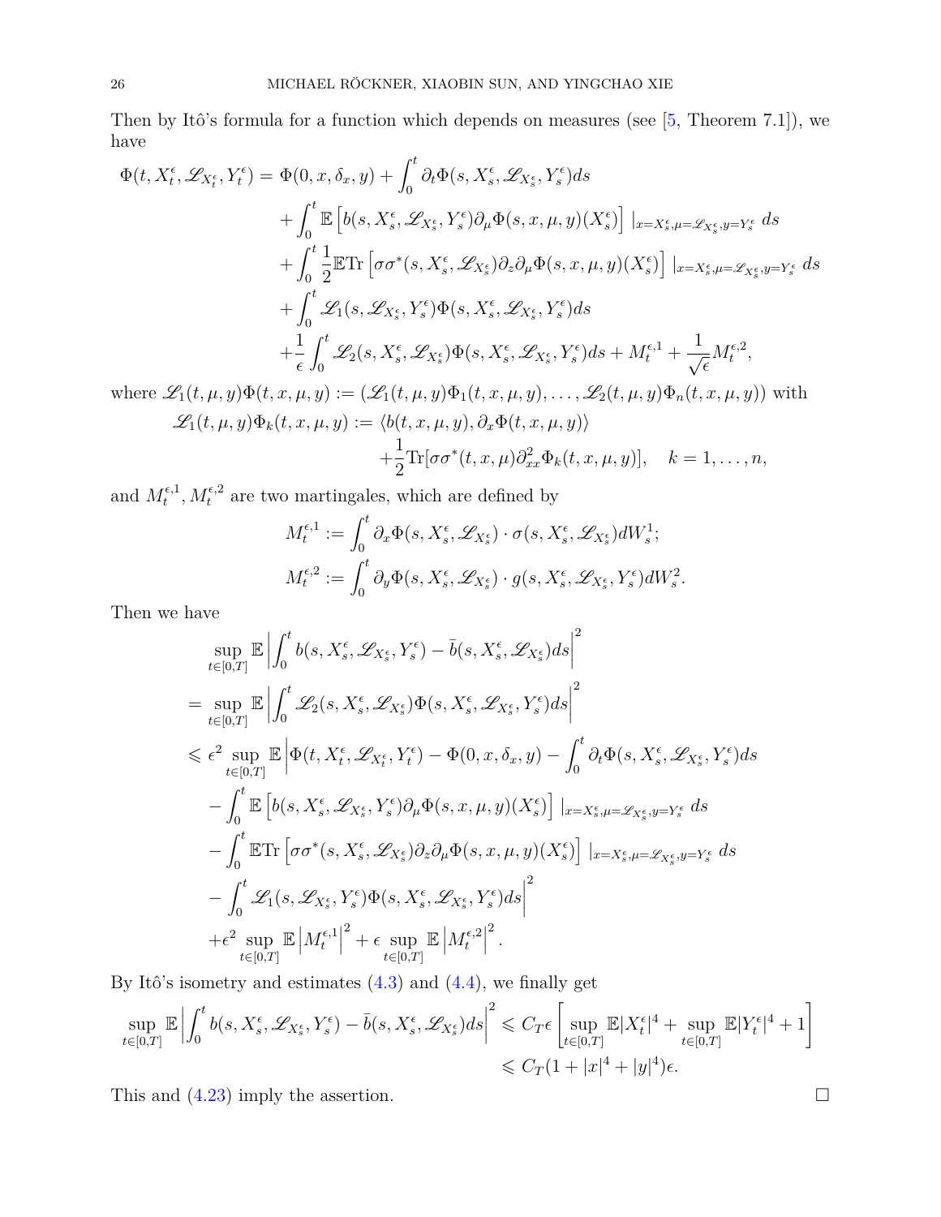Then by Itô's formula for a function which depends on measures (see [5, Theorem 7.1]), we have

$$
\begin{aligned}
\Phi(t, X_t^\epsilon, \mathscr{L}_{X_t^\epsilon}, Y_t^\epsilon) = & \Phi(0, x, \delta_x, y) + \int_0^t \partial_t \Phi(s, X_s^\epsilon, \mathscr{L}_{X_s^\epsilon}, Y_s^\epsilon) ds \\
& + \int_0^t \mathbb{E}\left[ b(s, X_s^\epsilon, \mathscr{L}_{X_s^\epsilon}, Y_s^\epsilon) \partial_\mu \Phi(s, x, \mu, y)(X_s^\epsilon) \right] |_{x=X_s^\epsilon, \mu=\mathscr{L}_{X_s^\epsilon}, y=Y_s^\epsilon} \, ds \\
& + \int_0^t \frac{1}{2} \mathbb{E}\mathrm{Tr}\left[ \sigma\sigma^*(s, X_s^\epsilon, \mathscr{L}_{X_s^\epsilon}) \partial_z \partial_\mu \Phi(s, x, \mu, y)(X_s^\epsilon) \right] |_{x=X_s^\epsilon, \mu=\mathscr{L}_{X_s^\epsilon}, y=Y_s^\epsilon} \, ds \\
& + \int_0^t \mathscr{L}_1(s, \mathscr{L}_{X_s^\epsilon}, Y_s^\epsilon) \Phi(s, X_s^\epsilon, \mathscr{L}_{X_s^\epsilon}, Y_s^\epsilon) ds \\
& + \frac{1}{\epsilon} \int_0^t \mathscr{L}_2(s, X_s^\epsilon, \mathscr{L}_{X_s^\epsilon}) \Phi(s, X_s^\epsilon, \mathscr{L}_{X_s^\epsilon}, Y_s^\epsilon) ds + M_t^{\epsilon,1} + \frac{1}{\sqrt{\epsilon}} M_t^{\epsilon,2},
\end{aligned}
$$

where $\mathscr{L}_1(t, \mu, y)\Phi(t, x, \mu, y) := (\mathscr{L}_1(t, \mu, y)\Phi_1(t, x, \mu, y), \ldots, \mathscr{L}_2(t, \mu, y)\Phi_n(t, x, \mu, y))$ with

$$
\begin{aligned}
\mathscr{L}_1(t, \mu, y)\Phi_k(t, x, \mu, y) := & \langle b(t, x, \mu, y), \partial_x \Phi(t, x, \mu, y) \rangle \\
& + \frac{1}{2} \mathrm{Tr}[\sigma\sigma^*(t, x, \mu) \partial_{xx}^2 \Phi_k(t, x, \mu, y)], \quad k = 1, \ldots, n,
\end{aligned}
$$

and $M_t^{\epsilon,1}, M_t^{\epsilon,2}$ are two martingales, which are defined by

$$
\begin{aligned}
M_t^{\epsilon,1} &:= \int_0^t \partial_x \Phi(s, X_s^\epsilon, \mathscr{L}_{X_s^\epsilon}) \cdot \sigma(s, X_s^\epsilon, \mathscr{L}_{X_s^\epsilon}) dW_s^1; \\
M_t^{\epsilon,2} &:= \int_0^t \partial_y \Phi(s, X_s^\epsilon, \mathscr{L}_{X_s^\epsilon}) \cdot g(s, X_s^\epsilon, \mathscr{L}_{X_s^\epsilon}, Y_s^\epsilon) dW_s^2.
\end{aligned}
$$

Then we have

$$
\begin{aligned}
& \sup_{t\in[0,T]} \mathbb{E}\left| \int_0^t b(s, X_s^\epsilon, \mathscr{L}_{X_s^\epsilon}, Y_s^\epsilon) - \bar{b}(s, X_s^\epsilon, \mathscr{L}_{X_s^\epsilon}) ds \right|^2 \\
= & \sup_{t\in[0,T]} \mathbb{E}\left| \int_0^t \mathscr{L}_2(s, X_s^\epsilon, \mathscr{L}_{X_s^\epsilon}) \Phi(s, X_s^\epsilon, \mathscr{L}_{X_s^\epsilon}, Y_s^\epsilon) ds \right|^2 \\
\leqslant & \epsilon^2 \sup_{t\in[0,T]} \mathbb{E}\Big| \Phi(t, X_t^\epsilon, \mathscr{L}_{X_t^\epsilon}, Y_t^\epsilon) - \Phi(0, x, \delta_x, y) - \int_0^t \partial_t \Phi(s, X_s^\epsilon, \mathscr{L}_{X_s^\epsilon}, Y_s^\epsilon) ds \\
& - \int_0^t \mathbb{E}\left[ b(s, X_s^\epsilon, \mathscr{L}_{X_s^\epsilon}, Y_s^\epsilon) \partial_\mu \Phi(s, x, \mu, y)(X_s^\epsilon) \right] |_{x=X_s^\epsilon, \mu=\mathscr{L}_{X_s^\epsilon}, y=Y_s^\epsilon} \, ds \\
& - \int_0^t \mathbb{E}\mathrm{Tr}\left[ \sigma\sigma^*(s, X_s^\epsilon, \mathscr{L}_{X_s^\epsilon}) \partial_z \partial_\mu \Phi(s, x, \mu, y)(X_s^\epsilon) \right] |_{x=X_s^\epsilon, \mu=\mathscr{L}_{X_s^\epsilon}, y=Y_s^\epsilon} \, ds \\
& - \int_0^t \mathscr{L}_1(s, \mathscr{L}_{X_s^\epsilon}, Y_s^\epsilon) \Phi(s, X_s^\epsilon, \mathscr{L}_{X_s^\epsilon}, Y_s^\epsilon) ds \Big|^2 \\
& + \epsilon^2 \sup_{t\in[0,T]} \mathbb{E}\left| M_t^{\epsilon,1} \right|^2 + \epsilon \sup_{t\in[0,T]} \mathbb{E}\left| M_t^{\epsilon,2} \right|^2.
\end{aligned}
$$

By Itô's isometry and estimates (4.3) and (4.4), we finally get

$$
\begin{aligned}
\sup_{t\in[0,T]} \mathbb{E}\left| \int_0^t b(s, X_s^\epsilon, \mathscr{L}_{X_s^\epsilon}, Y_s^\epsilon) - \bar{b}(s, X_s^\epsilon, \mathscr{L}_{X_s^\epsilon}) ds \right|^2 & \leqslant C_T \epsilon \left[ \sup_{t\in[0,T]} \mathbb{E}|X_t^\epsilon|^4 + \sup_{t\in[0,T]} \mathbb{E}|Y_t^\epsilon|^4 + 1 \right] \\
& \leqslant C_T (1 + |x|^4 + |y|^4) \epsilon.
\end{aligned}
$$

This and (4.23) imply the assertion. □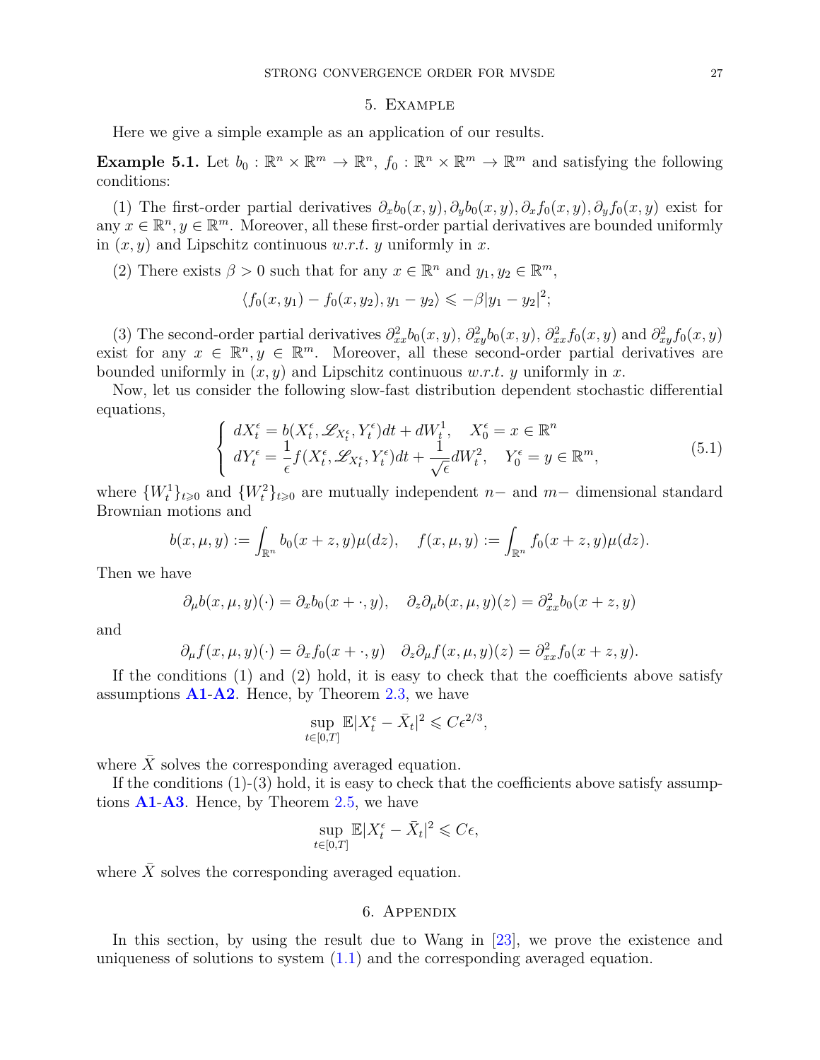## 5. Example

Here we give a simple example as an application of our results.

**Example 5.1.** Let $b_0 : \mathbb{R}^n \times \mathbb{R}^m \to \mathbb{R}^n$, $f_0 : \mathbb{R}^n \times \mathbb{R}^m \to \mathbb{R}^m$ and satisfying the following conditions:

(1) The first-order partial derivatives $\partial_x b_0(x,y), \partial_y b_0(x,y), \partial_x f_0(x,y), \partial_y f_0(x,y)$ exist for any $x \in \mathbb{R}^n, y \in \mathbb{R}^m$. Moreover, all these first-order partial derivatives are bounded uniformly in $(x,y)$ and Lipschitz continuous *w.r.t.* $y$ uniformly in $x$.

(2) There exists $\beta > 0$ such that for any $x \in \mathbb{R}^n$ and $y_1, y_2 \in \mathbb{R}^m$,

$$\langle f_0(x,y_1) - f_0(x,y_2), y_1 - y_2 \rangle \leqslant -\beta |y_1 - y_2|^2;$$

(3) The second-order partial derivatives $\partial^2_{xx} b_0(x,y)$, $\partial^2_{xy} b_0(x,y)$, $\partial^2_{xx} f_0(x,y)$ and $\partial^2_{xy} f_0(x,y)$ exist for any $x \in \mathbb{R}^n, y \in \mathbb{R}^m$. Moreover, all these second-order partial derivatives are bounded uniformly in $(x,y)$ and Lipschitz continuous *w.r.t.* $y$ uniformly in $x$.

Now, let us consider the following slow-fast distribution dependent stochastic differential equations,

$$\left\{ \begin{array}{l} dX^\epsilon_t = b(X^\epsilon_t, \mathscr{L}_{X^\epsilon_t}, Y^\epsilon_t)dt + dW^1_t, \quad X^\epsilon_0 = x \in \mathbb{R}^n \\ dY^\epsilon_t = \dfrac{1}{\epsilon} f(X^\epsilon_t, \mathscr{L}_{X^\epsilon_t}, Y^\epsilon_t)dt + \dfrac{1}{\sqrt{\epsilon}} dW^2_t, \quad Y^\epsilon_0 = y \in \mathbb{R}^m, \end{array} \right. \tag{5.1}$$

where $\{W^1_t\}_{t\geqslant 0}$ and $\{W^2_t\}_{t\geqslant 0}$ are mutually independent $n-$ and $m-$ dimensional standard Brownian motions and

$$b(x,\mu,y) := \int_{\mathbb{R}^n} b_0(x+z,y)\mu(dz), \quad f(x,\mu,y) := \int_{\mathbb{R}^n} f_0(x+z,y)\mu(dz).$$

Then we have

$$\partial_\mu b(x,\mu,y)(\cdot) = \partial_x b_0(x+\cdot,y), \quad \partial_z \partial_\mu b(x,\mu,y)(z) = \partial^2_{xx} b_0(x+z,y)$$

and

$$\partial_\mu f(x,\mu,y)(\cdot) = \partial_x f_0(x+\cdot,y) \quad \partial_z \partial_\mu f(x,\mu,y)(z) = \partial^2_{xx} f_0(x+z,y).$$

If the conditions (1) and (2) hold, it is easy to check that the coefficients above satisfy assumptions **A1**-**A2**. Hence, by Theorem 2.3, we have

$$\sup_{t\in[0,T]} \mathbb{E}|X^\epsilon_t - \bar{X}_t|^2 \leqslant C\epsilon^{2/3},$$

where $\bar{X}$ solves the corresponding averaged equation.

If the conditions (1)-(3) hold, it is easy to check that the coefficients above satisfy assumptions **A1**-**A3**. Hence, by Theorem 2.5, we have

$$\sup_{t\in[0,T]} \mathbb{E}|X^\epsilon_t - \bar{X}_t|^2 \leqslant C\epsilon,$$

where $\bar{X}$ solves the corresponding averaged equation.

## 6. Appendix

In this section, by using the result due to Wang in [23], we prove the existence and uniqueness of solutions to system (1.1) and the corresponding averaged equation.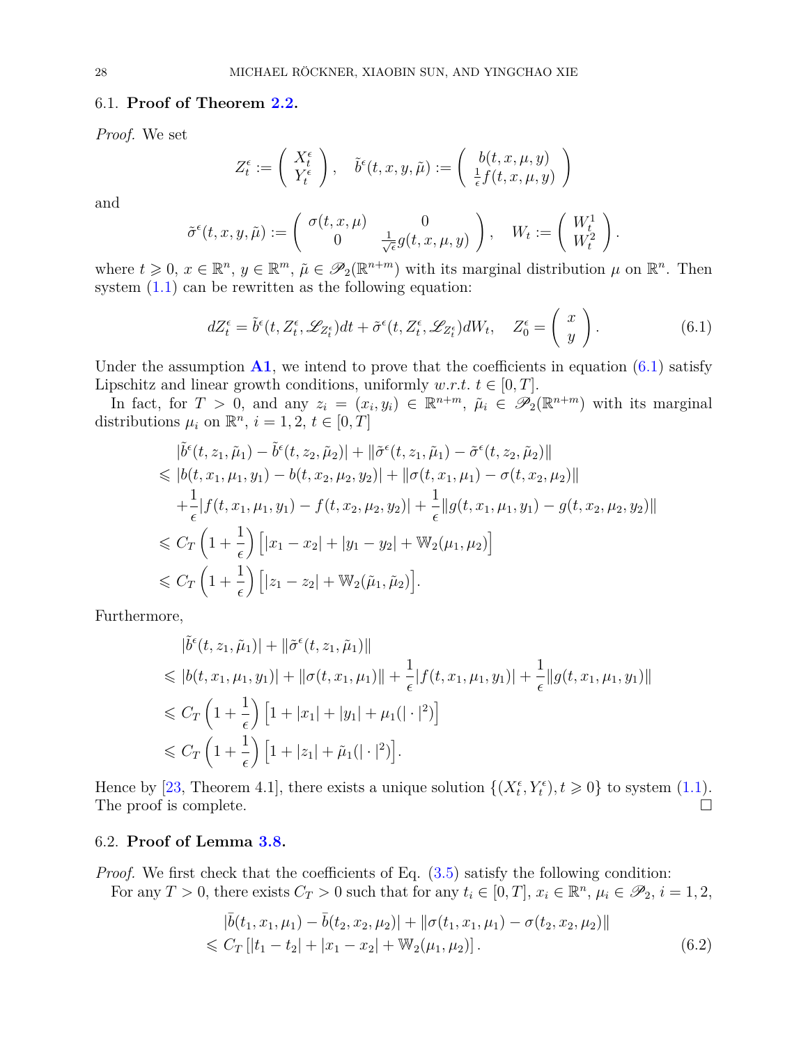### 6.1. **Proof of Theorem 2.2.**

*Proof.* We set

$$Z_t^\epsilon := \left( \begin{array}{c} X_t^\epsilon \\ Y_t^\epsilon \end{array} \right), \quad \tilde{b}^\epsilon(t,x,y,\tilde{\mu}) := \left( \begin{array}{c} b(t,x,\mu,y) \\ \frac{1}{\epsilon} f(t,x,\mu,y) \end{array} \right)$$

and

$$\tilde{\sigma}^\epsilon(t,x,y,\tilde{\mu}) := \left( \begin{array}{cc} \sigma(t,x,\mu) & 0 \\ 0 & \frac{1}{\sqrt{\epsilon}} g(t,x,\mu,y) \end{array} \right), \quad W_t := \left( \begin{array}{c} W_t^1 \\ W_t^2 \end{array} \right).$$

where $t \geqslant 0$, $x \in \mathbb{R}^n$, $y \in \mathbb{R}^m$, $\tilde{\mu} \in \mathscr{P}_2(\mathbb{R}^{n+m})$ with its marginal distribution $\mu$ on $\mathbb{R}^n$. Then system (1.1) can be rewritten as the following equation:

$$dZ_t^\epsilon = \tilde{b}^\epsilon(t, Z_t^\epsilon, \mathscr{L}_{Z_t^\epsilon})dt + \tilde{\sigma}^\epsilon(t, Z_t^\epsilon, \mathscr{L}_{Z_t^\epsilon})dW_t, \quad Z_0^\epsilon = \left( \begin{array}{c} x \\ y \end{array} \right). \tag{6.1}$$

Under the assumption **A1**, we intend to prove that the coefficients in equation (6.1) satisfy Lipschitz and linear growth conditions, uniformly *w.r.t.* $t \in [0,T]$.

In fact, for $T > 0$, and any $z_i = (x_i, y_i) \in \mathbb{R}^{n+m}$, $\tilde{\mu}_i \in \mathscr{P}_2(\mathbb{R}^{n+m})$ with its marginal distributions $\mu_i$ on $\mathbb{R}^n$, $i = 1, 2$, $t \in [0,T]$

$$\begin{aligned}
&|\tilde{b}^\epsilon(t,z_1,\tilde{\mu}_1) - \tilde{b}^\epsilon(t,z_2,\tilde{\mu}_2)| + \|\tilde{\sigma}^\epsilon(t,z_1,\tilde{\mu}_1) - \tilde{\sigma}^\epsilon(t,z_2,\tilde{\mu}_2)\| \\
\leqslant\ & |b(t,x_1,\mu_1,y_1) - b(t,x_2,\mu_2,y_2)| + \|\sigma(t,x_1,\mu_1) - \sigma(t,x_2,\mu_2)\| \\
&+ \frac{1}{\epsilon}|f(t,x_1,\mu_1,y_1) - f(t,x_2,\mu_2,y_2)| + \frac{1}{\epsilon}\|g(t,x_1,\mu_1,y_1) - g(t,x_2,\mu_2,y_2)\| \\
\leqslant\ & C_T\left(1 + \frac{1}{\epsilon}\right)\Big[|x_1 - x_2| + |y_1 - y_2| + \mathbb{W}_2(\mu_1,\mu_2)\Big] \\
\leqslant\ & C_T\left(1 + \frac{1}{\epsilon}\right)\Big[|z_1 - z_2| + \mathbb{W}_2(\tilde{\mu}_1,\tilde{\mu}_2)\Big].
\end{aligned}$$

Furthermore,

$$\begin{aligned}
&|\tilde{b}^\epsilon(t,z_1,\tilde{\mu}_1)| + \|\tilde{\sigma}^\epsilon(t,z_1,\tilde{\mu}_1)\| \\
\leqslant\ & |b(t,x_1,\mu_1,y_1)| + \|\sigma(t,x_1,\mu_1)\| + \frac{1}{\epsilon}|f(t,x_1,\mu_1,y_1)| + \frac{1}{\epsilon}\|g(t,x_1,\mu_1,y_1)\| \\
\leqslant\ & C_T\left(1 + \frac{1}{\epsilon}\right)\Big[1 + |x_1| + |y_1| + \mu_1(|\cdot|^2)\Big] \\
\leqslant\ & C_T\left(1 + \frac{1}{\epsilon}\right)\Big[1 + |z_1| + \tilde{\mu}_1(|\cdot|^2)\Big].
\end{aligned}$$

Hence by [23, Theorem 4.1], there exists a unique solution $\{(X_t^\epsilon, Y_t^\epsilon), t \geqslant 0\}$ to system (1.1). The proof is complete. □

### 6.2. **Proof of Lemma 3.8.**

*Proof.* We first check that the coefficients of Eq. (3.5) satisfy the following condition:

For any $T > 0$, there exists $C_T > 0$ such that for any $t_i \in [0,T]$, $x_i \in \mathbb{R}^n$, $\mu_i \in \mathscr{P}_2$, $i = 1, 2$,

$$\begin{aligned}
&|\bar{b}(t_1,x_1,\mu_1) - \bar{b}(t_2,x_2,\mu_2)| + \|\sigma(t_1,x_1,\mu_1) - \sigma(t_2,x_2,\mu_2)\| \\
\leqslant\ & C_T\left[|t_1 - t_2| + |x_1 - x_2| + \mathbb{W}_2(\mu_1,\mu_2)\right].
\end{aligned} \tag{6.2}$$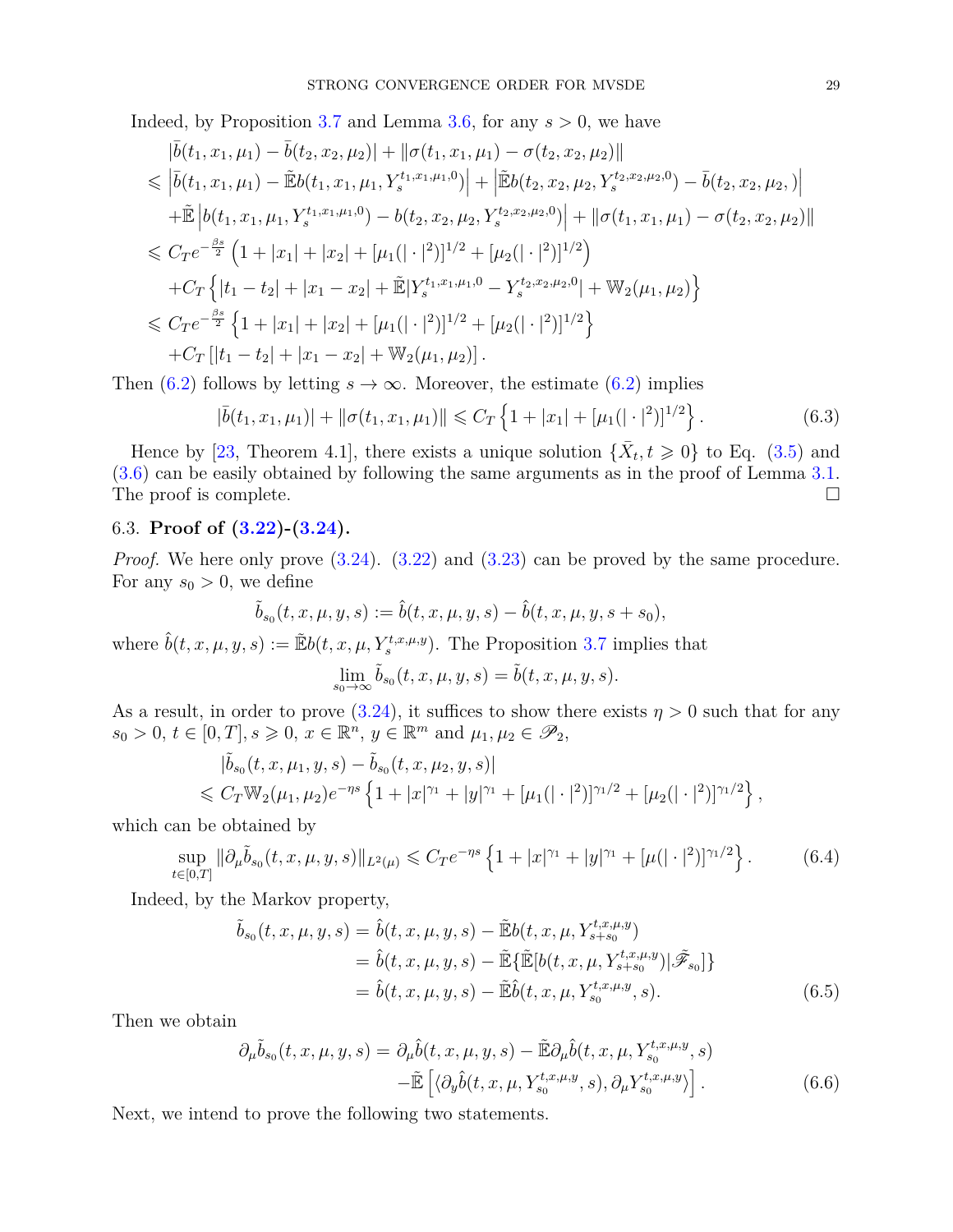Indeed, by Proposition 3.7 and Lemma 3.6, for any $s > 0$, we have

$$
\begin{aligned}
&|\bar{b}(t_1, x_1, \mu_1) - \bar{b}(t_2, x_2, \mu_2)| + \|\sigma(t_1, x_1, \mu_1) - \sigma(t_2, x_2, \mu_2)\| \\
\leqslant\ & \left|\bar{b}(t_1, x_1, \mu_1) - \tilde{\mathbb{E}} b(t_1, x_1, \mu_1, Y_s^{t_1, x_1, \mu_1, 0})\right| + \left|\tilde{\mathbb{E}} b(t_2, x_2, \mu_2, Y_s^{t_2, x_2, \mu_2, 0}) - \bar{b}(t_2, x_2, \mu_2, )\right| \\
&+ \tilde{\mathbb{E}}\left|b(t_1, x_1, \mu_1, Y_s^{t_1, x_1, \mu_1, 0}) - b(t_2, x_2, \mu_2, Y_s^{t_2, x_2, \mu_2, 0})\right| + \|\sigma(t_1, x_1, \mu_1) - \sigma(t_2, x_2, \mu_2)\| \\
\leqslant\ & C_T e^{-\frac{\beta s}{2}} \left(1 + |x_1| + |x_2| + [\mu_1(|\cdot|^2)]^{1/2} + [\mu_2(|\cdot|^2)]^{1/2}\right) \\
&+ C_T \left\{|t_1 - t_2| + |x_1 - x_2| + \tilde{\mathbb{E}}|Y_s^{t_1, x_1, \mu_1, 0} - Y_s^{t_2, x_2, \mu_2, 0}| + \mathbb{W}_2(\mu_1, \mu_2)\right\} \\
\leqslant\ & C_T e^{-\frac{\beta s}{2}} \left\{1 + |x_1| + |x_2| + [\mu_1(|\cdot|^2)]^{1/2} + [\mu_2(|\cdot|^2)]^{1/2}\right\} \\
&+ C_T \left[|t_1 - t_2| + |x_1 - x_2| + \mathbb{W}_2(\mu_1, \mu_2)\right].
\end{aligned}
$$

Then (6.2) follows by letting $s \to \infty$. Moreover, the estimate (6.2) implies

$$
|\bar{b}(t_1, x_1, \mu_1)| + \|\sigma(t_1, x_1, \mu_1)\| \leqslant C_T \left\{1 + |x_1| + [\mu_1(|\cdot|^2)]^{1/2}\right\}. \tag{6.3}
$$

Hence by [23, Theorem 4.1], there exists a unique solution $\{\bar{X}_t, t \geqslant 0\}$ to Eq. (3.5) and (3.6) can be easily obtained by following the same arguments as in the proof of Lemma 3.1. The proof is complete. $\square$

### 6.3. **Proof of (3.22)-(3.24).**

*Proof.* We here only prove (3.24). (3.22) and (3.23) can be proved by the same procedure. For any $s_0 > 0$, we define

$$
\tilde{b}_{s_0}(t, x, \mu, y, s) := \hat{b}(t, x, \mu, y, s) - \hat{b}(t, x, \mu, y, s + s_0),
$$

where $\hat{b}(t, x, \mu, y, s) := \tilde{\mathbb{E}} b(t, x, \mu, Y_s^{t, x, \mu, y})$. The Proposition 3.7 implies that

$$
\lim_{s_0 \to \infty} \tilde{b}_{s_0}(t, x, \mu, y, s) = \tilde{b}(t, x, \mu, y, s).
$$

As a result, in order to prove (3.24), it suffices to show there exists $\eta > 0$ such that for any $s_0 > 0$, $t \in [0, T]$, $s \geqslant 0$, $x \in \mathbb{R}^n$, $y \in \mathbb{R}^m$ and $\mu_1, \mu_2 \in \mathscr{P}_2$,

$$
\begin{aligned}
&|\tilde{b}_{s_0}(t, x, \mu_1, y, s) - \tilde{b}_{s_0}(t, x, \mu_2, y, s)| \\
&\leqslant C_T \mathbb{W}_2(\mu_1, \mu_2) e^{-\eta s} \left\{1 + |x|^{\gamma_1} + |y|^{\gamma_1} + [\mu_1(|\cdot|^2)]^{\gamma_1/2} + [\mu_2(|\cdot|^2)]^{\gamma_1/2}\right\},
\end{aligned}
$$

which can be obtained by

$$
\sup_{t \in [0, T]} \|\partial_\mu \tilde{b}_{s_0}(t, x, \mu, y, s)\|_{L^2(\mu)} \leqslant C_T e^{-\eta s} \left\{1 + |x|^{\gamma_1} + |y|^{\gamma_1} + [\mu(|\cdot|^2)]^{\gamma_1/2}\right\}. \tag{6.4}
$$

Indeed, by the Markov property,

$$
\begin{aligned}
\tilde{b}_{s_0}(t, x, \mu, y, s) &= \hat{b}(t, x, \mu, y, s) - \tilde{\mathbb{E}} b(t, x, \mu, Y_{s+s_0}^{t, x, \mu, y}) \\
&= \hat{b}(t, x, \mu, y, s) - \tilde{\mathbb{E}}\{\tilde{\mathbb{E}}[b(t, x, \mu, Y_{s+s_0}^{t, x, \mu, y}) | \tilde{\mathscr{F}}_{s_0}]\} \\
&= \hat{b}(t, x, \mu, y, s) - \tilde{\mathbb{E}} \hat{b}(t, x, \mu, Y_{s_0}^{t, x, \mu, y}, s).
\end{aligned} \tag{6.5}
$$

Then we obtain

$$
\begin{aligned}
\partial_\mu \tilde{b}_{s_0}(t, x, \mu, y, s) = \partial_\mu \hat{b}(t, x, \mu, y, s) &- \tilde{\mathbb{E}} \partial_\mu \hat{b}(t, x, \mu, Y_{s_0}^{t, x, \mu, y}, s) \\
&- \tilde{\mathbb{E}}\left[\langle \partial_y \hat{b}(t, x, \mu, Y_{s_0}^{t, x, \mu, y}, s), \partial_\mu Y_{s_0}^{t, x, \mu, y} \rangle\right].
\end{aligned} \tag{6.6}
$$

Next, we intend to prove the following two statements.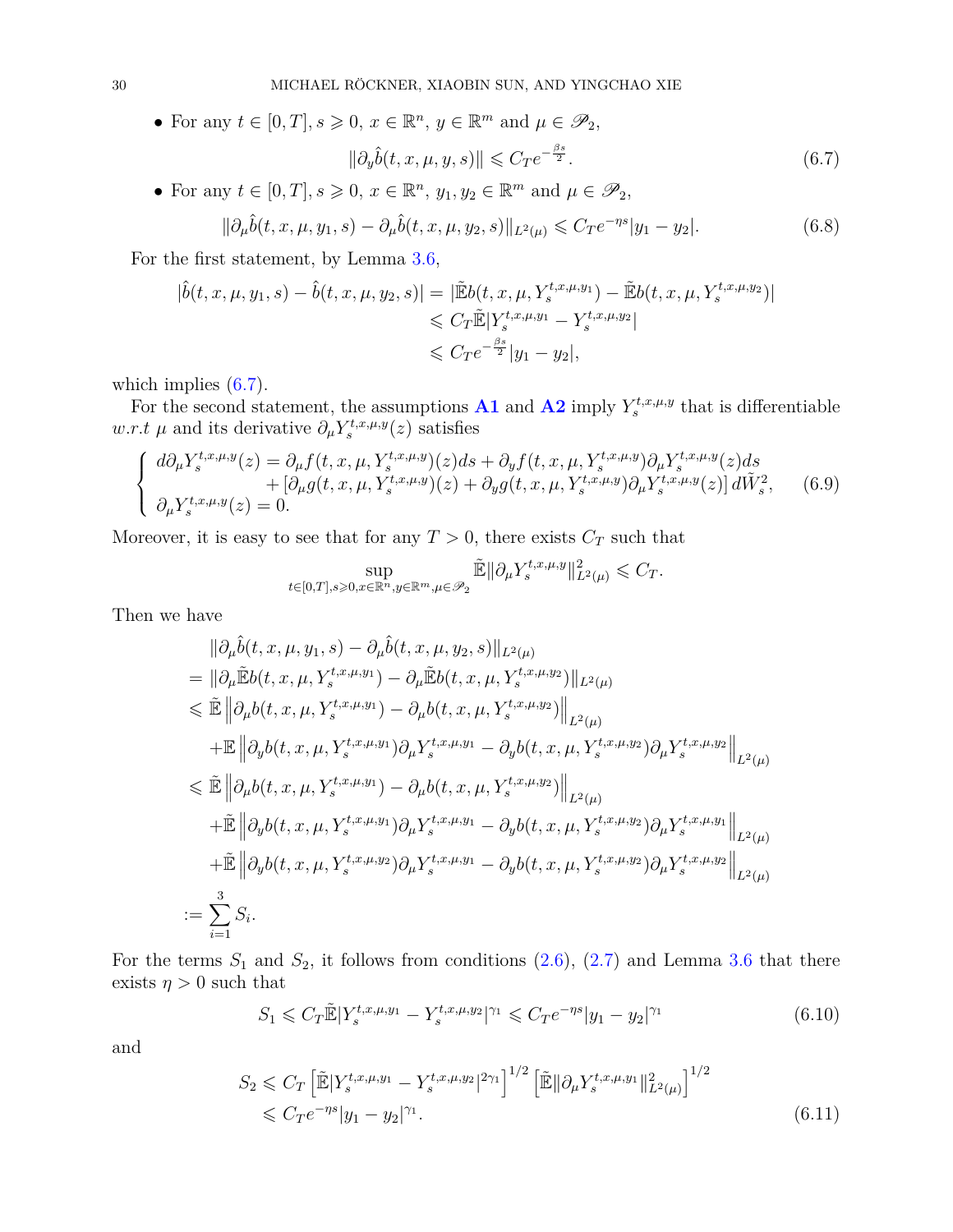- For any $t \in [0,T]$, $s \geqslant 0$, $x \in \mathbb{R}^n$, $y \in \mathbb{R}^m$ and $\mu \in \mathscr{P}_2$,

$$
\|\partial_y \hat{b}(t,x,\mu,y,s)\| \leqslant C_T e^{-\frac{\beta s}{2}}. \tag{6.7}
$$

- For any $t \in [0,T]$, $s \geqslant 0$, $x \in \mathbb{R}^n$, $y_1, y_2 \in \mathbb{R}^m$ and $\mu \in \mathscr{P}_2$,

$$
\|\partial_\mu \hat{b}(t,x,\mu,y_1,s) - \partial_\mu \hat{b}(t,x,\mu,y_2,s)\|_{L^2(\mu)} \leqslant C_T e^{-\eta s}|y_1 - y_2|. \tag{6.8}
$$

For the first statement, by Lemma 3.6,

$$
\begin{aligned}
|\hat{b}(t,x,\mu,y_1,s) - \hat{b}(t,x,\mu,y_2,s)| &= |\tilde{\mathbb{E}} b(t,x,\mu,Y_s^{t,x,\mu,y_1}) - \tilde{\mathbb{E}} b(t,x,\mu,Y_s^{t,x,\mu,y_2})| \\
&\leqslant C_T \tilde{\mathbb{E}} |Y_s^{t,x,\mu,y_1} - Y_s^{t,x,\mu,y_2}| \\
&\leqslant C_T e^{-\frac{\beta s}{2}} |y_1 - y_2|,
\end{aligned}
$$

which implies (6.7).

For the second statement, the assumptions **A1** and **A2** imply $Y_s^{t,x,\mu,y}$ that is differentiable *w.r.t* $\mu$ and its derivative $\partial_\mu Y_s^{t,x,\mu,y}(z)$ satisfies

$$
\left\{
\begin{aligned}
& d\partial_\mu Y_s^{t,x,\mu,y}(z) = \partial_\mu f(t,x,\mu,Y_s^{t,x,\mu,y})(z) ds + \partial_y f(t,x,\mu,Y_s^{t,x,\mu,y}) \partial_\mu Y_s^{t,x,\mu,y}(z) ds \\
& \qquad\qquad + [\partial_\mu g(t,x,\mu,Y_s^{t,x,\mu,y})(z) + \partial_y g(t,x,\mu,Y_s^{t,x,\mu,y}) \partial_\mu Y_s^{t,x,\mu,y}(z)] \, d\tilde{W}_s^2, \\
& \partial_\mu Y_s^{t,x,\mu,y}(z) = 0.
\end{aligned}
\right. \tag{6.9}
$$

Moreover, it is easy to see that for any $T > 0$, there exists $C_T$ such that

$$
\sup_{t\in[0,T], s\geqslant 0, x\in\mathbb{R}^n, y\in\mathbb{R}^m, \mu\in\mathscr{P}_2} \tilde{\mathbb{E}} \|\partial_\mu Y_s^{t,x,\mu,y}\|^2_{L^2(\mu)} \leqslant C_T.
$$

Then we have

$$
\begin{aligned}
& \|\partial_\mu \hat{b}(t,x,\mu,y_1,s) - \partial_\mu \hat{b}(t,x,\mu,y_2,s)\|_{L^2(\mu)} \\
= & \|\partial_\mu \tilde{\mathbb{E}} b(t,x,\mu,Y_s^{t,x,\mu,y_1}) - \partial_\mu \tilde{\mathbb{E}} b(t,x,\mu,Y_s^{t,x,\mu,y_2})\|_{L^2(\mu)} \\
\leqslant & \tilde{\mathbb{E}} \left\| \partial_\mu b(t,x,\mu,Y_s^{t,x,\mu,y_1}) - \partial_\mu b(t,x,\mu,Y_s^{t,x,\mu,y_2}) \right\|_{L^2(\mu)} \\
& + \mathbb{E} \left\| \partial_y b(t,x,\mu,Y_s^{t,x,\mu,y_1}) \partial_\mu Y_s^{t,x,\mu,y_1} - \partial_y b(t,x,\mu,Y_s^{t,x,\mu,y_2}) \partial_\mu Y_s^{t,x,\mu,y_2} \right\|_{L^2(\mu)} \\
\leqslant & \tilde{\mathbb{E}} \left\| \partial_\mu b(t,x,\mu,Y_s^{t,x,\mu,y_1}) - \partial_\mu b(t,x,\mu,Y_s^{t,x,\mu,y_2}) \right\|_{L^2(\mu)} \\
& + \tilde{\mathbb{E}} \left\| \partial_y b(t,x,\mu,Y_s^{t,x,\mu,y_1}) \partial_\mu Y_s^{t,x,\mu,y_1} - \partial_y b(t,x,\mu,Y_s^{t,x,\mu,y_2}) \partial_\mu Y_s^{t,x,\mu,y_1} \right\|_{L^2(\mu)} \\
& + \tilde{\mathbb{E}} \left\| \partial_y b(t,x,\mu,Y_s^{t,x,\mu,y_2}) \partial_\mu Y_s^{t,x,\mu,y_1} - \partial_y b(t,x,\mu,Y_s^{t,x,\mu,y_2}) \partial_\mu Y_s^{t,x,\mu,y_2} \right\|_{L^2(\mu)} \\
:= & \sum_{i=1}^{3} S_i.
\end{aligned}
$$

For the terms $S_1$ and $S_2$, it follows from conditions (2.6), (2.7) and Lemma 3.6 that there exists $\eta > 0$ such that

$$
S_1 \leqslant C_T \tilde{\mathbb{E}} |Y_s^{t,x,\mu,y_1} - Y_s^{t,x,\mu,y_2}|^{\gamma_1} \leqslant C_T e^{-\eta s} |y_1 - y_2|^{\gamma_1} \tag{6.10}
$$

and

$$
\begin{aligned}
S_2 &\leqslant C_T \left[ \tilde{\mathbb{E}} |Y_s^{t,x,\mu,y_1} - Y_s^{t,x,\mu,y_2}|^{2\gamma_1} \right]^{1/2} \left[ \tilde{\mathbb{E}} \|\partial_\mu Y_s^{t,x,\mu,y_1}\|^2_{L^2(\mu)} \right]^{1/2} \\
&\leqslant C_T e^{-\eta s} |y_1 - y_2|^{\gamma_1}.
\end{aligned} \tag{6.11}
$$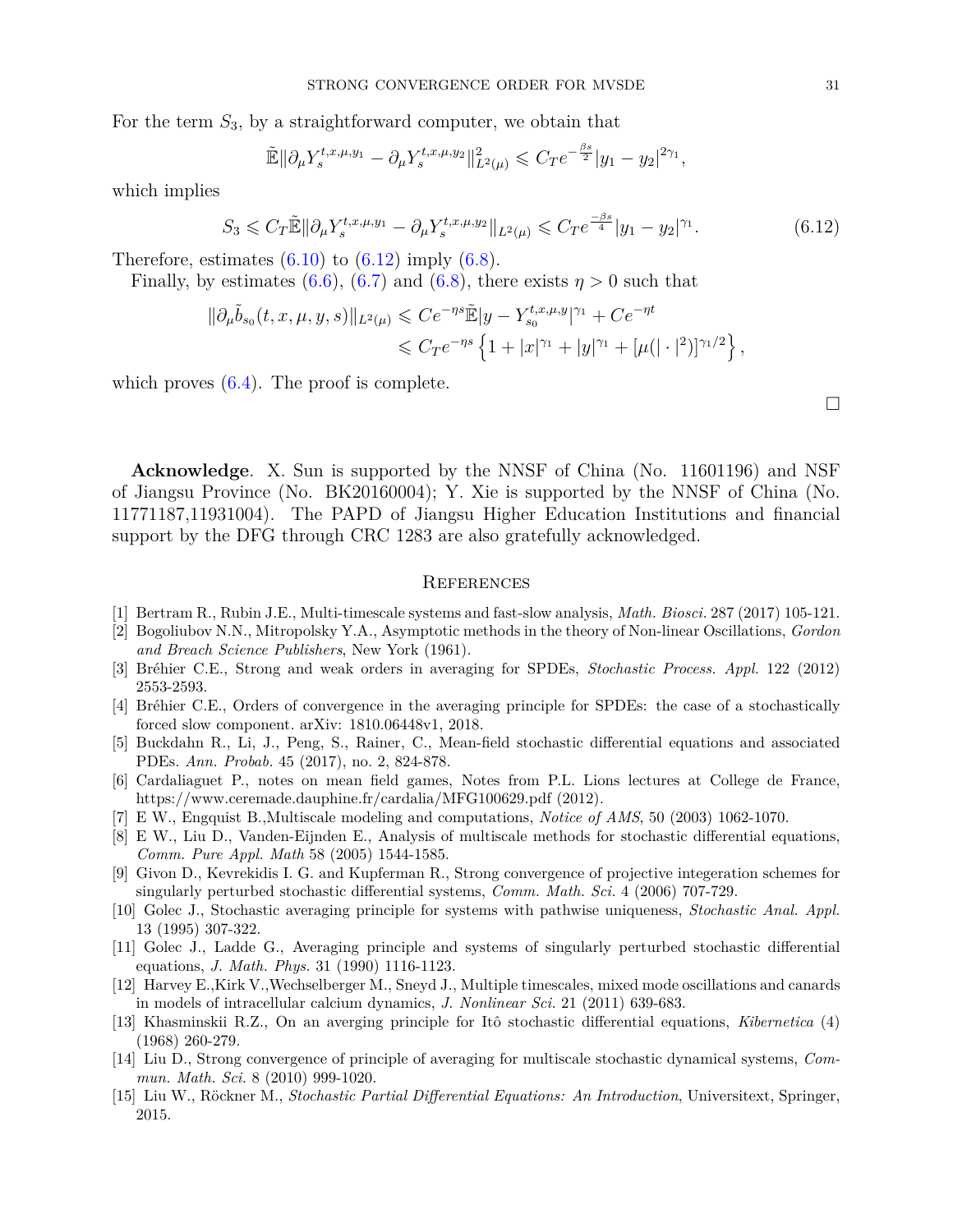For the term $S_3$, by a straightforward computer, we obtain that

$$\tilde{\mathbb{E}}\|\partial_\mu Y_s^{t,x,\mu,y_1} - \partial_\mu Y_s^{t,x,\mu,y_2}\|_{L^2(\mu)}^2 \leqslant C_T e^{-\frac{\beta s}{2}} |y_1 - y_2|^{2\gamma_1},$$

which implies

$$S_3 \leqslant C_T \tilde{\mathbb{E}}\|\partial_\mu Y_s^{t,x,\mu,y_1} - \partial_\mu Y_s^{t,x,\mu,y_2}\|_{L^2(\mu)} \leqslant C_T e^{\frac{-\beta s}{4}} |y_1 - y_2|^{\gamma_1}. \tag{6.12}$$

Therefore, estimates (6.10) to (6.12) imply (6.8).

Finally, by estimates (6.6), (6.7) and (6.8), there exists $\eta > 0$ such that

$$\begin{aligned}
\|\partial_\mu \tilde{b}_{s_0}(t, x, \mu, y, s)\|_{L^2(\mu)} &\leqslant C e^{-\eta s} \tilde{\mathbb{E}}|y - Y_{s_0}^{t,x,\mu,y}|^{\gamma_1} + C e^{-\eta t} \\
&\leqslant C_T e^{-\eta s} \left\{1 + |x|^{\gamma_1} + |y|^{\gamma_1} + [\mu(|\cdot|^2)]^{\gamma_1/2}\right\},
\end{aligned}$$

which proves (6.4). The proof is complete.

□

**Acknowledge**. X. Sun is supported by the NNSF of China (No. 11601196) and NSF of Jiangsu Province (No. BK20160004); Y. Xie is supported by the NNSF of China (No. 11771187,11931004). The PAPD of Jiangsu Higher Education Institutions and financial support by the DFG through CRC 1283 are also gratefully acknowledged.

## References

[1] Bertram R., Rubin J.E., Multi-timescale systems and fast-slow analysis, *Math. Biosci.* 287 (2017) 105-121.

[2] Bogoliubov N.N., Mitropolsky Y.A., Asymptotic methods in the theory of Non-linear Oscillations, *Gordon and Breach Science Publishers*, New York (1961).

[3] Bréhier C.E., Strong and weak orders in averaging for SPDEs, *Stochastic Process. Appl.* 122 (2012) 2553-2593.

[4] Bréhier C.E., Orders of convergence in the averaging principle for SPDEs: the case of a stochastically forced slow component. arXiv: 1810.06448v1, 2018.

[5] Buckdahn R., Li, J., Peng, S., Rainer, C., Mean-field stochastic differential equations and associated PDEs. *Ann. Probab.* 45 (2017), no. 2, 824-878.

[6] Cardaliaguet P., notes on mean field games, Notes from P.L. Lions lectures at College de France, https://www.ceremade.dauphine.fr/cardalia/MFG100629.pdf (2012).

[7] E W., Engquist B.,Multiscale modeling and computations, *Notice of AMS*, 50 (2003) 1062-1070.

[8] E W., Liu D., Vanden-Eijnden E., Analysis of multiscale methods for stochastic differential equations, *Comm. Pure Appl. Math* 58 (2005) 1544-1585.

[9] Givon D., Kevrekidis I. G. and Kupferman R., Strong convergence of projective integeration schemes for singularly perturbed stochastic differential systems, *Comm. Math. Sci.* 4 (2006) 707-729.

[10] Golec J., Stochastic averaging principle for systems with pathwise uniqueness, *Stochastic Anal. Appl.* 13 (1995) 307-322.

[11] Golec J., Ladde G., Averaging principle and systems of singularly perturbed stochastic differential equations, *J. Math. Phys.* 31 (1990) 1116-1123.

[12] Harvey E.,Kirk V.,Wechselberger M., Sneyd J., Multiple timescales, mixed mode oscillations and canards in models of intracellular calcium dynamics, *J. Nonlinear Sci.* 21 (2011) 639-683.

[13] Khasminskii R.Z., On an averging principle for Itô stochastic differential equations, *Kibernetica* (4) (1968) 260-279.

[14] Liu D., Strong convergence of principle of averaging for multiscale stochastic dynamical systems, *Commun. Math. Sci.* 8 (2010) 999-1020.

[15] Liu W., Röckner M., *Stochastic Partial Differential Equations: An Introduction*, Universitext, Springer, 2015.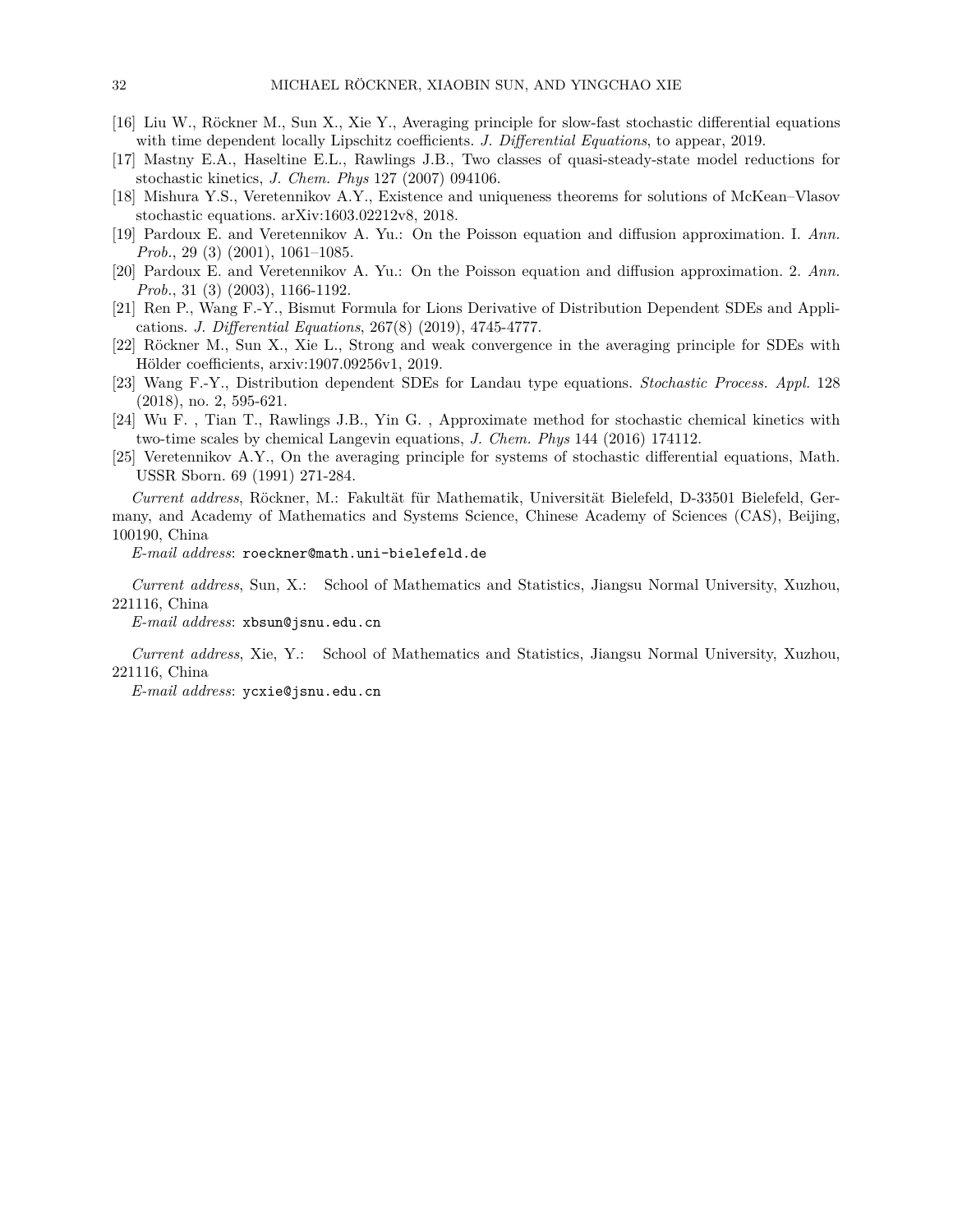[16] Liu W., Röckner M., Sun X., Xie Y., Averaging principle for slow-fast stochastic differential equations with time dependent locally Lipschitz coefficients. *J. Differential Equations*, to appear, 2019.

[17] Mastny E.A., Haseltine E.L., Rawlings J.B., Two classes of quasi-steady-state model reductions for stochastic kinetics, *J. Chem. Phys* 127 (2007) 094106.

[18] Mishura Y.S., Veretennikov A.Y., Existence and uniqueness theorems for solutions of McKean–Vlasov stochastic equations. arXiv:1603.02212v8, 2018.

[19] Pardoux E. and Veretennikov A. Yu.: On the Poisson equation and diffusion approximation. I. *Ann. Prob.*, 29 (3) (2001), 1061–1085.

[20] Pardoux E. and Veretennikov A. Yu.: On the Poisson equation and diffusion approximation. 2. *Ann. Prob.*, 31 (3) (2003), 1166-1192.

[21] Ren P., Wang F.-Y., Bismut Formula for Lions Derivative of Distribution Dependent SDEs and Applications. *J. Differential Equations*, 267(8) (2019), 4745-4777.

[22] Röckner M., Sun X., Xie L., Strong and weak convergence in the averaging principle for SDEs with Hölder coefficients, arxiv:1907.09256v1, 2019.

[23] Wang F.-Y., Distribution dependent SDEs for Landau type equations. *Stochastic Process. Appl.* 128 (2018), no. 2, 595-621.

[24] Wu F. , Tian T., Rawlings J.B., Yin G. , Approximate method for stochastic chemical kinetics with two-time scales by chemical Langevin equations, *J. Chem. Phys* 144 (2016) 174112.

[25] Veretennikov A.Y., On the averaging principle for systems of stochastic differential equations, Math. USSR Sborn. 69 (1991) 271-284.

*Current address*, Röckner, M.: Fakultät für Mathematik, Universität Bielefeld, D-33501 Bielefeld, Germany, and Academy of Mathematics and Systems Science, Chinese Academy of Sciences (CAS), Beijing, 100190, China

*E-mail address*: roeckner@math.uni-bielefeld.de

*Current address*, Sun, X.: School of Mathematics and Statistics, Jiangsu Normal University, Xuzhou, 221116, China

*E-mail address*: xbsun@jsnu.edu.cn

*Current address*, Xie, Y.: School of Mathematics and Statistics, Jiangsu Normal University, Xuzhou, 221116, China

*E-mail address*: ycxie@jsnu.edu.cn